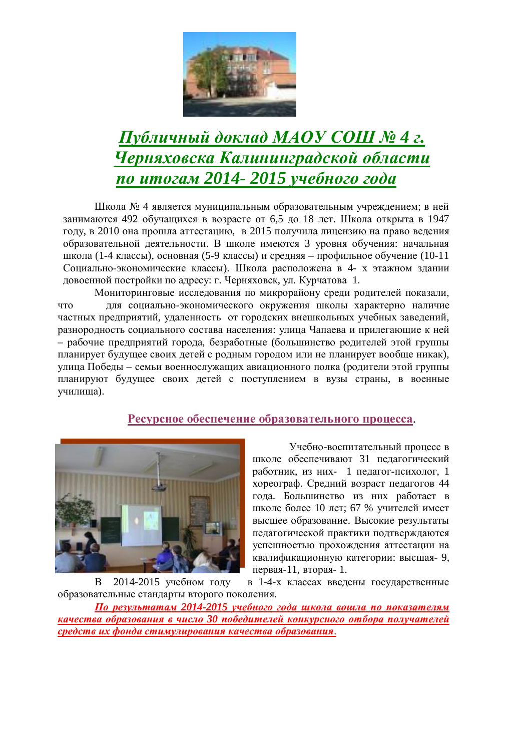# *Публичный доклад МАОУ СОШ № 4 г. Черняховска Калининградской области по итогам 2014- 2015 учебного года*

Школа № 4 является муниципальным образовательным учреждением; в ней занимаются 492 обучащихся в возрасте от 6,5 до 18 лет. Школа открыта в 1947 году, в 2010 она прошла аттестацию, в 2015 получила лицензию на право ведения образовательной деятельности. В школе имеются 3 уровня обучения: начальная школа (1-4 классы), основная (5-9 классы) и средняя – профильное обучение (10-11 Социально-экономические классы). Школа расположена в 4- х этажном здании довоенной постройки по адресу: г. Черняховск, ул. Курчатова 1.

Мониторинговые исследования по микрорайону среди родителей показали, что для социально-экономического окружения школы характерно наличие частных предприятий, удаленность от городских внешкольных учебных заведений, разнородность социального состава населения: улица Чапаева и прилегающие к ней – рабочие предприятий города, безработные (большинство родителей этой группы планирует будущее своих детей с родным городом или не планирует вообще никак), улица Победы – семьи военнослужащих авиационного полка (родители этой группы планируют будущее своих детей с поступлением в вузы страны, в военные училища).

## Ресурсное обеспечение образовательного процесса.

Учебно-воспитательный процесс в школе обеспечивают 31 педагогический работник, из них- 1 педагог-психолог, 1 хореограф. Средний возраст педагогов 44 года. Большинство из них работает в школе более 10 лет; 67 % учителей имеет высшее образование. Высокие результаты педагогической практики подтверждаются успешностью прохождения аттестации на квалификационную категории: высшая- 9, первая-11, вторая- 1.

В 2014-2015 учебном году в 1-4-х классах введены государственные образовательные стандарты второго поколения.

***По результатам 2014-2015 учебного года школа вошла по показателям качества образования в число 30 победителей конкурсного отбора получателей средств их фонда стимулирования качества образования.***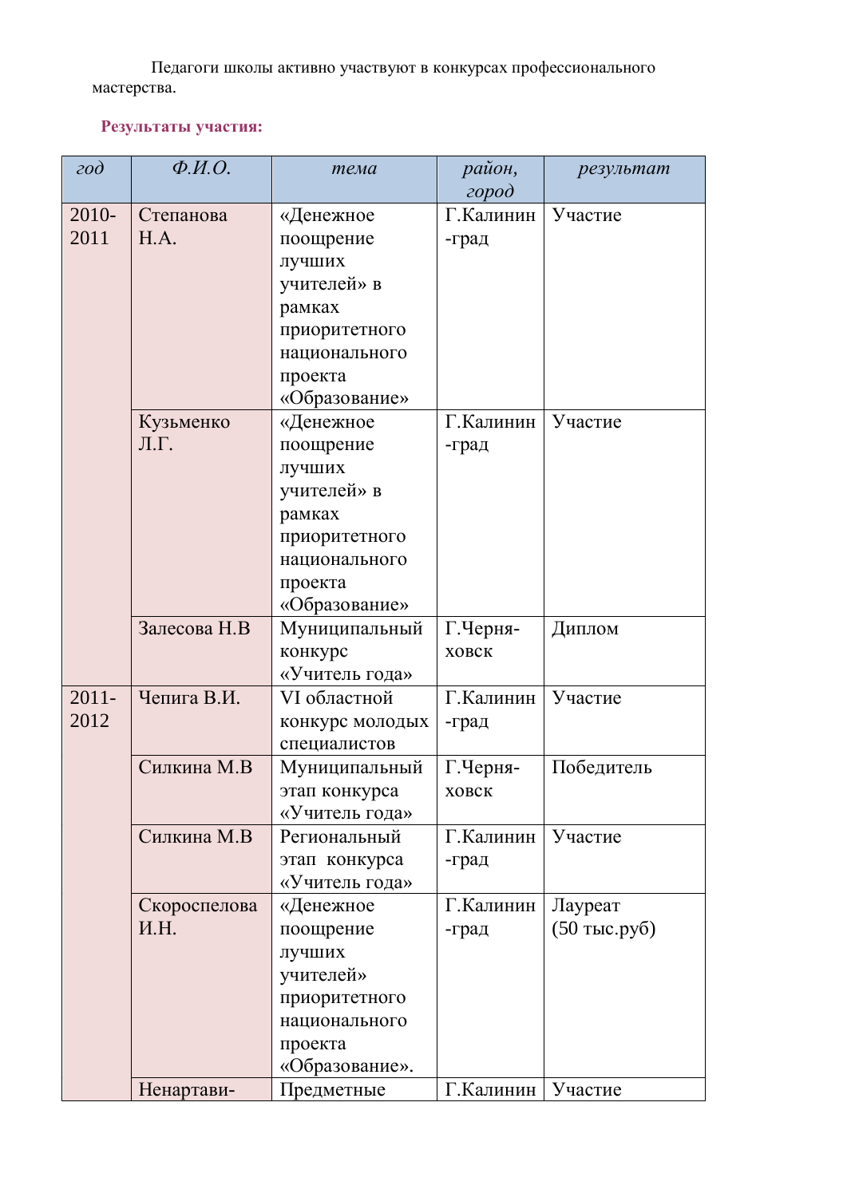Педагоги школы активно участвуют в конкурсах профессионального мастерства.

**Результаты участия:**

| *год* | *Ф.И.О.* | *тема* | *район, город* | *результат* |
|---|---|---|---|---|
| 2010-2011 | Степанова Н.А. | «Денежное поощрение лучших учителей» в рамках приоритетного национального проекта «Образование» | Г.Калинин-град | Участие |
| | Кузьменко Л.Г. | «Денежное поощрение лучших учителей» в рамках приоритетного национального проекта «Образование» | Г.Калинин-град | Участие |
| | Залесова Н.В | Муниципальный конкурс «Учитель года» | Г.Черня-ховск | Диплом |
| 2011-2012 | Чепига В.И. | VI областной конкурс молодых специалистов | Г.Калинин-град | Участие |
| | Силкина М.В | Муниципальный этап конкурса «Учитель года» | Г.Черня-ховск | Победитель |
| | Силкина М.В | Региональный этап конкурса «Учитель года» | Г.Калинин-град | Участие |
| | Скороспелова И.Н. | «Денежное поощрение лучших учителей» приоритетного национального проекта «Образование». | Г.Калинин-град | Лауреат (50 тыс.руб) |
| | Ненартави- | Предметные | Г.Калинин | Участие |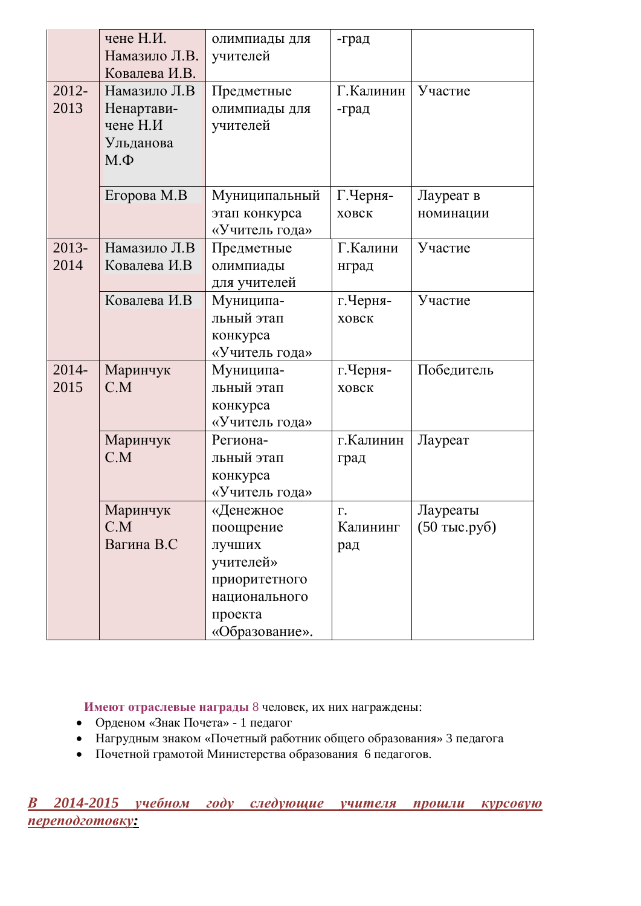| | | | | |
|---|---|---|---|---|
| | чене Н.И. Намазило Л.В. Ковалева И.В. | олимпиады для учителей | -град | |
| 2012-2013 | Намазило Л.В Ненартавичене Н.И Ульданова М.Ф | Предметные олимпиады для учителей | Г.Калининград | Участие |
| | Егорова М.В | Муниципальный этап конкурса «Учитель года» | Г.Черняховск | Лауреат в номинации |
| 2013-2014 | Намазило Л.В Ковалева И.В | Предметные олимпиады для учителей | Г.Калининград | Участие |
| | Ковалева И.В | Муниципальный этап конкурса «Учитель года» | г.Черняховск | Участие |
| 2014-2015 | Маринчук С.М | Муниципальный этап конкурса «Учитель года» | г.Черняховск | Победитель |
| | Маринчук С.М | Региональный этап конкурса «Учитель года» | г.Калининград | Лауреат |
| | Маринчук С.М Вагина В.С | «Денежное поощрение лучших учителей» приоритетного национального проекта «Образование». | г. Калининград | Лауреаты (50 тыс.руб) |

**Имеют отраслевые награды** 8 человек, их них награждены:

- Орденом «Знак Почета» - 1 педагог
- Нагрудным знаком «Почетный работник общего образования» 3 педагога
- Почетной грамотой Министерства образования 6 педагогов.

***В 2014-2015 учебном году следующие учителя прошли курсовую переподготовку:***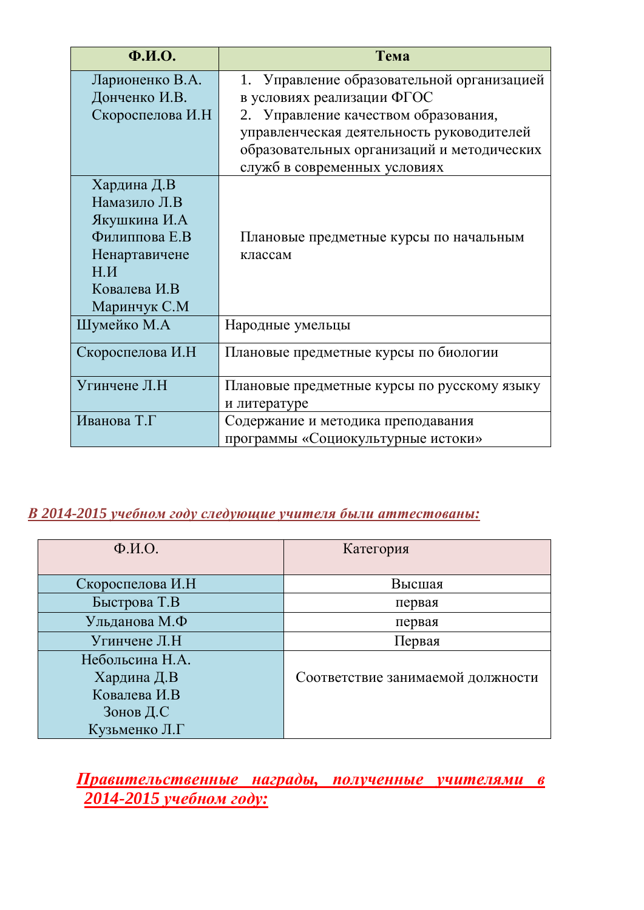| Ф.И.О. | Тема |
|---|---|
| Ларионенко В.А.<br>Донченко И.В.<br>Скороспелова И.Н | 1. Управление образовательной организацией в условиях реализации ФГОС<br>2. Управление качеством образования, управленческая деятельность руководителей образовательных организаций и методических служб в современных условиях |
| Хардина Д.В<br>Намазило Л.В<br>Якушкина И.А<br>Филиппова Е.В<br>Ненартавичене Н.И<br>Ковалева И.В<br>Маринчук С.М | Плановые предметные курсы по начальным классам |
| Шумейко М.А | Народные умельцы |
| Скороспелова И.Н | Плановые предметные курсы по биологии |
| Угинчене Л.Н | Плановые предметные курсы по русскому языку и литературе |
| Иванова Т.Г | Содержание и методика преподавания программы «Социокультурные истоки» |

***В 2014-2015 учебном году следующие учителя были аттестованы:***

| Ф.И.О. | Категория |
|---|---|
| Скороспелова И.Н | Высшая |
| Быстрова Т.В | первая |
| Ульданова М.Ф | первая |
| Угинчене Л.Н | Первая |
| Небольсина Н.А.<br>Хардина Д.В<br>Ковалева И.В<br>Зонов Д.С<br>Кузьменко Л.Г | Соответствие занимаемой должности |

***Правительственные награды, полученные учителями в 2014-2015 учебном году:***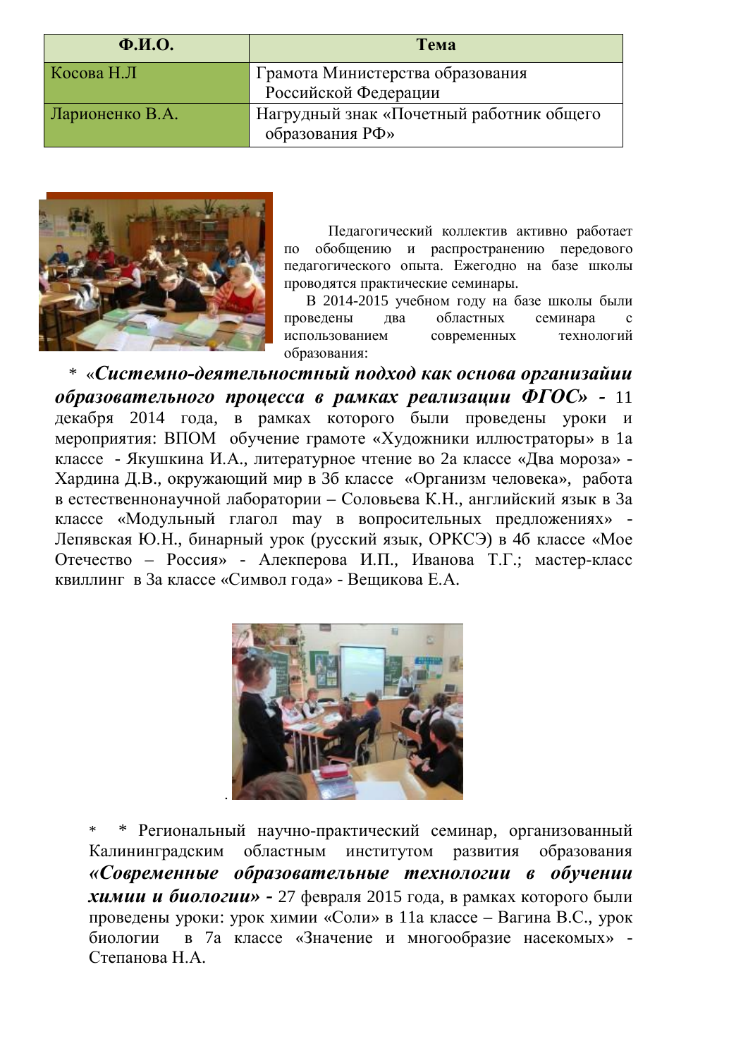| Ф.И.О. | Тема |
|---|---|
| Косова Н.Л | Грамота Министерства образования Российской Федерации |
| Ларионенко В.А. | Нагрудный знак «Почетный работник общего образования РФ» |

Педагогический коллектив активно работает по обобщению и распространению передового педагогического опыта. Ежегодно на базе школы проводятся практические семинары.

В 2014-2015 учебном году на базе школы были проведены два областных семинара с использованием современных технологий образования:

* «***Системно-деятельностный подход как основа организайии образовательного процесса в рамках реализации ФГОС»*** - 11 декабря 2014 года, в рамках которого были проведены уроки и мероприятия: ВПОМ обучение грамоте «Художники иллюстраторы» в 1а классе - Якушкина И.А., литературное чтение во 2а классе «Два мороза» - Хардина Д.В., окружающий мир в 3б классе «Организм человека», работа в естественнонаучной лаборатории – Соловьева К.Н., английский язык в 3а классе «Модульный глагол may в вопросительных предложениях» - Лепявская Ю.Н., бинарный урок (русский язык, ОРКСЭ) в 4б классе «Мое Отечество – Россия» - Алекперова И.П., Иванова Т.Г.; мастер-класс квиллинг в 3а классе «Символ года» - Вещикова Е.А.

* * Региональный научно-практический семинар, организованный Калининградским областным институтом развития образования ***«Современные образовательные технологии в обучении химии и биологии»*** - 27 февраля 2015 года, в рамках которого были проведены уроки: урок химии «Соли» в 11а классе – Вагина В.С., урок биологии в 7а классе «Значение и многообразие насекомых» - Степанова Н.А.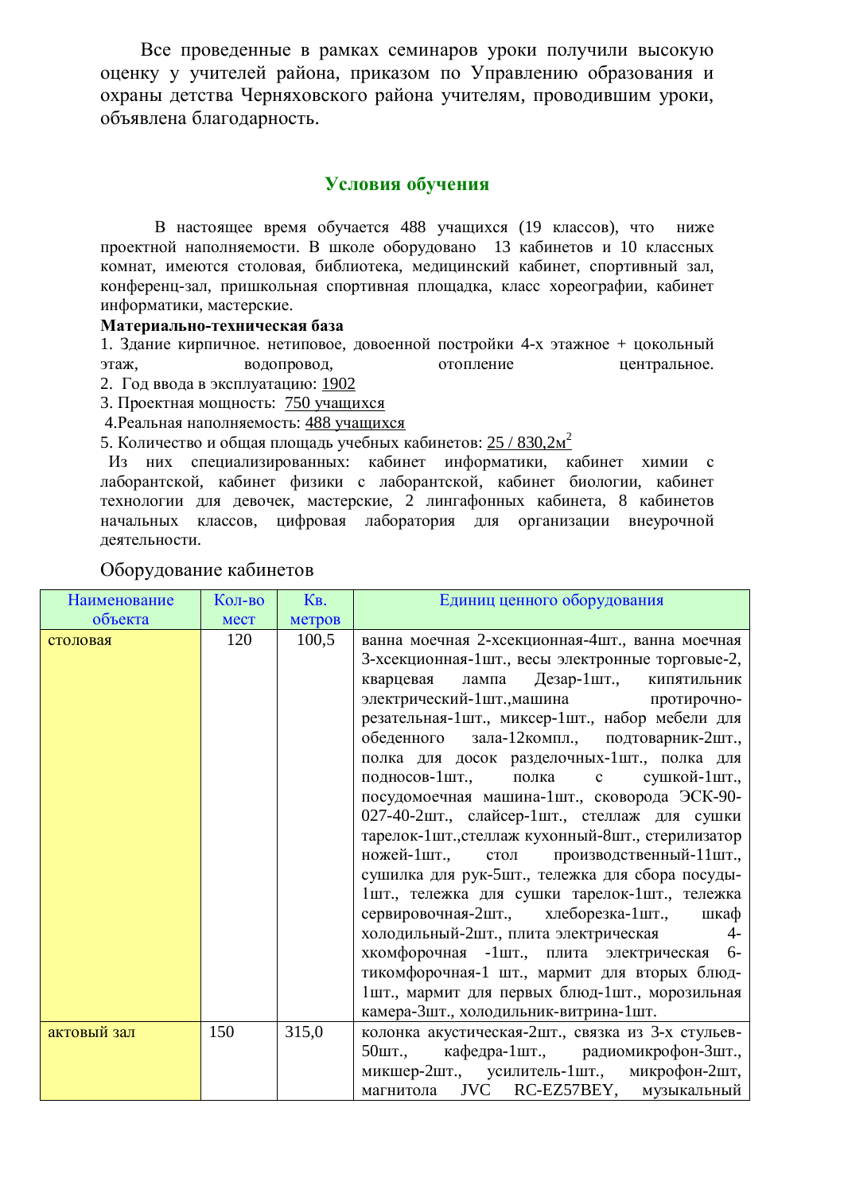Все проведенные в рамках семинаров уроки получили высокую оценку у учителей района, приказом по Управлению образования и охраны детства Черняховского района учителям, проводившим уроки, объявлена благодарность.

## Условия обучения

В настоящее время обучается 488 учащихся (19 классов), что ниже проектной наполняемости. В школе оборудовано 13 кабинетов и 10 классных комнат, имеются столовая, библиотека, медицинский кабинет, спортивный зал, конференц-зал, пришкольная спортивная площадка, класс хореографии, кабинет информатики, мастерские.

**Материально-техническая база**

1. Здание кирпичное. нетиповое, довоенной постройки 4-х этажное + цокольный этаж, водопровод, отопление центральное.
2. Год ввода в эксплуатацию: 1902
3. Проектная мощность: 750 учащихся
4. Реальная наполняемость: 488 учащихся
5. Количество и общая площадь учебных кабинетов: 25 / 830,2м$^2$

Из них специализированных: кабинет информатики, кабинет химии с лаборантской, кабинет физики с лаборантской, кабинет биологии, кабинет технологии для девочек, мастерские, 2 лингафонных кабинета, 8 кабинетов начальных классов, цифровая лаборатория для организации внеурочной деятельности.

Оборудование кабинетов

| Наименование объекта | Кол-во мест | Кв. метров | Единиц ценного оборудования |
|---|---|---|---|
| столовая | 120 | 100,5 | ванна моечная 2-хсекционная-4шт., ванна моечная 3-хсекционная-1шт., весы электронные торговые-2, кварцевая лампа Дезар-1шт., кипятильник электрический-1шт.,машина протирочно-резательная-1шт., миксер-1шт., набор мебели для обеденного зала-12компл., подтоварник-2шт., полка для досок разделочных-1шт., полка для подносов-1шт., полка с сушкой-1шт., посудомоечная машина-1шт., сковорода ЭСК-90-027-40-2шт., слайсер-1шт., стеллаж для сушки тарелок-1шт.,стеллаж кухонный-8шт., стерилизатор ножей-1шт., стол производственный-11шт., сушилка для рук-5шт., тележка для сбора посуды-1шт., тележка для сушки тарелок-1шт., тележка сервировочная-2шт., хлеборезка-1шт., шкаф холодильный-2шт., плита электрическая 4-хкомфорочная -1шт., плита электрическая 6-тикомфорочная-1 шт., мармит для вторых блюд-1шт., мармит для первых блюд-1шт., морозильная камера-3шт., холодильник-витрина-1шт. |
| актовый зал | 150 | 315,0 | колонка акустическая-2шт., связка из 3-х стульев-50шт., кафедра-1шт., радиомикрофон-3шт., микшер-2шт., усилитель-1шт., микрофон-2шт, магнитола JVC RC-EZ57BEY, музыкальный |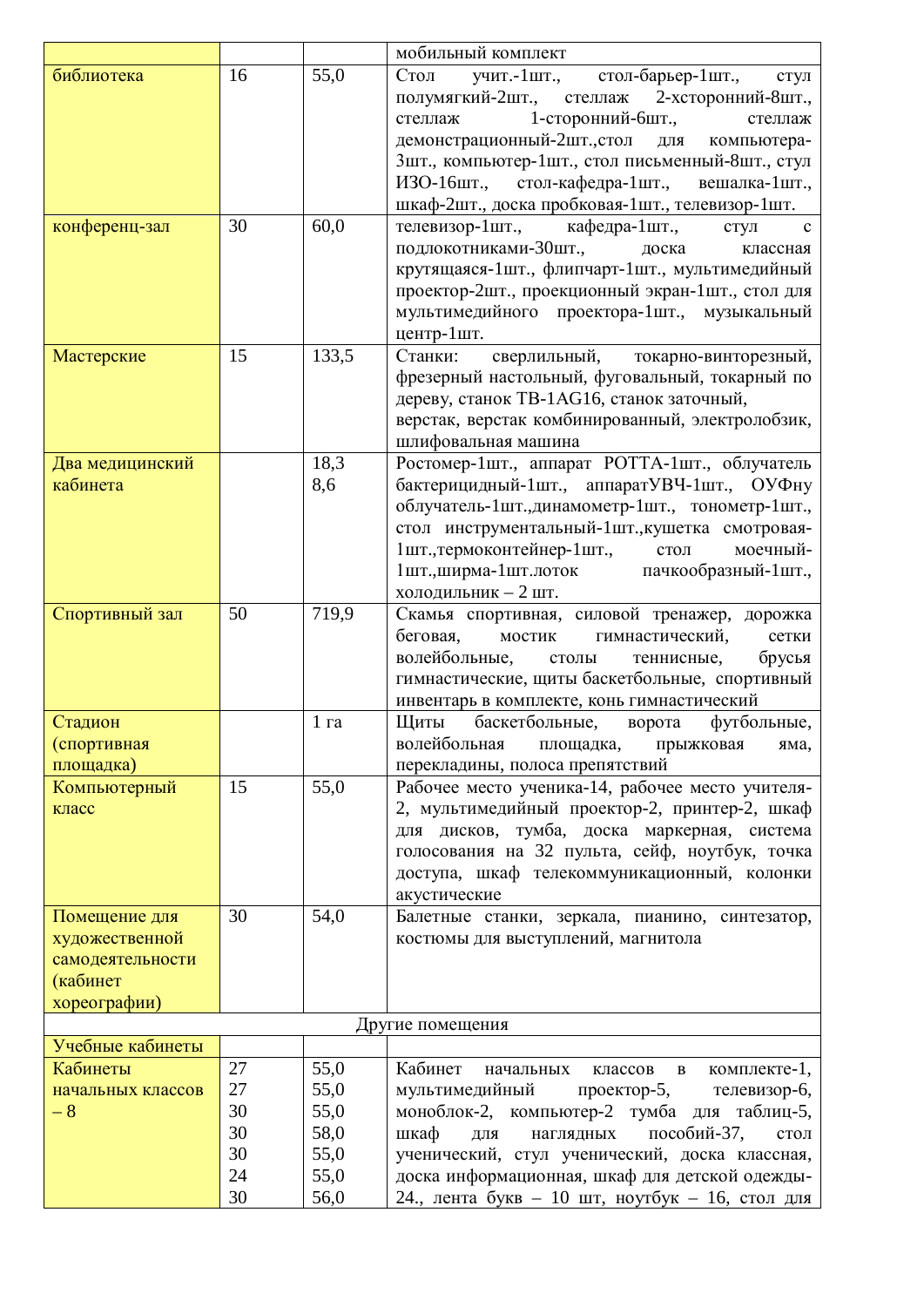| | | | мобильный комплект |
|---|---|---|---|
| библиотека | 16 | 55,0 | Стол учит.-1шт., стол-барьер-1шт., стул полумягкий-2шт., стеллаж 2-хсторонний-8шт., стеллаж 1-сторонний-6шт., стеллаж демонстрационный-2шт.,стол для компьютера-3шт., компьютер-1шт., стол письменный-8шт., стул ИЗО-16шт., стол-кафедра-1шт., вешалка-1шт., шкаф-2шт., доска пробковая-1шт., телевизор-1шт. |
| конференц-зал | 30 | 60,0 | телевизор-1шт., кафедра-1шт., стул с подлокотниками-30шт., доска классная крутящаяся-1шт., флипчарт-1шт., мультимедийный проектор-2шт., проекционный экран-1шт., стол для мультимедийного проектора-1шт., музыкальный центр-1шт. |
| Мастерские | 15 | 133,5 | Станки: сверлильный, токарно-винторезный, фрезерный настольный, фуговальный, токарный по дереву, станок ТВ-1AG16, станок заточный, верстак, верстак комбинированный, электролобзик, шлифовальная машина |
| Два медицинский кабинета | | 18,3<br>8,6 | Ростомер-1шт., аппарат РОТТА-1шт., облучатель бактерицидный-1шт., аппаратУВЧ-1шт., ОУФну облучатель-1шт.,динамометр-1шт., тонометр-1шт., стол инструментальный-1шт.,кушетка смотровая-1шт.,термоконтейнер-1шт., стол моечный-1шт.,ширма-1шт.лоток пачкообразный-1шт., холодильник – 2 шт. |
| Спортивный зал | 50 | 719,9 | Скамья спортивная, силовой тренажер, дорожка беговая, мостик гимнастический, сетки волейбольные, столы теннисные, брусья гимнастические, щиты баскетбольные, спортивный инвентарь в комплекте, конь гимнастический |
| Стадион (спортивная площадка) | | 1 га | Щиты баскетбольные, ворота футбольные, волейбольная площадка, прыжковая яма, перекладины, полоса препятствий |
| Компьютерный класс | 15 | 55,0 | Рабочее место ученика-14, рабочее место учителя-2, мультимедийный проектор-2, принтер-2, шкаф для дисков, тумба, доска маркерная, система голосования на 32 пульта, сейф, ноутбук, точка доступа, шкаф телекоммуникационный, колонки акустические |
| Помещение для художественной самодеятельности (кабинет хореографии) | 30 | 54,0 | Балетные станки, зеркала, пианино, синтезатор, костюмы для выступлений, магнитола |
| Другие помещения | | | |
| Учебные кабинеты | | | |
| Кабинеты начальных классов – 8 | 27<br>27<br>30<br>30<br>30<br>24<br>30 | 55,0<br>55,0<br>55,0<br>58,0<br>55,0<br>55,0<br>56,0 | Кабинет начальных классов в комплекте-1, мультимедийный проектор-5, телевизор-6, моноблок-2, компьютер-2 тумба для таблиц-5, шкаф для наглядных пособий-37, стол ученический, стул ученический, доска классная, доска информационная, шкаф для детской одежды-24., лента букв – 10 шт, ноутбук – 16, стол для |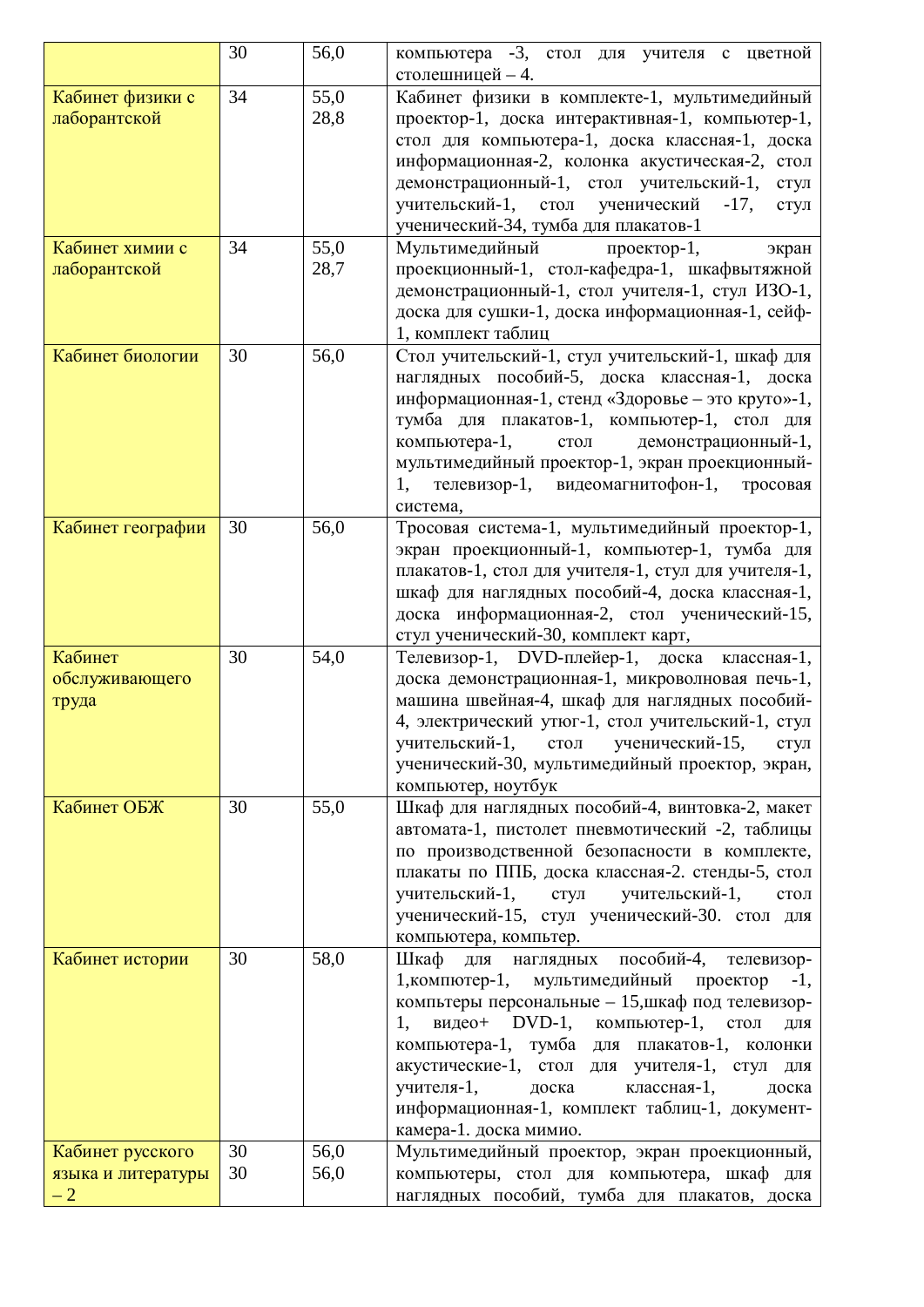| | 30 | 56,0 | компьютера -3, стол для учителя с цветной столешницей – 4. |
|---|---|---|---|
| Кабинет физики с лаборантской | 34 | 55,0<br>28,8 | Кабинет физики в комплекте-1, мультимедийный проектор-1, доска интерактивная-1, компьютер-1, стол для компьютера-1, доска классная-1, доска информационная-2, колонка акустическая-2, стол демонстрационный-1, стол учительский-1, стул учительский-1, стол ученический -17, стул ученический-34, тумба для плакатов-1 |
| Кабинет химии с лаборантской | 34 | 55,0<br>28,7 | Мультимедийный проектор-1, экран проекционный-1, стол-кафедра-1, шкафвытяжной демонстрационный-1, стол учителя-1, стул ИЗО-1, доска для сушки-1, доска информационная-1, сейф-1, комплект таблиц |
| Кабинет биологии | 30 | 56,0 | Стол учительский-1, стул учительский-1, шкаф для наглядных пособий-5, доска классная-1, доска информационная-1, стенд «Здоровье – это круто»-1, тумба для плакатов-1, компьютер-1, стол для компьютера-1, стол демонстрационный-1, мультимедийный проектор-1, экран проекционный-1, телевизор-1, видеомагнитофон-1, тросовая система, |
| Кабинет географии | 30 | 56,0 | Тросовая система-1, мультимедийный проектор-1, экран проекционный-1, компьютер-1, тумба для плакатов-1, стол для учителя-1, стул для учителя-1, шкаф для наглядных пособий-4, доска классная-1, доска информационная-2, стол ученический-15, стул ученический-30, комплект карт, |
| Кабинет обслуживающего труда | 30 | 54,0 | Телевизор-1, DVD-плейер-1, доска классная-1, доска демонстрационная-1, микроволновая печь-1, машина швейная-4, шкаф для наглядных пособий-4, электрический утюг-1, стол учительский-1, стул учительский-1, стол ученический-15, стул ученический-30, мультимедийный проектор, экран, компьютер, ноутбук |
| Кабинет ОБЖ | 30 | 55,0 | Шкаф для наглядных пособий-4, винтовка-2, макет автомата-1, пистолет пневмотический -2, таблицы по производственной безопасности в комплекте, плакаты по ППБ, доска классная-2. стенды-5, стол учительский-1, стул учительский-1, стол ученический-15, стул ученический-30. стол для компьютера, компьтер. |
| Кабинет истории | 30 | 58,0 | Шкаф для наглядных пособий-4, телевизор-1,компютер-1, мультимедийный проектор -1, компьтеры персональные – 15,шкаф под телевизор-1, видео+ DVD-1, компьютер-1, стол для компьютера-1, тумба для плакатов-1, колонки акустические-1, стол для учителя-1, стул для учителя-1, доска классная-1, доска информационная-1, комплект таблиц-1, документ-камера-1. доска мимио. |
| Кабинет русского языка и литературы – 2 | 30<br>30 | 56,0<br>56,0 | Мультимедийный проектор, экран проекционный, компьютеры, стол для компьютера, шкаф для наглядных пособий, тумба для плакатов, доска |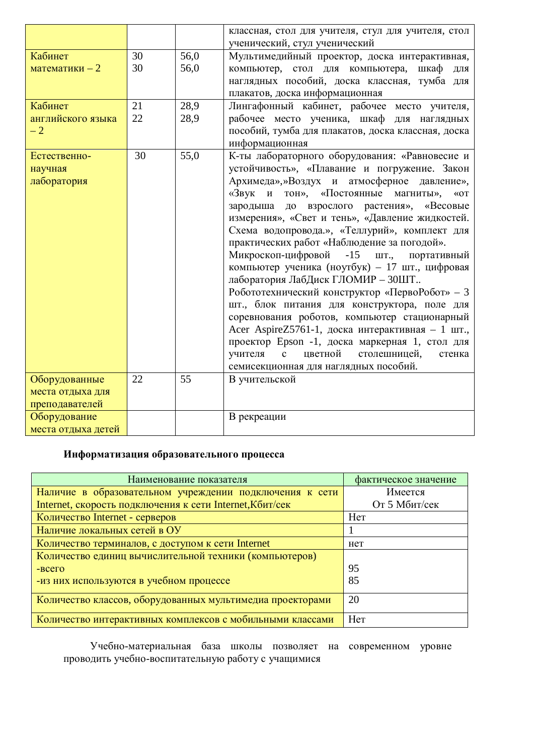| | | | |
|---|---|---|---|
| | | | классная, стол для учителя, стул для учителя, стол ученический, стул ученический |
| Кабинет математики – 2 | 30<br>30 | 56,0<br>56,0 | Мультимедийный проектор, доска интерактивная, компьютер, стол для компьютера, шкаф для наглядных пособий, доска классная, тумба для плакатов, доска информационная |
| Кабинет английского языка – 2 | 21<br>22 | 28,9<br>28,9 | Лингафонный кабинет, рабочее место учителя, рабочее место ученика, шкаф для наглядных пособий, тумба для плакатов, доска классная, доска информационная |
| Естественно-научная лаборатория | 30 | 55,0 | К-ты лабораторного оборудования: «Равновесие и устойчивость», «Плавание и погружение. Закон Архимеда»,»Воздух и атмосферное давление», «Звук и тон», «Постоянные магниты», «от зародыша до взрослого растения», «Весовые измерения», «Свет и тень», «Давление жидкостей. Схема водопровода.», «Теллурий», комплект для практических работ «Наблюдение за погодой».<br>Микроскоп-цифровой -15 шт., портативный компьютер ученика (ноутбук) – 17 шт., цифровая лаборатория ЛабДиск ГЛОМИР – 30ШТ..<br>Робототехнический конструктор «ПервоРобот» – 3 шт., блок питания для конструктора, поле для соревнования роботов, компьютер стационарный Acer AspireZ5761-1, доска интерактивная – 1 шт., проектор Epson -1, доска маркерная 1, стол для учителя с цветной столешницей, стенка семисекционная для наглядных пособий. |
| Оборудованные места отдыха для преподавателей | 22 | 55 | В учительской |
| Оборудование места отдыха детей | | | В рекреации |

**Информатизация образовательного процесса**

| Наименование показателя | фактическое значение |
|---|---|
| Наличие в образовательном учреждении подключения к сети Internet, скорость подключения к сети Internet,Кбит/сек | Имеется<br>От 5 Мбит/сек |
| Количество Internet - серверов | Нет |
| Наличие локальных сетей в ОУ | 1 |
| Количество терминалов, с доступом к сети Internet | нет |
| Количество единиц вычислительной техники (компьютеров)<br>-всего<br>-из них используются в учебном процессе | <br>95<br>85 |
| Количество классов, оборудованных мультимедиа проекторами | 20 |
| Количество интерактивных комплексов с мобильными классами | Нет |

Учебно-материальная база школы позволяет на современном уровне проводить учебно-воспитательную работу с учащимися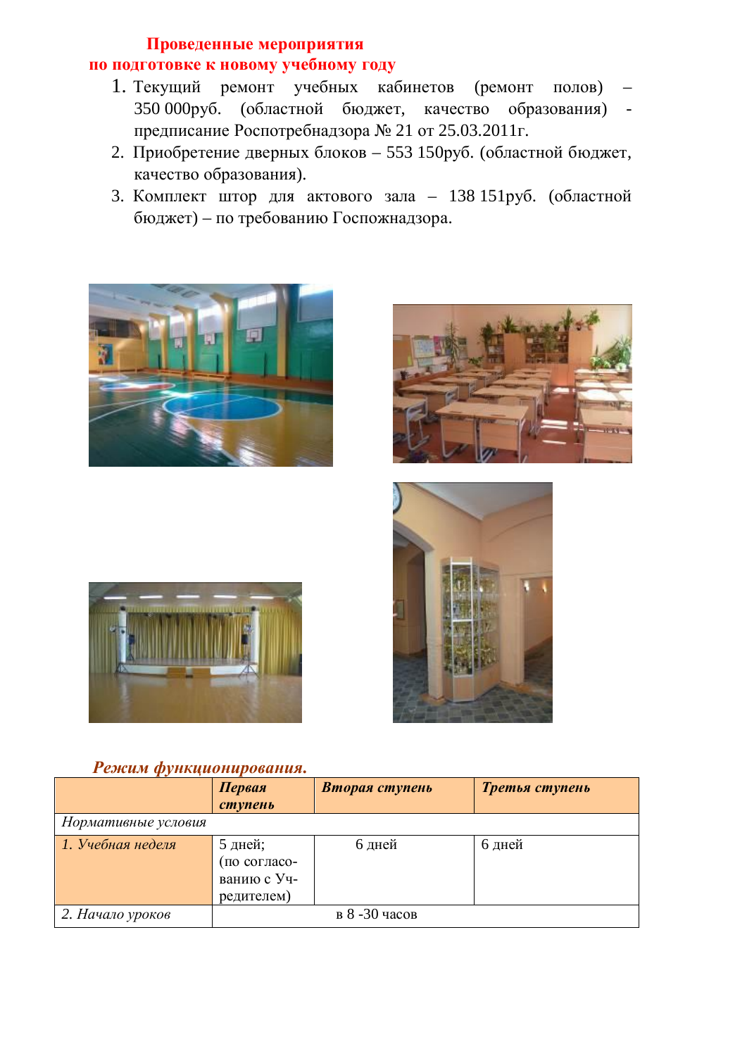## Проведенные мероприятия по подготовке к новому учебному году

1. Текущий ремонт учебных кабинетов (ремонт полов) – 350 000руб. (областной бюджет, качество образования) - предписание Роспотребнадзора № 21 от 25.03.2011г.
2. Приобретение дверных блоков – 553 150руб. (областной бюджет, качество образования).
3. Комплект штор для актового зала – 138 151руб. (областной бюджет) – по требованию Госпожнадзора.

### *Режим функционирования.*

| | ***Первая ступень*** | ***Вторая ступень*** | ***Третья ступень*** |
|---|---|---|---|
| *Нормативные условия* | | | |
| *1. Учебная неделя* | 5 дней; (по согласованию с Учредителем) | 6 дней | 6 дней |
| *2. Начало уроков* | в 8 -30 часов | | |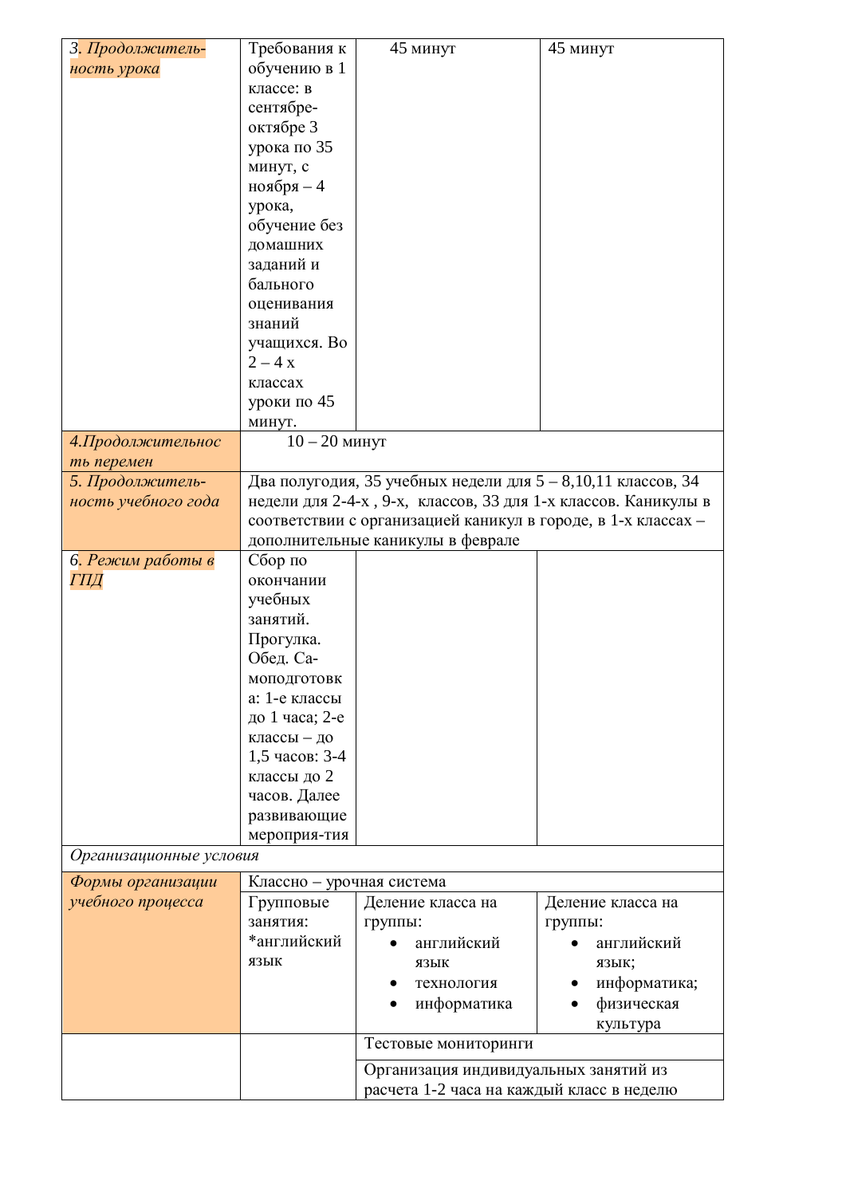| | | | |
|---|---|---|---|
| *3. Продолжитель-ность урока* | Требования к обучению в 1 классе: в сентябре-октябре 3 урока по 35 минут, с ноября – 4 урока, обучение без домашних заданий и бального оценивания знаний учащихся. Во 2 – 4 х классах уроки по 45 минут. | 45 минут | 45 минут |
| *4.Продолжительность перемен* | 10 – 20 минут | | |
| *5. Продолжитель-ность учебного года* | Два полугодия, 35 учебных недели для 5 – 8,10,11 классов, 34 недели для 2-4-х , 9-х, классов, 33 для 1-х классов. Каникулы в соответствии с организацией каникул в городе, в 1-х классах – дополнительные каникулы в феврале | | |
| *6. Режим работы в ГПД* | Сбор по окончании учебных занятий. Прогулка. Обед. Са-моподготовка: 1-е классы до 1 часа; 2-е классы – до 1,5 часов: 3-4 классы до 2 часов. Далее развивающие мероприя-тия | | |
| *Организационные условия* | | | |
| *Формы организации учебного процесса* | Классно – урочная система | | |
| | Групповые занятия: *английский язык | Деление класса на группы: • английский язык • технология • информатика | Деление класса на группы: • английский язык; • информатика; • физическая культура |
| | | Тестовые мониторинги | |
| | | Организация индивидуальных занятий из расчета 1-2 часа на каждый класс в неделю | |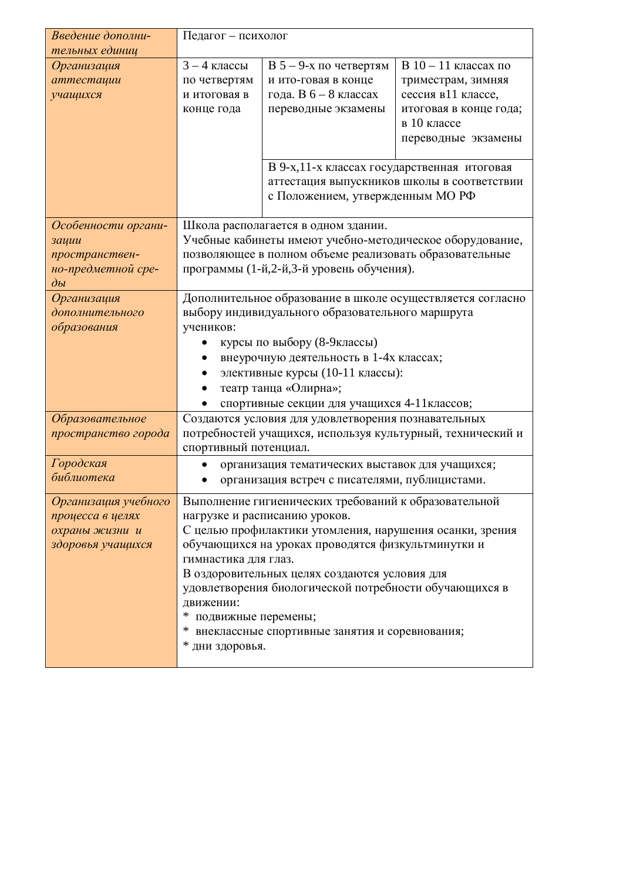| | | | |
|---|---|---|---|
| *Введение дополнительных единиц* | Педагог – психолог | | |
| *Организация аттестации учащихся* | 3 – 4 классы по четвертям и итоговая в конце года | В 5 – 9-х по четвертям и ито-говая в конце года. В 6 – 8 классах переводные экзамены | В 10 – 11 классах по триместрам, зимняя сессия в11 классе, итоговая в конце года; в 10 классе переводные экзамены |
| | | В 9-х,11-х классах государственная итоговая аттестация выпускников школы в соответствии с Положением, утвержденным МО РФ | |
| *Особенности организации пространственно-предметной среды* | Школа располагается в одном здании.<br>Учебные кабинеты имеют учебно-методическое оборудование, позволяющее в полном объеме реализовать образовательные программы (1-й,2-й,3-й уровень обучения). | | |
| *Организация дополнительного образования* | Дополнительное образование в школе осуществляется согласно выбору индивидуального образовательного маршрута учеников:<br>• курсы по выбору (8-9классы)<br>• внеурочную деятельность в 1-4х классах;<br>• элективные курсы (10-11 классы):<br>• театр танца «Олирна»;<br>• спортивные секции для учащихся 4-11классов; | | |
| *Образовательное пространство города* | Создаются условия для удовлетворения познавательных потребностей учащихся, используя культурный, технический и спортивный потенциал. | | |
| *Городская библиотека* | • организация тематических выставок для учащихся;<br>• организация встреч с писателями, публицистами. | | |
| *Организация учебного процесса в целях охраны жизни и здоровья учащихся* | Выполнение гигиенических требований к образовательной нагрузке и расписанию уроков.<br>С целью профилактики утомления, нарушения осанки, зрения обучающихся на уроках проводятся физкультминутки и гимнастика для глаз.<br>В оздоровительных целях создаются условия для удовлетворения биологической потребности обучающихся в движении:<br>* подвижные перемены;<br>* внеклассные спортивные занятия и соревнования;<br>* дни здоровья. | | |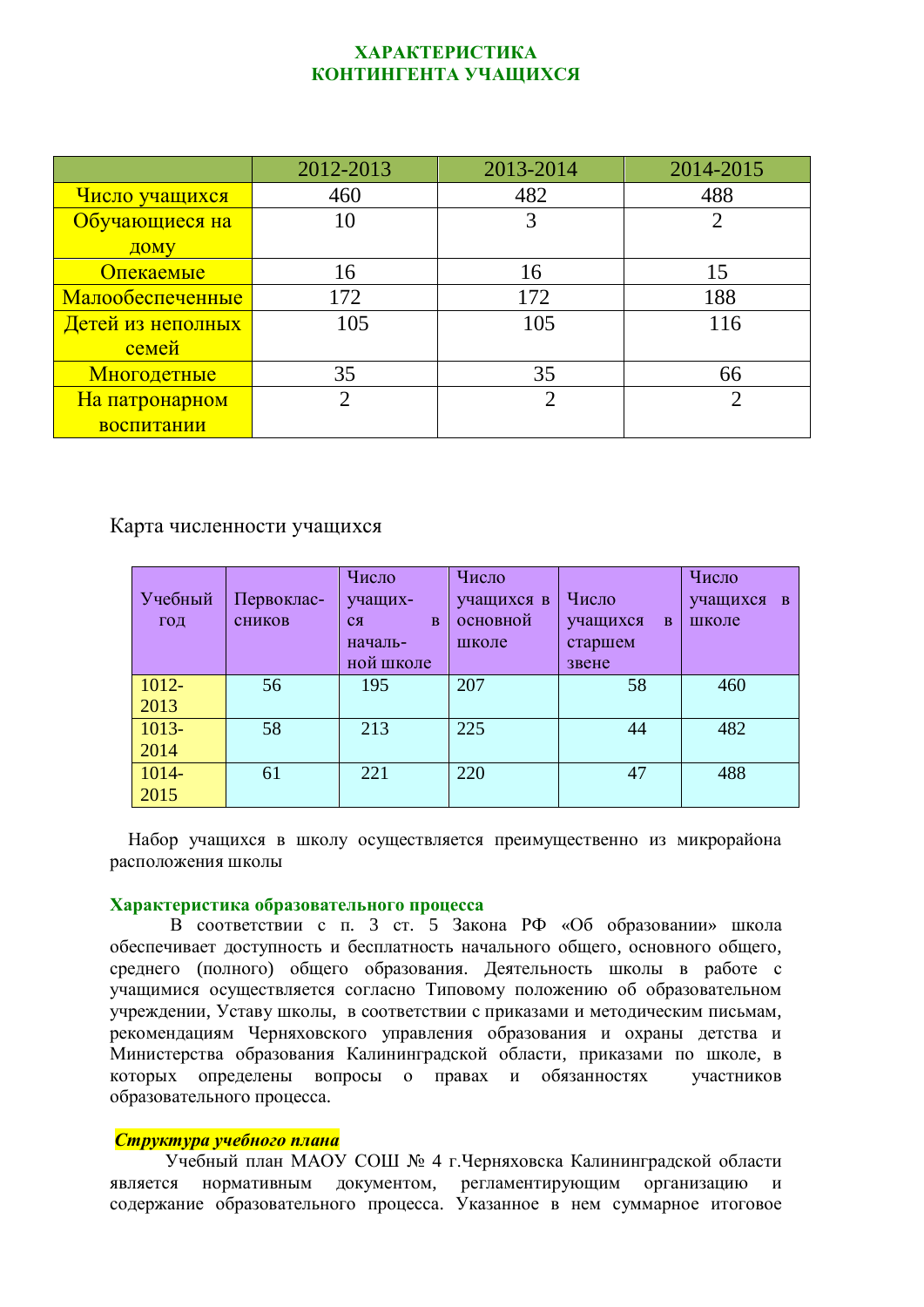## ХАРАКТЕРИСТИКА
## КОНТИНГЕНТА УЧАЩИХСЯ

| | 2012-2013 | 2013-2014 | 2014-2015 |
|---|---|---|---|
| Число учащихся | 460 | 482 | 488 |
| Обучающиеся на дому | 10 | 3 | 2 |
| Опекаемые | 16 | 16 | 15 |
| Малообеспеченные | 172 | 172 | 188 |
| Детей из неполных семей | 105 | 105 | 116 |
| Многодетные | 35 | 35 | 66 |
| На патронарном воспитании | 2 | 2 | 2 |

Карта численности учащихся

| Учебный год | Первоклас-сников | Число учащих-ся в началь-ной школе | Число учащихся в основной школе | Число учащихся в старшем звене | Число учащихся в школе |
|---|---|---|---|---|---|
| 1012-2013 | 56 | 195 | 207 | 58 | 460 |
| 1013-2014 | 58 | 213 | 225 | 44 | 482 |
| 1014-2015 | 61 | 221 | 220 | 47 | 488 |

Набор учащихся в школу осуществляется преимущественно из микрорайона расположения школы

### Характеристика образовательного процесса

В соответствии с п. 3 ст. 5 Закона РФ «Об образовании» школа обеспечивает доступность и бесплатность начального общего, основного общего, среднего (полного) общего образования. Деятельность школы в работе с учащимися осуществляется согласно Типовому положению об образовательном учреждении, Уставу школы, в соответствии с приказами и методическим письмам, рекомендациям Черняховского управления образования и охраны детства и Министерства образования Калининградской области, приказами по школе, в которых определены вопросы о правах и обязанностях участников образовательного процесса.

***Структура учебного плана***

Учебный план МАОУ СОШ № 4 г.Черняховска Калининградской области является нормативным документом, регламентирующим организацию и содержание образовательного процесса. Указанное в нем суммарное итоговое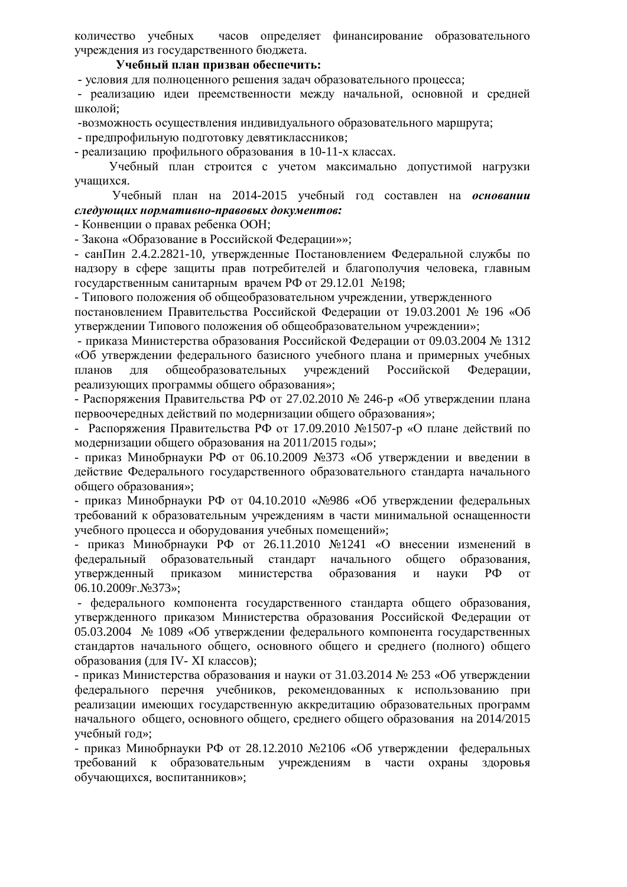количество учебных часов определяет финансирование образовательного учреждения из государственного бюджета.

**Учебный план призван обеспечить:**

- условия для полноценного решения задач образовательного процесса;
- реализацию идеи преемственности между начальной, основной и средней школой;
- возможность осуществления индивидуального образовательного маршрута;
- предпрофильную подготовку девятиклассников;
- реализацию профильного образования в 10-11-х классах.

Учебный план строится с учетом максимально допустимой нагрузки учащихся.

Учебный план на 2014-2015 учебный год составлен на ***основании следующих нормативно-правовых документов:***

- Конвенции о правах ребенка ООН;
- Закона «Образование в Российской Федерации»»;
- санПин 2.4.2.2821-10, утвержденные Постановлением Федеральной службы по надзору в сфере защиты прав потребителей и благополучия человека, главным государственным санитарным врачем РФ от 29.12.01 №198;
- Типового положения об общеобразовательном учреждении, утвержденного постановлением Правительства Российской Федерации от 19.03.2001 № 196 «Об утверждении Типового положения об общеобразовательном учреждении»;
- приказа Министерства образования Российской Федерации от 09.03.2004 № 1312 «Об утверждении федерального базисного учебного плана и примерных учебных планов для общеобразовательных учреждений Российской Федерации, реализующих программы общего образования»;
- Распоряжения Правительства РФ от 27.02.2010 № 246-р «Об утверждении плана первоочередных действий по модернизации общего образования»;
- Распоряжения Правительства РФ от 17.09.2010 №1507-р «О плане действий по модернизации общего образования на 2011/2015 годы»;
- приказ Минобрнауки РФ от 06.10.2009 №373 «Об утверждении и введении в действие Федерального государственного образовательного стандарта начального общего образования»;
- приказ Минобрнауки РФ от 04.10.2010 «№986 «Об утверждении федеральных требований к образовательным учреждениям в части минимальной оснащенности учебного процесса и оборудования учебных помещений»;
- приказ Минобрнауки РФ от 26.11.2010 №1241 «О внесении изменений в федеральный образовательный стандарт начального общего образования, утвержденный приказом министерства образования и науки РФ от 06.10.2009г.№373»;
- федерального компонента государственного стандарта общего образования, утвержденного приказом Министерства образования Российской Федерации от 05.03.2004 № 1089 «Об утверждении федерального компонента государственных стандартов начального общего, основного общего и среднего (полного) общего образования (для IV- XI классов);
- приказ Министерства образования и науки от 31.03.2014 № 253 «Об утверждении федерального перечня учебников, рекомендованных к использованию при реализации имеющих государственную аккредитацию образовательных программ начального общего, основного общего, среднего общего образования на 2014/2015 учебный год»;
- приказ Минобрнауки РФ от 28.12.2010 №2106 «Об утверждении федеральных требований к образовательным учреждениям в части охраны здоровья обучающихся, воспитанников»;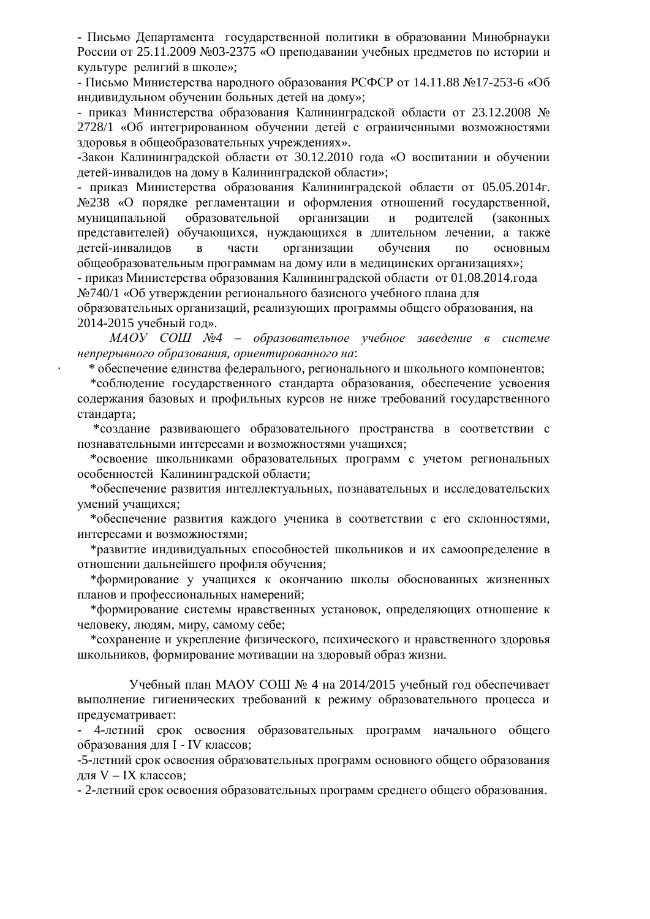- Письмо Департамента государственной политики в образовании Минобрнауки России от 25.11.2009 №03-2375 «О преподавании учебных предметов по истории и культуре религий в школе»;

- Письмо Министерства народного образования РСФСР от 14.11.88 №17-253-6 «Об индивидульном обучении больных детей на дому»;

- приказ Министерства образования Калининградской области от 23.12.2008 № 2728/1 «Об интегрированном обучении детей с ограниченными возможностями здоровья в общеобразовательных учреждениях».

-Закон Калининградской области от 30.12.2010 года «О воспитании и обучении детей-инвалидов на дому в Калининградской области»;

- приказ Министерства образования Калининградской области от 05.05.2014г. №238 «О порядке регламентации и оформления отношений государственной, муниципальной образовательной организации и родителей (законных представителей) обучающихся, нуждающихся в длительном лечении, а также детей-инвалидов в части организации обучения по основным общеобразовательным программам на дому или в медицинских организациях»;

- приказ Министерства образования Калининградской области от 01.08.2014.года №740/1 «Об утверждении регионального базисного учебного плана для образовательных организаций, реализующих программы общего образования, на 2014-2015 учебный год».

*МАОУ СОШ №4 – образовательное учебное заведение в системе непрерывного образования, ориентированного на*:

* обеспечение единства федерального, регионального и школьного компонентов;
* соблюдение государственного стандарта образования, обеспечение усвоения содержания базовых и профильных курсов не ниже требований государственного стандарта;
* создание развивающего образовательного пространства в соответствии с познавательными интересами и возможностями учащихся;
* освоение школьниками образовательных программ с учетом региональных особенностей Калининградской области;
* обеспечение развития интеллектуальных, познавательных и исследовательских умений учащихся;
* обеспечение развития каждого ученика в соответствии с его склонностями, интересами и возможностями;
* развитие индивидуальных способностей школьников и их самоопределение в отношении дальнейшего профиля обучения;
* формирование у учащихся к окончанию школы обоснованных жизненных планов и профессиональных намерений;
* формирование системы нравственных установок, определяющих отношение к человеку, людям, миру, самому себе;
* сохранение и укрепление физического, психического и нравственного здоровья школьников, формирование мотивации на здоровый образ жизни.

Учебный план МАОУ СОШ № 4 на 2014/2015 учебный год обеспечивает выполнение гигиенических требований к режиму образовательного процесса и предусматривает:

- 4-летний срок освоения образовательных программ начального общего образования для I - IV классов;

-5-летний срок освоения образовательных программ основного общего образования для V – IX классов;

- 2-летний срок освоения образовательных программ среднего общего образования.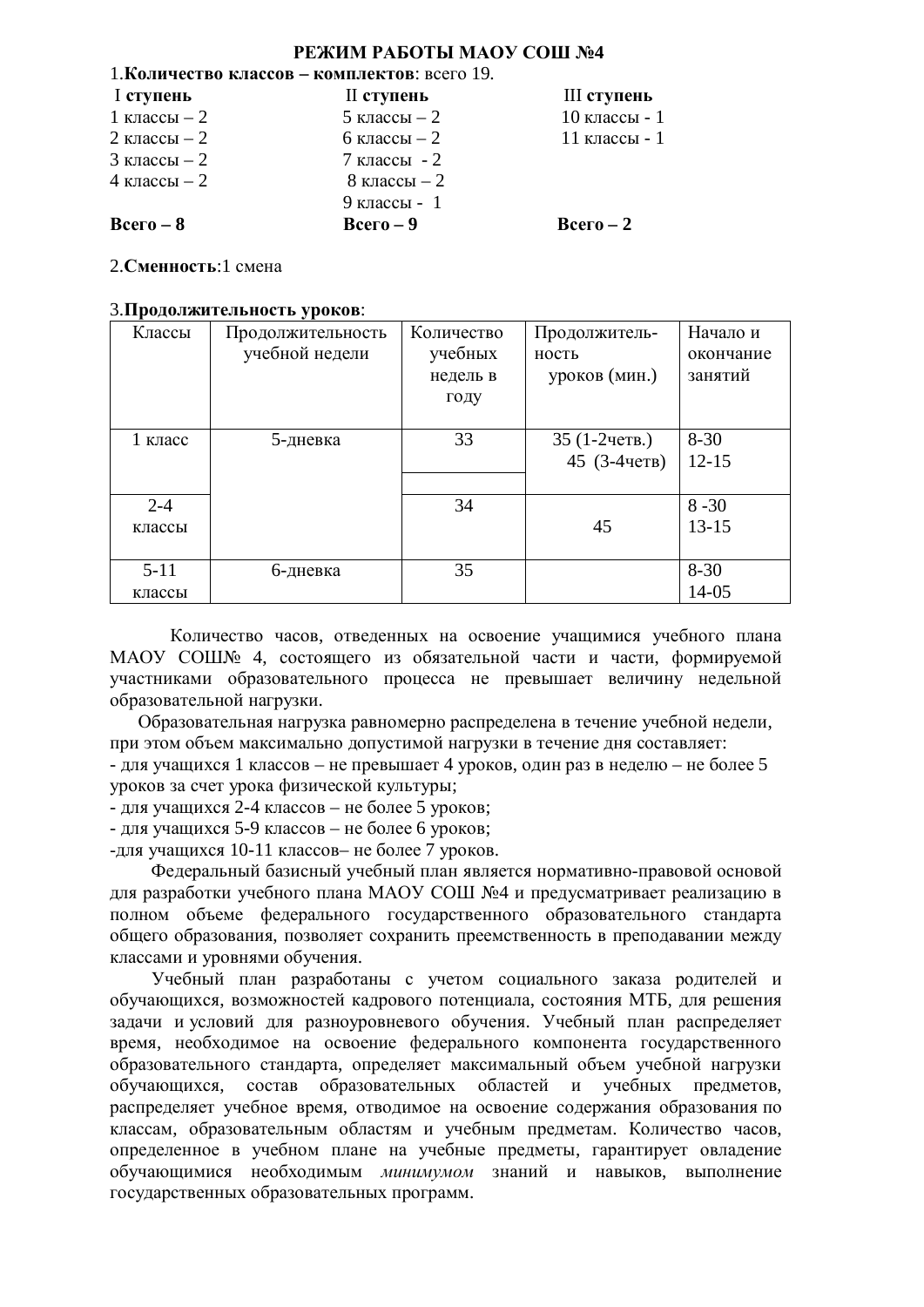# РЕЖИМ РАБОТЫ МАОУ СОШ №4

1.**Количество классов – комплектов**: всего 19.

| I **ступень** | II **ступень** | III **ступень** |
|---|---|---|
| 1 классы – 2 | 5 классы – 2 | 10 классы - 1 |
| 2 классы – 2 | 6 классы – 2 | 11 классы - 1 |
| 3 классы – 2 | 7 классы - 2 | |
| 4 классы – 2 | 8 классы – 2 | |
| | 9 классы - 1 | |
| **Всего – 8** | **Всего – 9** | **Всего – 2** |

2.**Сменность**:1 смена

3.**Продолжительность уроков**:

| Классы | Продолжительность учебной недели | Количество учебных недель в году | Продолжитель-ность уроков (мин.) | Начало и окончание занятий |
|---|---|---|---|---|
| 1 класс | 5-дневка | 33 | 35 (1-2четв.) 45 (3-4четв) | 8-30 12-15 |
| 2-4 классы | | 34 | 45 | 8 -30 13-15 |
| 5-11 классы | 6-дневка | 35 | | 8-30 14-05 |

Количество часов, отведенных на освоение учащимися учебного плана МАОУ СОШ№ 4, состоящего из обязательной части и части, формируемой участниками образовательного процесса не превышает величину недельной образовательной нагрузки.

Образовательная нагрузка равномерно распределена в течение учебной недели, при этом объем максимально допустимой нагрузки в течение дня составляет:

- для учащихся 1 классов – не превышает 4 уроков, один раз в неделю – не более 5 уроков за счет урока физической культуры;
- для учащихся 2-4 классов – не более 5 уроков;
- для учащихся 5-9 классов – не более 6 уроков;
- для учащихся 10-11 классов– не более 7 уроков.

Федеральный базисный учебный план является нормативно-правовой основой для разработки учебного плана МАОУ СОШ №4 и предусматривает реализацию в полном объеме федерального государственного образовательного стандарта общего образования, позволяет сохранить преемственность в преподавании между классами и уровнями обучения.

Учебный план разработаны с учетом социального заказа родителей и обучающихся, возможностей кадрового потенциала, состояния МТБ, для решения задачи и условий для разноуровневого обучения. Учебный план распределяет время, необходимое на освоение федерального компонента государственного образовательного стандарта, определяет максимальный объем учебной нагрузки обучающихся, состав образовательных областей и учебных предметов, распределяет учебное время, отводимое на освоение содержания образования по классам, образовательным областям и учебным предметам. Количество часов, определенное в учебном плане на учебные предметы, гарантирует овладение обучающимися необходимым *минимумом* знаний и навыков, выполнение государственных образовательных программ.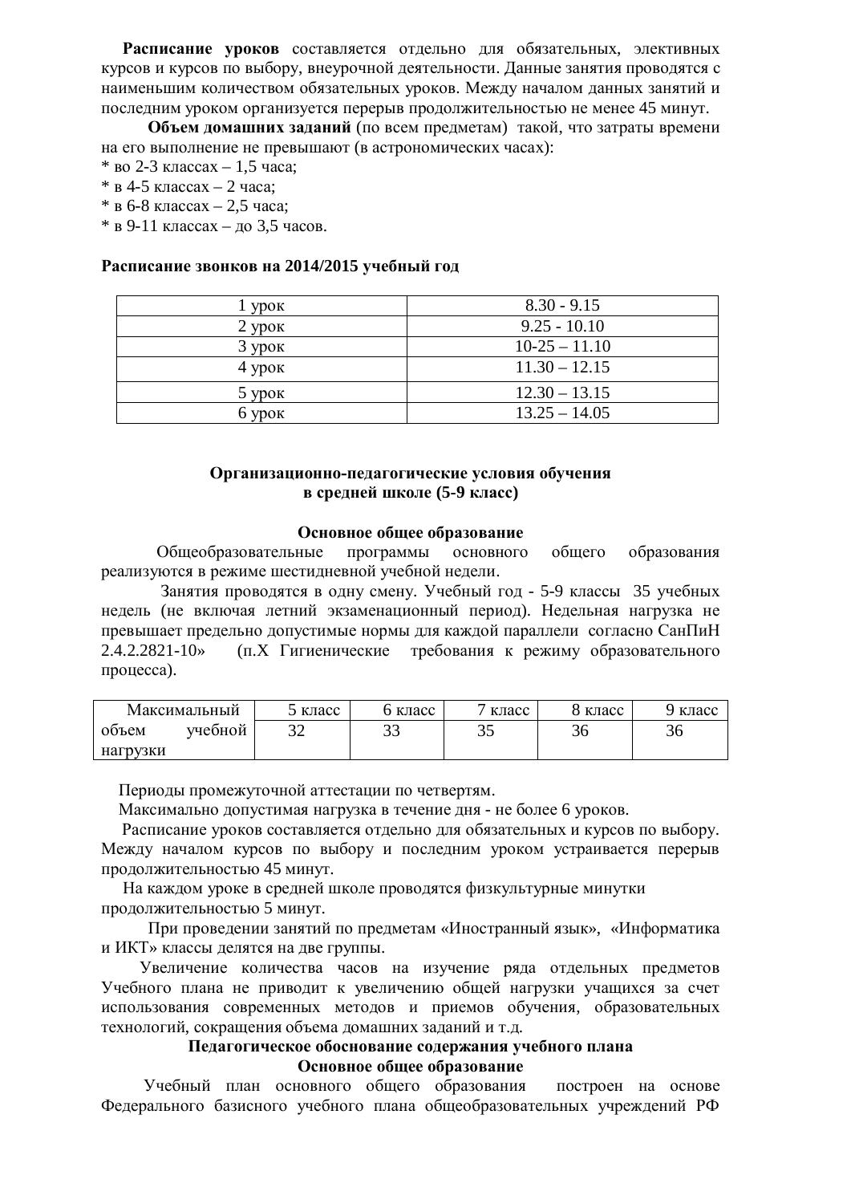**Расписание уроков** составляется отдельно для обязательных, элективных курсов и курсов по выбору, внеурочной деятельности. Данные занятия проводятся с наименьшим количеством обязательных уроков. Между началом данных занятий и последним уроком организуется перерыв продолжительностью не менее 45 минут.

**Объем домашних заданий** (по всем предметам) такой, что затраты времени на его выполнение не превышают (в астрономических часах):

* во 2-3 классах – 1,5 часа;
* в 4-5 классах – 2 часа;
* в 6-8 классах – 2,5 часа;
* в 9-11 классах – до 3,5 часов.

**Расписание звонков на 2014/2015 учебный год**

| | |
|---|---|
| 1 урок | 8.30 - 9.15 |
| 2 урок | 9.25 - 10.10 |
| 3 урок | 10-25 – 11.10 |
| 4 урок | 11.30 – 12.15 |
| 5 урок | 12.30 – 13.15 |
| 6 урок | 13.25 – 14.05 |

**Организационно-педагогические условия обучения в средней школе (5-9 класс)**

**Основное общее образование**

Общеобразовательные программы основного общего образования реализуются в режиме шестидневной учебной недели.

Занятия проводятся в одну смену. Учебный год - 5-9 классы 35 учебных недель (не включая летний экзаменационный период). Недельная нагрузка не превышает предельно допустимые нормы для каждой параллели согласно СанПиН 2.4.2.2821-10» (п.Х Гигиенические требования к режиму образовательного процесса).

| Максимальный | 5 класс | 6 класс | 7 класс | 8 класс | 9 класс |
|---|---|---|---|---|---|
| объем учебной нагрузки | 32 | 33 | 35 | 36 | 36 |

Периоды промежуточной аттестации по четвертям.

Максимально допустимая нагрузка в течение дня - не более 6 уроков.

Расписание уроков составляется отдельно для обязательных и курсов по выбору. Между началом курсов по выбору и последним уроком устраивается перерыв продолжительностью 45 минут.

На каждом уроке в средней школе проводятся физкультурные минутки продолжительностью 5 минут.

При проведении занятий по предметам «Иностранный язык», «Информатика и ИКТ» классы делятся на две группы.

Увеличение количества часов на изучение ряда отдельных предметов Учебного плана не приводит к увеличению общей нагрузки учащихся за счет использования современных методов и приемов обучения, образовательных технологий, сокращения объема домашних заданий и т.д.

**Педагогическое обоснование содержания учебного плана**

**Основное общее образование**

Учебный план основного общего образования построен на основе Федерального базисного учебного плана общеобразовательных учреждений РФ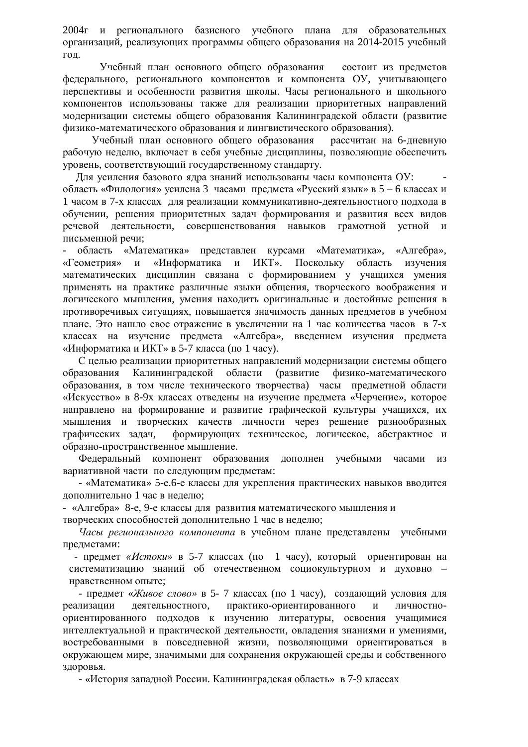2004г и регионального базисного учебного плана для образовательных организаций, реализующих программы общего образования на 2014-2015 учебный год.

Учебный план основного общего образования состоит из предметов федерального, регионального компонентов и компонента ОУ, учитывающего перспективы и особенности развития школы. Часы регионального и школьного компонентов использованы также для реализации приоритетных направлений модернизации системы общего образования Калининградской области (развитие физико-математического образования и лингвистического образования).

Учебный план основного общего образования рассчитан на 6-дневную рабочую неделю, включает в себя учебные дисциплины, позволяющие обеспечить уровень, соответствующий государственному стандарту.

Для усиления базового ядра знаний использованы часы компонента ОУ: - область «Филология» усилена 3 часами предмета «Русский язык» в 5 – 6 классах и 1 часом в 7-х классах для реализации коммуникативно-деятельностного подхода в обучении, решения приоритетных задач формирования и развития всех видов речевой деятельности, совершенствования навыков грамотной устной и письменной речи;

- область «Математика» представлен курсами «Математика», «Алгебра», «Геометрия» и «Информатика и ИКТ». Поскольку область изучения математических дисциплин связана с формированием у учащихся умения применять на практике различные языки общения, творческого воображения и логического мышления, умения находить оригинальные и достойные решения в противоречивых ситуациях, повышается значимость данных предметов в учебном плане. Это нашло свое отражение в увеличении на 1 час количества часов в 7-х классах на изучение предмета «Алгебра», введением изучения предмета «Информатика и ИКТ» в 5-7 класса (по 1 часу).

С целью реализации приоритетных направлений модернизации системы общего образования Калининградской области (развитие физико-математического образования, в том числе технического творчества) часы предметной области «Искусство» в 8-9х классах отведены на изучение предмета «Черчение», которое направлено на формирование и развитие графической культуры учащихся, их мышления и творческих качеств личности через решение разнообразных графических задач, формирующих техническое, логическое, абстрактное и образно-пространственное мышление.

Федеральный компонент образования дополнен учебными часами из вариативной части по следующим предметам:

- «Математика» 5-е.6-е классы для укрепления практических навыков вводится дополнительно 1 час в неделю;
- «Алгебра» 8-е, 9-е классы для развития математического мышления и творческих способностей дополнительно 1 час в неделю;

*Часы регионального компонента* в учебном плане представлены учебными предметами:

- предмет *«Истоки»* в 5-7 классах (по 1 часу), который ориентирован на систематизацию знаний об отечественном социокультурном и духовно – нравственном опыте;
- предмет «*Живое слово*» в 5- 7 классах (по 1 часу), создающий условия для реализации деятельностного, практико-ориентированного и личностно-ориентированного подходов к изучению литературы, освоения учащимися интеллектуальной и практической деятельности, овладения знаниями и умениями, востребованными в повседневной жизни, позволяющими ориентироваться в окружающем мире, значимыми для сохранения окружающей среды и собственного здоровья.
- «История западной России. Калининградская область» в 7-9 классах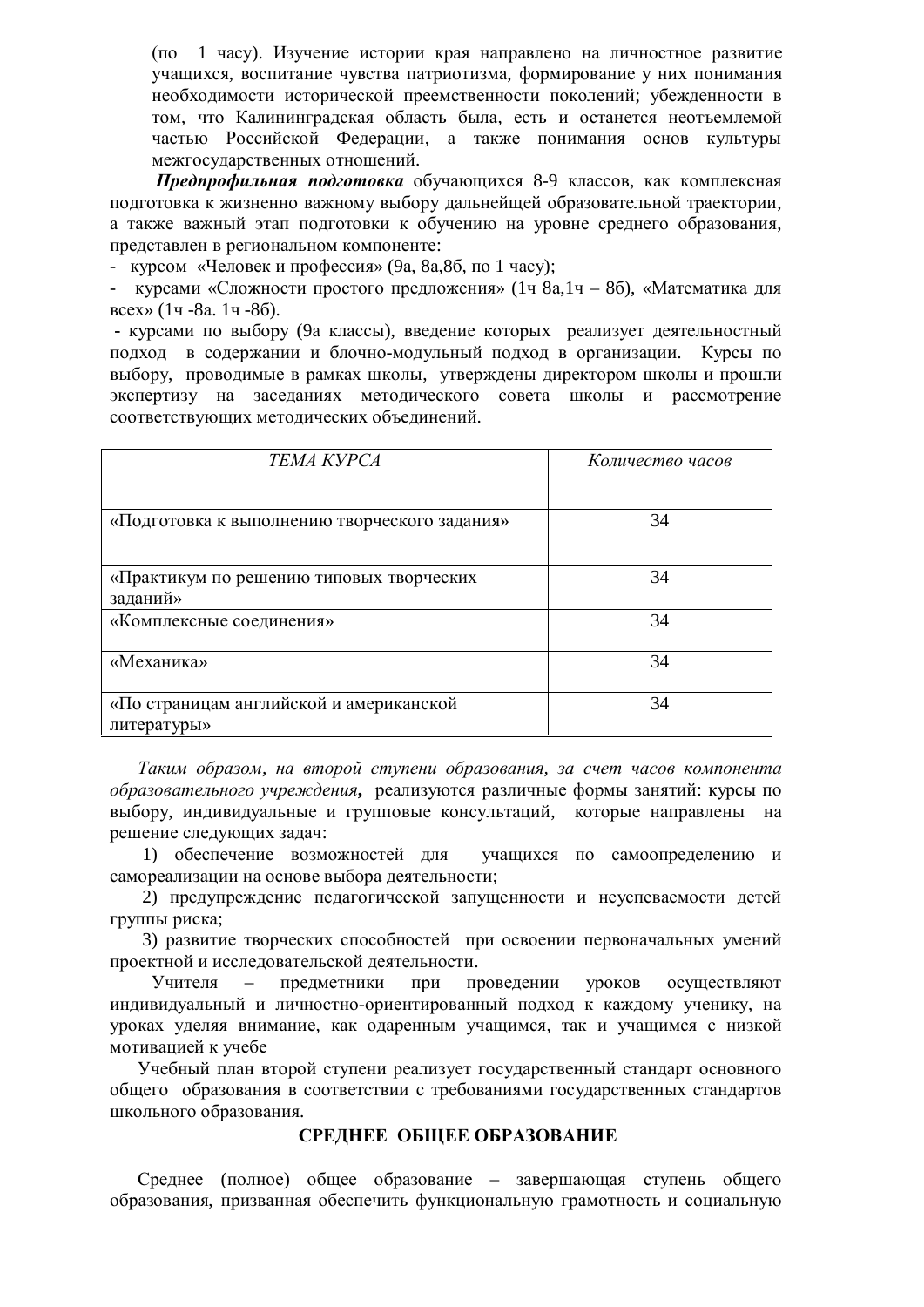(по 1 часу). Изучение истории края направлено на личностное развитие учащихся, воспитание чувства патриотизма, формирование у них понимания необходимости исторической преемственности поколений; убежденности в том, что Калининградская область была, есть и останется неотъемлемой частью Российской Федерации, а также понимания основ культуры межгосударственных отношений.

***Предпрофильная подготовка*** обучающихся 8-9 классов, как комплексная подготовка к жизненно важному выбору дальнейшей образовательной траектории, а также важный этап подготовки к обучению на уровне среднего образования, представлен в региональном компоненте:

- курсом «Человек и профессия» (9а, 8а,8б, по 1 часу);
- курсами «Сложности простого предложения» (1ч 8а,1ч – 8б), «Математика для всех» (1ч -8а. 1ч -8б).
- курсами по выбору (9а классы), введение которых реализует деятельностный подход в содержании и блочно-модульный подход в организации. Курсы по выбору, проводимые в рамках школы, утверждены директором школы и прошли экспертизу на заседаниях методического совета школы и рассмотрение соответствующих методических объединений.

| *ТЕМА КУРСА* | *Количество часов* |
|---|---|
| «Подготовка к выполнению творческого задания» | 34 |
| «Практикум по решению типовых творческих заданий» | 34 |
| «Комплексные соединения» | 34 |
| «Механика» | 34 |
| «По страницам английской и американской литературы» | 34 |

*Таким образом, на второй ступени образования, за счет часов компонента образовательного учреждения*, реализуются различные формы занятий: курсы по выбору, индивидуальные и групповые консультаций, которые направлены на решение следующих задач:

1) обеспечение возможностей для учащихся по самоопределению и самореализации на основе выбора деятельности;
2) предупреждение педагогической запущенности и неуспеваемости детей группы риска;
3) развитие творческих способностей при освоении первоначальных умений проектной и исследовательской деятельности.

Учителя – предметники при проведении уроков осуществляют индивидуальный и личностно-ориентированный подход к каждому ученику, на уроках уделяя внимание, как одаренным учащимся, так и учащимся с низкой мотивацией к учебе

Учебный план второй ступени реализует государственный стандарт основного общего образования в соответствии с требованиями государственных стандартов школьного образования.

## СРЕДНЕЕ ОБЩЕЕ ОБРАЗОВАНИЕ

Среднее (полное) общее образование – завершающая ступень общего образования, призванная обеспечить функциональную грамотность и социальную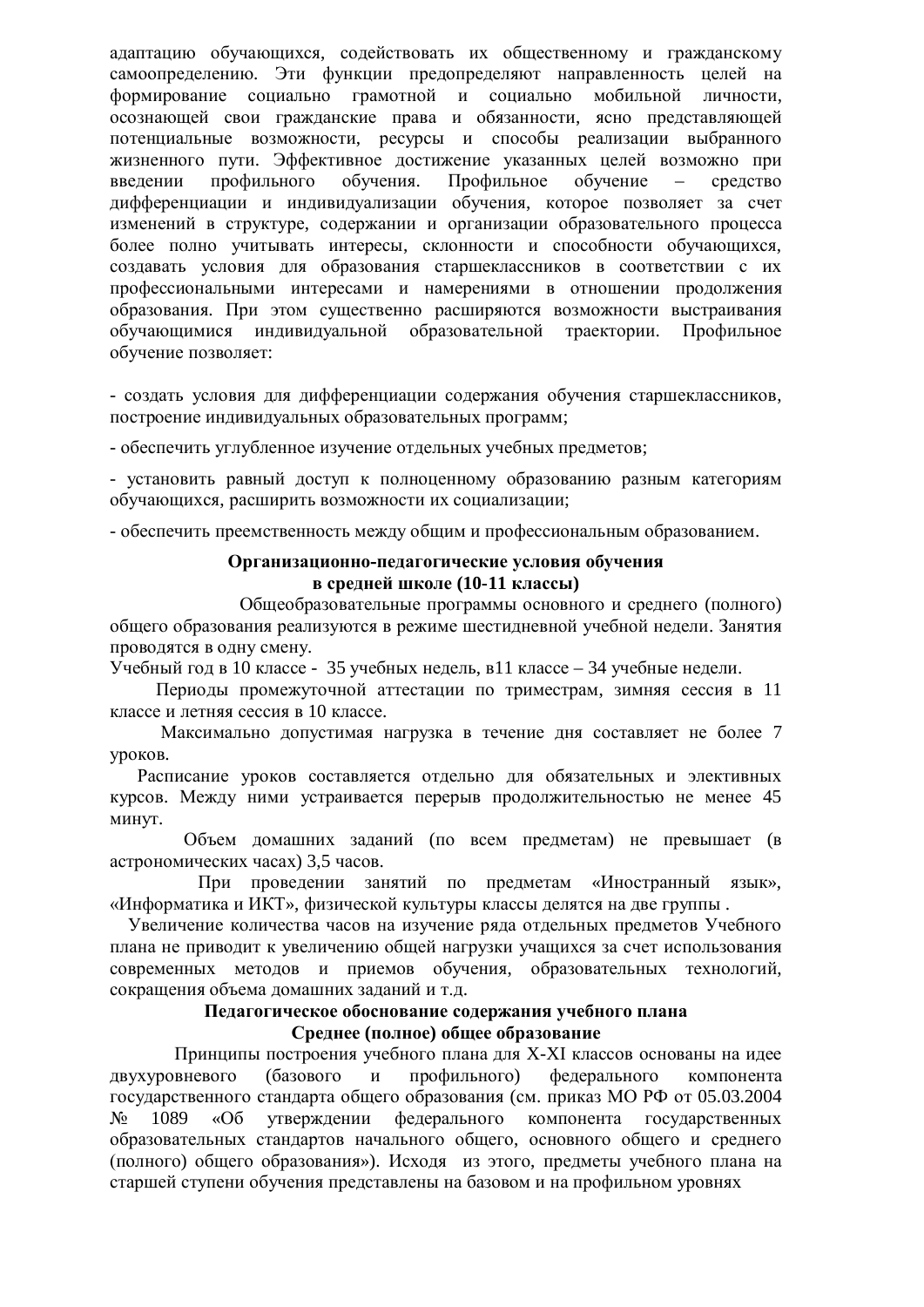адаптацию обучающихся, содействовать их общественному и гражданскому самоопределению. Эти функции предопределяют направленность целей на формирование социально грамотной и социально мобильной личности, осознающей свои гражданские права и обязанности, ясно представляющей потенциальные возможности, ресурсы и способы реализации выбранного жизненного пути. Эффективное достижение указанных целей возможно при введении профильного обучения. Профильное обучение – средство дифференциации и индивидуализации обучения, которое позволяет за счет изменений в структуре, содержании и организации образовательного процесса более полно учитывать интересы, склонности и способности обучающихся, создавать условия для образования старшеклассников в соответствии с их профессиональными интересами и намерениями в отношении продолжения образования. При этом существенно расширяются возможности выстраивания обучающимися индивидуальной образовательной траектории. Профильное обучение позволяет:

- создать условия для дифференциации содержания обучения старшеклассников, построение индивидуальных образовательных программ;

- обеспечить углубленное изучение отдельных учебных предметов;

- установить равный доступ к полноценному образованию разным категориям обучающихся, расширить возможности их социализации;

- обеспечить преемственность между общим и профессиональным образованием.

**Организационно-педагогические условия обучения в средней школе (10-11 классы)**

Общеобразовательные программы основного и среднего (полного) общего образования реализуются в режиме шестидневной учебной недели. Занятия проводятся в одну смену.

Учебный год в 10 классе - 35 учебных недель, в11 классе – 34 учебные недели.

Периоды промежуточной аттестации по триместрам, зимняя сессия в 11 классе и летняя сессия в 10 классе.

Максимально допустимая нагрузка в течение дня составляет не более 7 уроков.

Расписание уроков составляется отдельно для обязательных и элективных курсов. Между ними устраивается перерыв продолжительностью не менее 45 минут.

Объем домашних заданий (по всем предметам) не превышает (в астрономических часах) 3,5 часов.

При проведении занятий по предметам «Иностранный язык», «Информатика и ИКТ», физической культуры классы делятся на две группы .

Увеличение количества часов на изучение ряда отдельных предметов Учебного плана не приводит к увеличению общей нагрузки учащихся за счет использования современных методов и приемов обучения, образовательных технологий, сокращения объема домашних заданий и т.д.

**Педагогическое обоснование содержания учебного плана Среднее (полное) общее образование**

Принципы построения учебного плана для X-XI классов основаны на идее двухуровневого (базового и профильного) федерального компонента государственного стандарта общего образования (см. приказ МО РФ от 05.03.2004 № 1089 «Об утверждении федерального компонента государственных образовательных стандартов начального общего, основного общего и среднего (полного) общего образования»). Исходя из этого, предметы учебного плана на старшей ступени обучения представлены на базовом и на профильном уровнях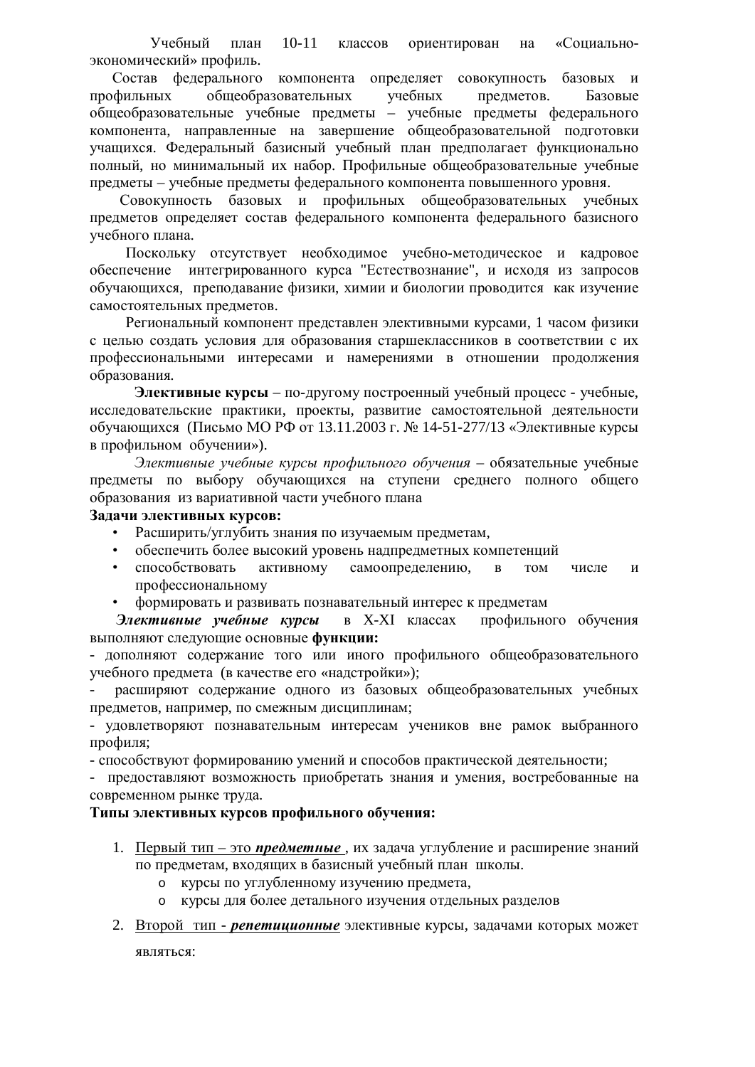Учебный план 10-11 классов ориентирован на «Социально-экономический» профиль.

Состав федерального компонента определяет совокупность базовых и профильных общеобразовательных учебных предметов. Базовые общеобразовательные учебные предметы – учебные предметы федерального компонента, направленные на завершение общеобразовательной подготовки учащихся. Федеральный базисный учебный план предполагает функционально полный, но минимальный их набор. Профильные общеобразовательные учебные предметы – учебные предметы федерального компонента повышенного уровня.

Совокупность базовых и профильных общеобразовательных учебных предметов определяет состав федерального компонента федерального базисного учебного плана.

Поскольку отсутствует необходимое учебно-методическое и кадровое обеспечение интегрированного курса "Естествознание", и исходя из запросов обучающихся, преподавание физики, химии и биологии проводится как изучение самостоятельных предметов.

Региональный компонент представлен элективными курсами, 1 часом физики с целью создать условия для образования старшеклассников в соответствии с их профессиональными интересами и намерениями в отношении продолжения образования.

**Элективные курсы** – по-другому построенный учебный процесс - учебные, исследовательские практики, проекты, развитие самостоятельной деятельности обучающихся (Письмо МО РФ от 13.11.2003 г. № 14-51-277/13 «Элективные курсы в профильном обучении»).

*Элективные учебные курсы профильного обучения* – обязательные учебные предметы по выбору обучающихся на ступени среднего полного общего образования из вариативной части учебного плана

**Задачи элективных курсов:**

- Расширить/углубить знания по изучаемым предметам,
- обеспечить более высокий уровень надпредметных компетенций
- способствовать активному самоопределению, в том числе и профессиональному
- формировать и развивать познавательный интерес к предметам

***Элективные учебные курсы*** в X-XI классах профильного обучения выполняют следующие основные **функции:**

- дополняют содержание того или иного профильного общеобразовательного учебного предмета (в качестве его «надстройки»);
- расширяют содержание одного из базовых общеобразовательных учебных предметов, например, по смежным дисциплинам;
- удовлетворяют познавательным интересам учеников вне рамок выбранного профиля;
- способствуют формированию умений и способов практической деятельности;
- предоставляют возможность приобретать знания и умения, востребованные на современном рынке труда.

**Типы элективных курсов профильного обучения:**

1. Первый тип – это ***предметные*** , их задача углубление и расширение знаний по предметам, входящих в базисный учебный план школы.
   - курсы по углубленному изучению предмета,
   - курсы для более детального изучения отдельных разделов
2. Второй тип - ***репетиционные*** элективные курсы, задачами которых может являться: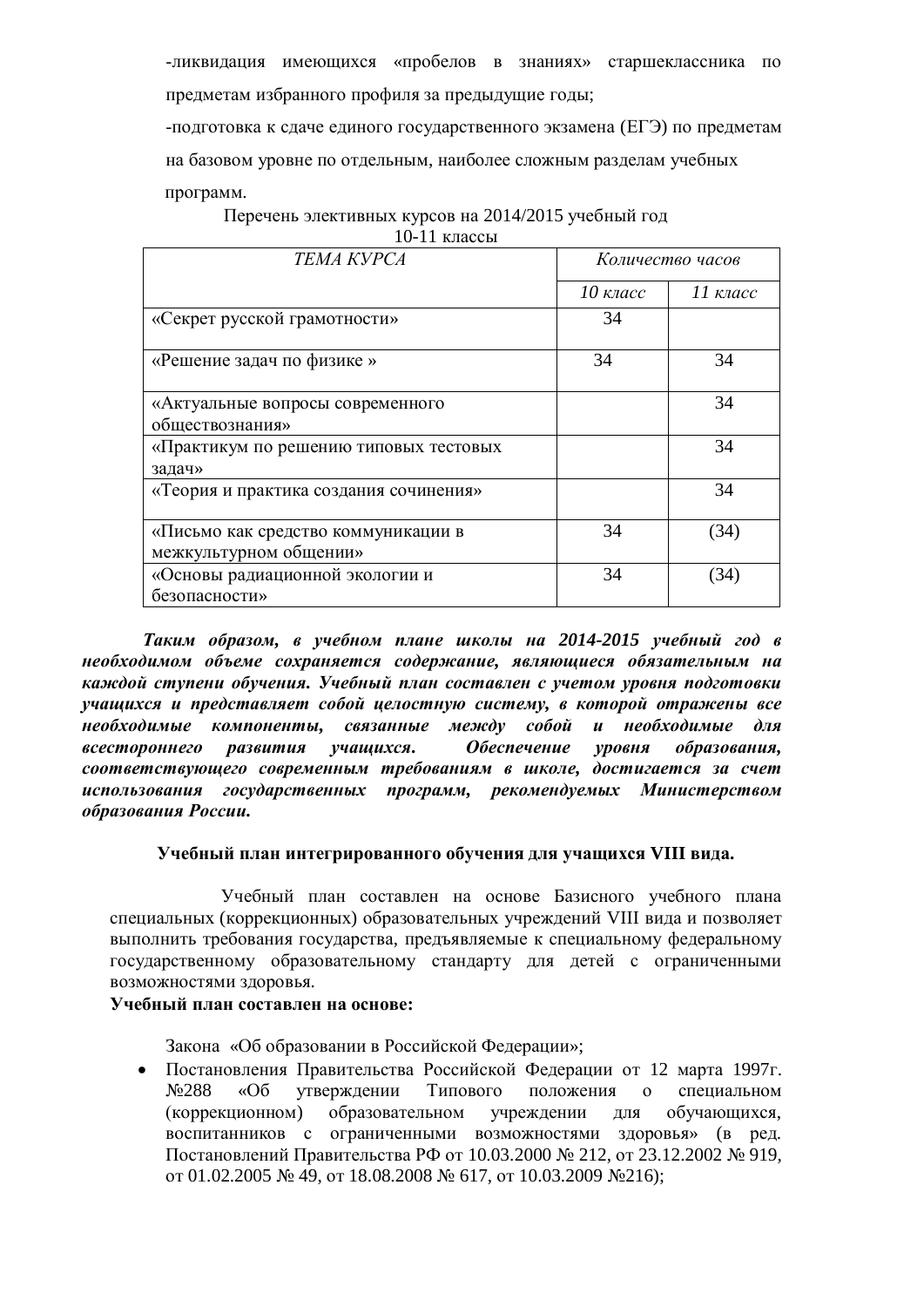-ликвидация имеющихся «пробелов в знаниях» старшеклассника по предметам избранного профиля за предыдущие годы;

-подготовка к сдаче единого государственного экзамена (ЕГЭ) по предметам на базовом уровне по отдельным, наиболее сложным разделам учебных программ.

Перечень элективных курсов на 2014/2015 учебный год
10-11 классы

| *ТЕМА КУРСА* | *Количество часов* | |
|---|---|---|
| | *10 класс* | *11 класс* |
| «Секрет русской грамотности» | 34 | |
| «Решение задач по физике » | 34 | 34 |
| «Актуальные вопросы современного обществознания» | | 34 |
| «Практикум по решению типовых тестовых задач» | | 34 |
| «Теория и практика создания сочинения» | | 34 |
| «Письмо как средство коммуникации в межкультурном общении» | 34 | (34) |
| «Основы радиационной экологии и безопасности» | 34 | (34) |

***Таким образом, в учебном плане школы на 2014-2015 учебный год в необходимом объеме сохраняется содержание, являющиеся обязательным на каждой ступени обучения. Учебный план составлен с учетом уровня подготовки учащихся и представляет собой целостную систему, в которой отражены все необходимые компоненты, связанные между собой и необходимые для всестороннего развития учащихся. Обеспечение уровня образования, соответствующего современным требованиям в школе, достигается за счет использования государственных программ, рекомендуемых Министерством образования России.***

**Учебный план интегрированного обучения для учащихся VIII вида.**

Учебный план составлен на основе Базисного учебного плана специальных (коррекционных) образовательных учреждений VIII вида и позволяет выполнить требования государства, предъявляемые к специальному федеральному государственному образовательному стандарту для детей с ограниченными возможностями здоровья.

**Учебный план составлен на основе:**

Закона «Об образовании в Российской Федерации»;

- Постановления Правительства Российской Федерации от 12 марта 1997г. №288 «Об утверждении Типового положения о специальном (коррекционном) образовательном учреждении для обучающихся, воспитанников с ограниченными возможностями здоровья» (в ред. Постановлений Правительства РФ от 10.03.2000 № 212, от 23.12.2002 № 919, от 01.02.2005 № 49, от 18.08.2008 № 617, от 10.03.2009 №216);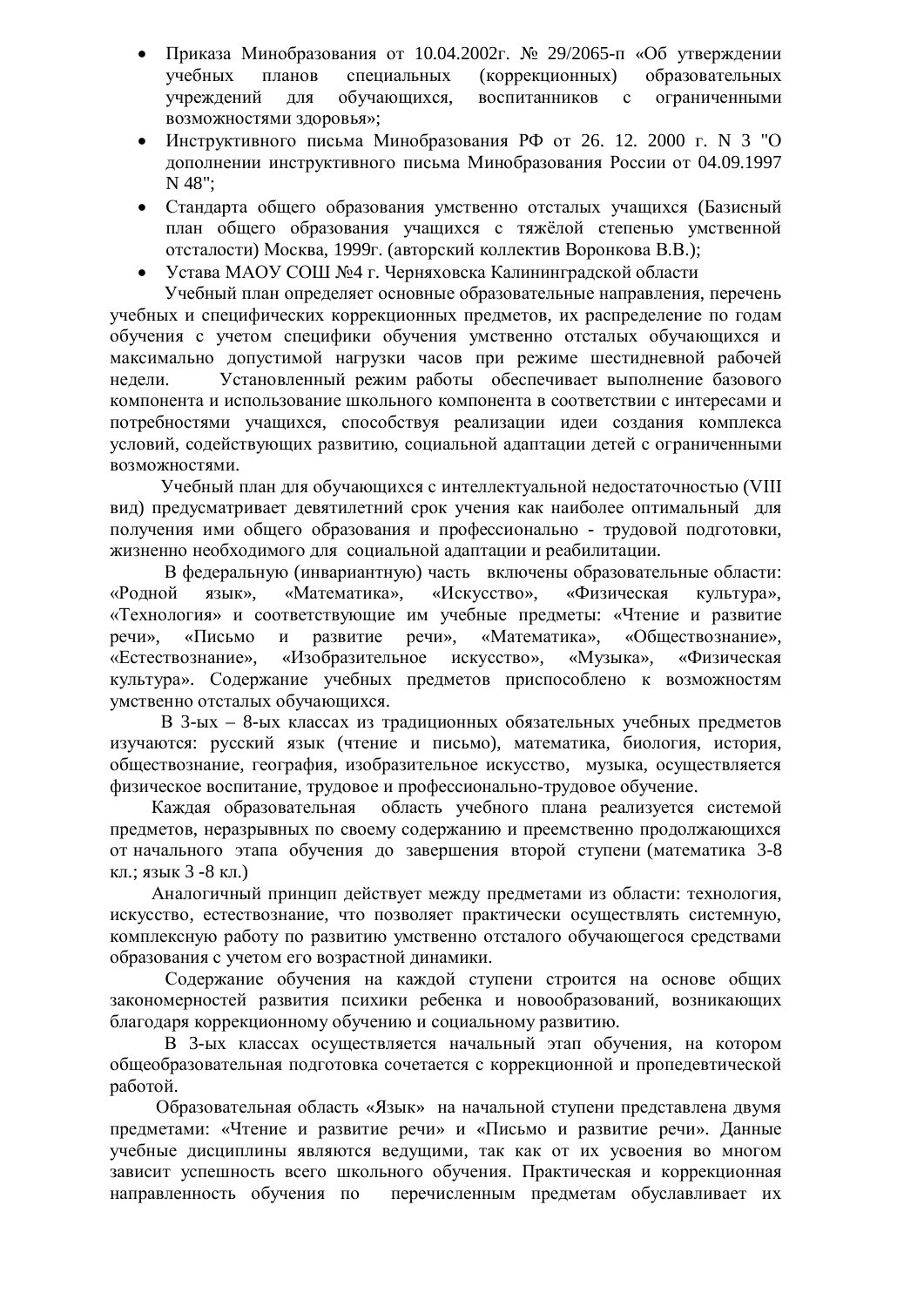- Приказа Минобразования от 10.04.2002г. № 29/2065-п «Об утверждении учебных планов специальных (коррекционных) образовательных учреждений для обучающихся, воспитанников с ограниченными возможностями здоровья»;
- Инструктивного письма Минобразования РФ от 26. 12. 2000 г. N 3 "О дополнении инструктивного письма Минобразования России от 04.09.1997 N 48";
- Стандарта общего образования умственно отсталых учащихся (Базисный план общего образования учащихся с тяжёлой степенью умственной отсталости) Москва, 1999г. (авторский коллектив Воронкова В.В.);
- Устава МАОУ СОШ №4 г. Черняховска Калининградской области

Учебный план определяет основные образовательные направления, перечень учебных и специфических коррекционных предметов, их распределение по годам обучения с учетом специфики обучения умственно отсталых обучающихся и максимально допустимой нагрузки часов при режиме шестидневной рабочей недели. Установленный режим работы обеспечивает выполнение базового компонента и использование школьного компонента в соответствии с интересами и потребностями учащихся, способствуя реализации идеи создания комплекса условий, содействующих развитию, социальной адаптации детей с ограниченными возможностями.

Учебный план для обучающихся с интеллектуальной недостаточностью (VIII вид) предусматривает девятилетний срок учения как наиболее оптимальный для получения ими общего образования и профессионально - трудовой подготовки, жизненно необходимого для социальной адаптации и реабилитации.

В федеральную (инвариантную) часть включены образовательные области: «Родной язык», «Математика», «Искусство», «Физическая культура», «Технология» и соответствующие им учебные предметы: «Чтение и развитие речи», «Письмо и развитие речи», «Математика», «Обществознание», «Естествознание», «Изобразительное искусство», «Музыка», «Физическая культура». Содержание учебных предметов приспособлено к возможностям умственно отсталых обучающихся.

В 3-ых – 8-ых классах из традиционных обязательных учебных предметов изучаются: русский язык (чтение и письмо), математика, биология, история, обществознание, география, изобразительное искусство, музыка, осуществляется физическое воспитание, трудовое и профессионально-трудовое обучение.

Каждая образовательная область учебного плана реализуется системой предметов, неразрывных по своему содержанию и преемственно продолжающихся от начального этапа обучения до завершения второй ступени (математика 3-8 кл.; язык 3 -8 кл.)

Аналогичный принцип действует между предметами из области: технология, искусство, естествознание, что позволяет практически осуществлять системную, комплексную работу по развитию умственно отсталого обучающегося средствами образования с учетом его возрастной динамики.

Содержание обучения на каждой ступени строится на основе общих закономерностей развития психики ребенка и новообразований, возникающих благодаря коррекционному обучению и социальному развитию.

В 3-ых классах осуществляется начальный этап обучения, на котором общеобразовательная подготовка сочетается с коррекционной и пропедевтической работой.

Образовательная область «Язык» на начальной ступени представлена двумя предметами: «Чтение и развитие речи» и «Письмо и развитие речи». Данные учебные дисциплины являются ведущими, так как от их усвоения во многом зависит успешность всего школьного обучения. Практическая и коррекционная направленность обучения по перечисленным предметам обуславливает их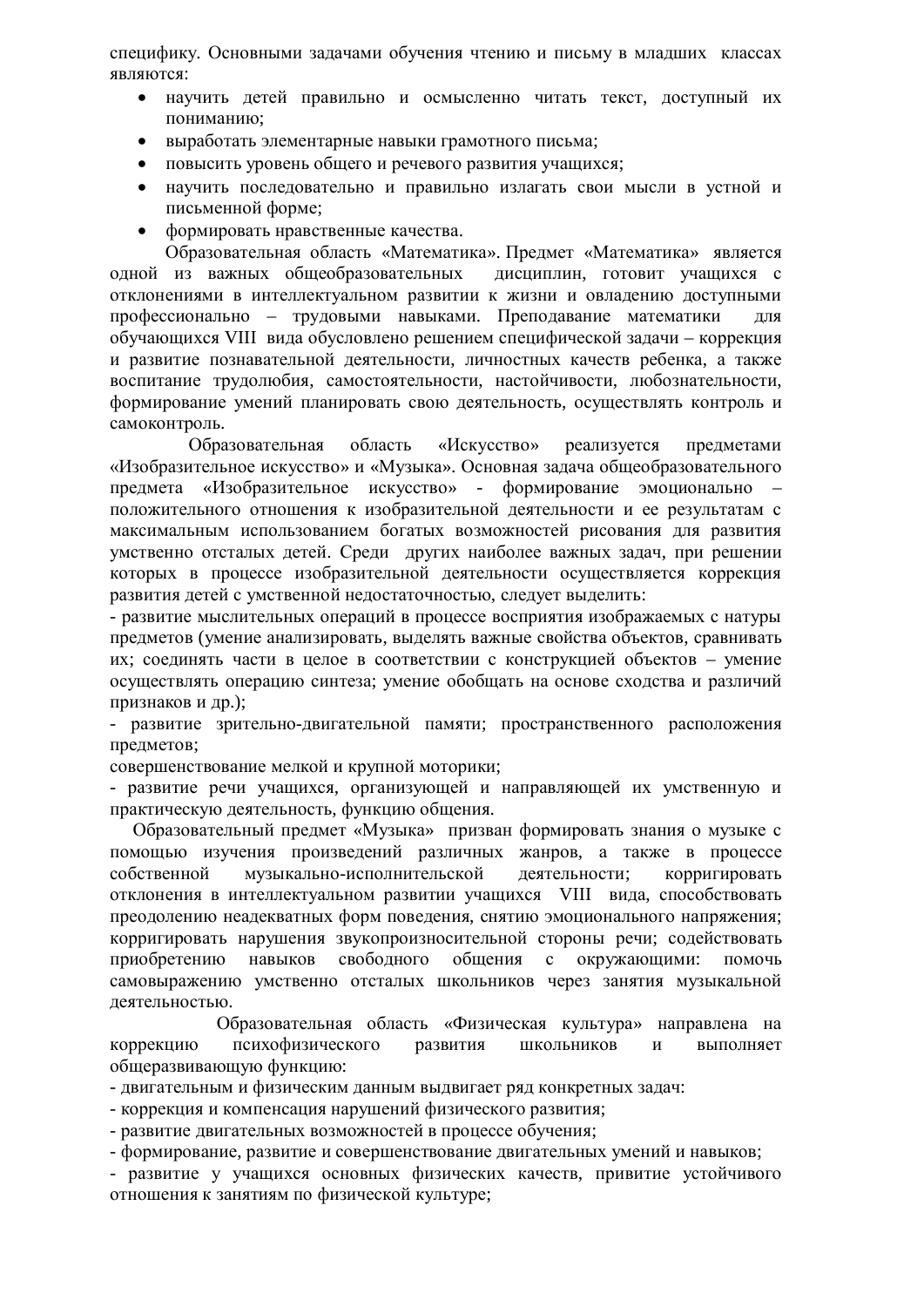специфику. Основными задачами обучения чтению и письму в младших классах являются:

- научить детей правильно и осмысленно читать текст, доступный их пониманию;
- выработать элементарные навыки грамотного письма;
- повысить уровень общего и речевого развития учащихся;
- научить последовательно и правильно излагать свои мысли в устной и письменной форме;
- формировать нравственные качества.

Образовательная область «Математика». Предмет «Математика» является одной из важных общеобразовательных дисциплин, готовит учащихся с отклонениями в интеллектуальном развитии к жизни и овладению доступными профессионально – трудовыми навыками. Преподавание математики для обучающихся VIII вида обусловлено решением специфической задачи – коррекция и развитие познавательной деятельности, личностных качеств ребенка, а также воспитание трудолюбия, самостоятельности, настойчивости, любознательности, формирование умений планировать свою деятельность, осуществлять контроль и самоконтроль.

Образовательная область «Искусство» реализуется предметами «Изобразительное искусство» и «Музыка». Основная задача общеобразовательного предмета «Изобразительное искусство» - формирование эмоционально – положительного отношения к изобразительной деятельности и ее результатам с максимальным использованием богатых возможностей рисования для развития умственно отсталых детей. Среди других наиболее важных задач, при решении которых в процессе изобразительной деятельности осуществляется коррекция развития детей с умственной недостаточностью, следует выделить:

- развитие мыслительных операций в процессе восприятия изображаемых с натуры предметов (умение анализировать, выделять важные свойства объектов, сравнивать их; соединять части в целое в соответствии с конструкцией объектов – умение осуществлять операцию синтеза; умение обобщать на основе сходства и различий признаков и др.);

- развитие зрительно-двигательной памяти; пространственного расположения предметов;

совершенствование мелкой и крупной моторики;

- развитие речи учащихся, организующей и направляющей их умственную и практическую деятельность, функцию общения.

Образовательный предмет «Музыка» призван формировать знания о музыке с помощью изучения произведений различных жанров, а также в процессе собственной музыкально-исполнительской деятельности; корригировать отклонения в интеллектуальном развитии учащихся VIII вида, способствовать преодолению неадекватных форм поведения, снятию эмоционального напряжения; корригировать нарушения звукопроизносительной стороны речи; содействовать приобретению навыков свободного общения с окружающими: помочь самовыражению умственно отсталых школьников через занятия музыкальной деятельностью.

Образовательная область «Физическая культура» направлена на коррекцию психофизического развития школьников и выполняет общеразвивающую функцию:

- двигательным и физическим данным выдвигает ряд конкретных задач:
- коррекция и компенсация нарушений физического развития;
- развитие двигательных возможностей в процессе обучения;
- формирование, развитие и совершенствование двигательных умений и навыков;
- развитие у учащихся основных физических качеств, привитие устойчивого отношения к занятиям по физической культуре;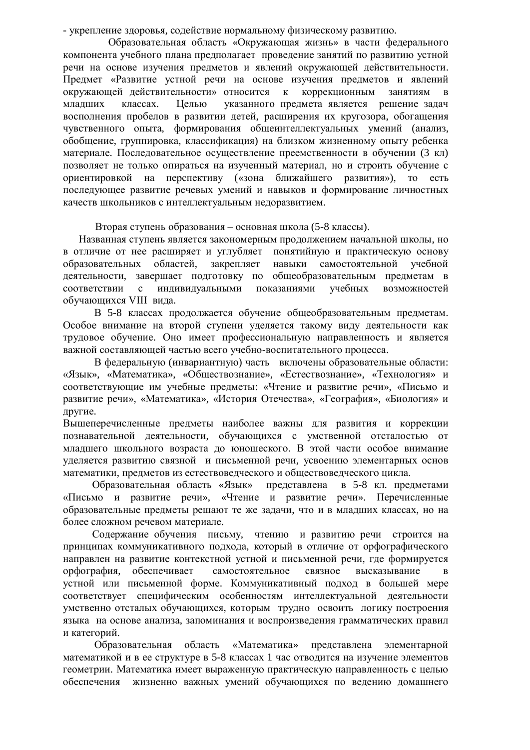- укрепление здоровья, содействие нормальному физическому развитию.

Образовательная область «Окружающая жизнь» в части федерального компонента учебного плана предполагает проведение занятий по развитию устной речи на основе изучения предметов и явлений окружающей действительности. Предмет «Развитие устной речи на основе изучения предметов и явлений окружающей действительности» относится к коррекционным занятиям в младших классах. Целью указанного предмета является решение задач восполнения пробелов в развитии детей, расширения их кругозора, обогащения чувственного опыта, формирования общеинтеллектуальных умений (анализ, обобщение, группировка, классификация) на близком жизненному опыту ребенка материале. Последовательное осуществление преемственности в обучении (3 кл) позволяет не только опираться на изученный материал, но и строить обучение с ориентировкой на перспективу («зона ближайшего развития»), то есть последующее развитие речевых умений и навыков и формирование личностных качеств школьников с интеллектуальным недоразвитием.

Вторая ступень образования – основная школа (5-8 классы).

Названная ступень является закономерным продолжением начальной школы, но в отличие от нее расширяет и углубляет понятийную и практическую основу образовательных областей, закрепляет навыки самостоятельной учебной деятельности, завершает подготовку по общеобразовательным предметам в соответствии с индивидуальными показаниями учебных возможностей обучающихся VIII вида.

В 5-8 классах продолжается обучение общеобразовательным предметам. Особое внимание на второй ступени уделяется такому виду деятельности как трудовое обучение. Оно имеет профессиональную направленность и является важной составляющей частью всего учебно-воспитательного процесса.

В федеральную (инвариантную) часть включены образовательные области: «Язык», «Математика», «Обществознание», «Естествознание», «Технология» и соответствующие им учебные предметы: «Чтение и развитие речи», «Письмо и развитие речи», «Математика», «История Отечества», «География», «Биология» и другие.

Вышеперечисленные предметы наиболее важны для развития и коррекции познавательной деятельности, обучающихся с умственной отсталостью от младшего школьного возраста до юношеского. В этой части особое внимание уделяется развитию связной и письменной речи, усвоению элементарных основ математики, предметов из естествоведческого и обществоведческого цикла.

Образовательная область «Язык» представлена в 5-8 кл. предметами «Письмо и развитие речи», «Чтение и развитие речи». Перечисленные образовательные предметы решают те же задачи, что и в младших классах, но на более сложном речевом материале.

Содержание обучения письму, чтению и развитию речи строится на принципах коммуникативного подхода, который в отличие от орфографического направлен на развитие контекстной устной и письменной речи, где формируется орфография, обеспечивает самостоятельное связное высказывание в устной или письменной форме. Коммуникативный подход в большей мере соответствует специфическим особенностям интеллектуальной деятельности умственно отсталых обучающихся, которым трудно освоить логику построения языка на основе анализа, запоминания и воспроизведения грамматических правил и категорий.

Образовательная область «Математика» представлена элементарной математикой и в ее структуре в 5-8 классах 1 час отводится на изучение элементов геометрии. Математика имеет выраженную практическую направленность с целью обеспечения жизненно важных умений обучающихся по ведению домашнего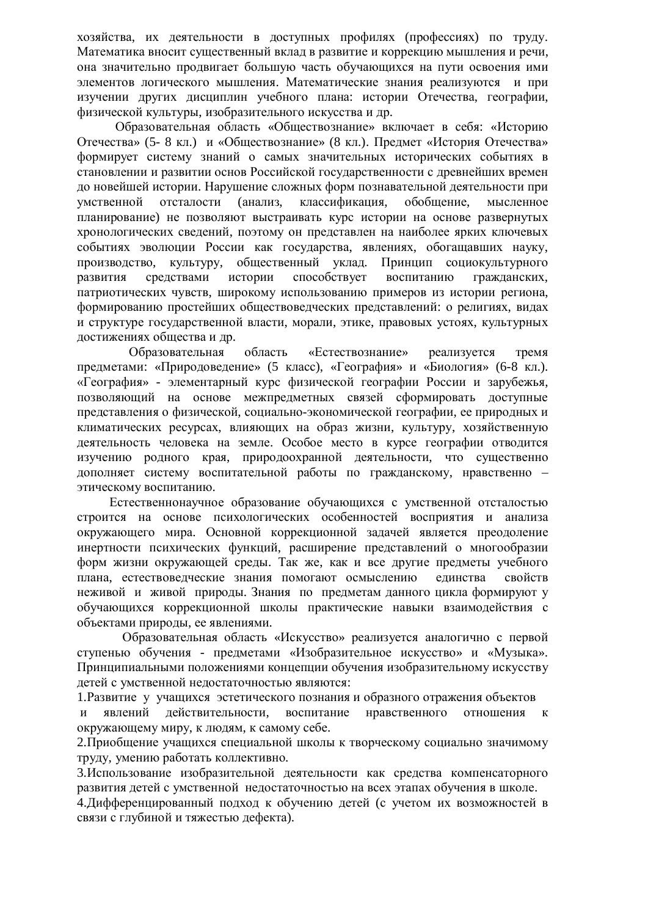хозяйства, их деятельности в доступных профилях (профессиях) по труду. Математика вносит существенный вклад в развитие и коррекцию мышления и речи, она значительно продвигает большую часть обучающихся на пути освоения ими элементов логического мышления. Математические знания реализуются и при изучении других дисциплин учебного плана: истории Отечества, географии, физической культуры, изобразительного искусства и др.

Образовательная область «Обществознание» включает в себя: «Историю Отечества» (5- 8 кл.) и «Обществознание» (8 кл.). Предмет «История Отечества» формирует систему знаний о самых значительных исторических событиях в становлении и развитии основ Российской государственности с древнейших времен до новейшей истории. Нарушение сложных форм познавательной деятельности при умственной отсталости (анализ, классификация, обобщение, мысленное планирование) не позволяют выстраивать курс истории на основе развернутых хронологических сведений, поэтому он представлен на наиболее ярких ключевых событиях эволюции России как государства, явлениях, обогащавших науку, производство, культуру, общественный уклад. Принцип социокультурного развития средствами истории способствует воспитанию гражданских, патриотических чувств, широкому использованию примеров из истории региона, формированию простейших обществоведческих представлений: о религиях, видах и структуре государственной власти, морали, этике, правовых устоях, культурных достижениях общества и др.

Образовательная область «Естествознание» реализуется тремя предметами: «Природоведение» (5 класс), «География» и «Биология» (6-8 кл.). «География» - элементарный курс физической географии России и зарубежья, позволяющий на основе межпредметных связей сформировать доступные представления о физической, социально-экономической географии, ее природных и климатических ресурсах, влияющих на образ жизни, культуру, хозяйственную деятельность человека на земле. Особое место в курсе географии отводится изучению родного края, природоохранной деятельности, что существенно дополняет систему воспитательной работы по гражданскому, нравственно – этическому воспитанию.

Естественнонаучное образование обучающихся с умственной отсталостью строится на основе психологических особенностей восприятия и анализа окружающего мира. Основной коррекционной задачей является преодоление инертности психических функций, расширение представлений о многообразии форм жизни окружающей среды. Так же, как и все другие предметы учебного плана, естествоведческие знания помогают осмыслению единства свойств неживой и живой природы. Знания по предметам данного цикла формируют у обучающихся коррекционной школы практические навыки взаимодействия с объектами природы, ее явлениями.

Образовательная область «Искусство» реализуется аналогично с первой ступенью обучения - предметами «Изобразительное искусство» и «Музыка». Принципиальными положениями концепции обучения изобразительному искусству детей с умственной недостаточностью являются:

1. Развитие у учащихся эстетического познания и образного отражения объектов и явлений действительности, воспитание нравственного отношения к окружающему миру, к людям, к самому себе.
2. Приобщение учащихся специальной школы к творческому социально значимому труду, умению работать коллективно.
3. Использование изобразительной деятельности как средства компенсаторного развития детей с умственной недостаточностью на всех этапах обучения в школе.
4. Дифференцированный подход к обучению детей (с учетом их возможностей в связи с глубиной и тяжестью дефекта).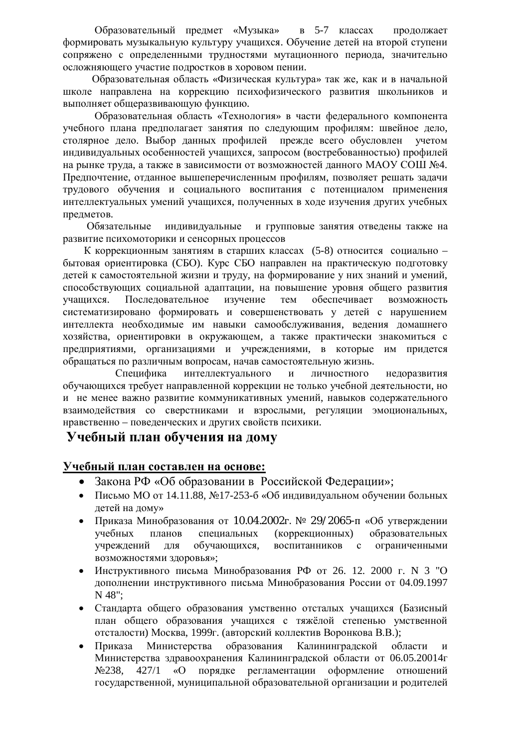Образовательный предмет «Музыка» в 5-7 классах продолжает формировать музыкальную культуру учащихся. Обучение детей на второй ступени сопряжено с определенными трудностями мутационного периода, значительно осложняющего участие подростков в хоровом пении.

Образовательная область «Физическая культура» так же, как и в начальной школе направлена на коррекцию психофизического развития школьников и выполняет общеразвивающую функцию.

Образовательная область «Технология» в части федерального компонента учебного плана предполагает занятия по следующим профилям: швейное дело, столярное дело. Выбор данных профилей прежде всего обусловлен учетом индивидуальных особенностей учащихся, запросом (востребованностью) профилей на рынке труда, а также в зависимости от возможностей данного МАОУ СОШ №4. Предпочтение, отданное вышеперечисленным профилям, позволяет решать задачи трудового обучения и социального воспитания с потенциалом применения интеллектуальных умений учащихся, полученных в ходе изучения других учебных предметов.

Обязательные индивидуальные и групповые занятия отведены также на развитие психомоторики и сенсорных процессов

К коррекционным занятиям в старших классах (5-8) относится социально – бытовая ориентировка (СБО). Курс СБО направлен на практическую подготовку детей к самостоятельной жизни и труду, на формирование у них знаний и умений, способствующих социальной адаптации, на повышение уровня общего развития учащихся. Последовательное изучение тем обеспечивает возможность систематизировано формировать и совершенствовать у детей с нарушением интеллекта необходимые им навыки самообслуживания, ведения домашнего хозяйства, ориентировки в окружающем, а также практически знакомиться с предприятиями, организациями и учреждениями, в которые им придется обращаться по различным вопросам, начав самостоятельную жизнь.

Специфика интеллектуального и личностного недоразвития обучающихся требует направленной коррекции не только учебной деятельности, но и не менее важно развитие коммуникативных умений, навыков содержательного взаимодействия со сверстниками и взрослыми, регуляции эмоциональных, нравственно – поведенческих и других свойств психики.

## Учебный план обучения на дому

**Учебный план составлен на основе:**

- Закона РФ «Об образовании в Российской Федерации»;
- Письмо МО от 14.11.88, №17-253-6 «Об индивидуальном обучении больных детей на дому»
- Приказа Минобразования от 10.04.2002г. № 29/2065-п «Об утверждении учебных планов специальных (коррекционных) образовательных учреждений для обучающихся, воспитанников с ограниченными возможностями здоровья»;
- Инструктивного письма Минобразования РФ от 26. 12. 2000 г. N 3 "О дополнении инструктивного письма Минобразования России от 04.09.1997 N 48";
- Стандарта общего образования умственно отсталых учащихся (Базисный план общего образования учащихся с тяжёлой степенью умственной отсталости) Москва, 1999г. (авторский коллектив Воронкова В.В.);
- Приказа Министерства образования Калининградской области и Министерства здравоохранения Калининградской области от 06.05.20014г №238, 427/1 «О порядке регламентации оформление отношений государственной, муниципальной образовательной организации и родителей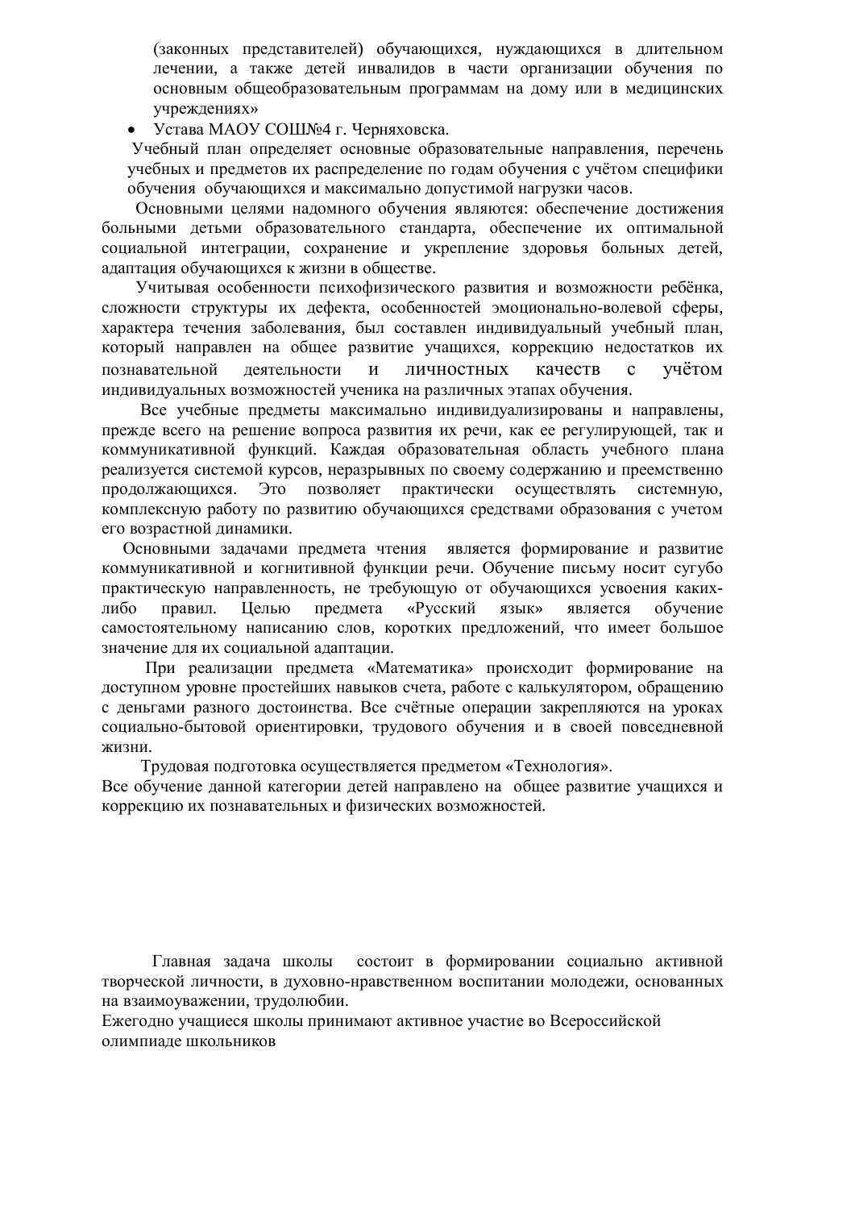(законных представителей) обучающихся, нуждающихся в длительном лечении, а также детей инвалидов в части организации обучения по основным общеобразовательным программам на дому или в медицинских учреждениях»

- Устава МАОУ СОШ№4 г. Черняховска.

Учебный план определяет основные образовательные направления, перечень учебных и предметов их распределение по годам обучения с учётом специфики обучения обучающихся и максимально допустимой нагрузки часов.

Основными целями надомного обучения являются: обеспечение достижения больными детьми образовательного стандарта, обеспечение их оптимальной социальной интеграции, сохранение и укрепление здоровья больных детей, адаптация обучающихся к жизни в обществе.

Учитывая особенности психофизического развития и возможности ребёнка, сложности структуры их дефекта, особенностей эмоционально-волевой сферы, характера течения заболевания, был составлен индивидуальный учебный план, который направлен на общее развитие учащихся, коррекцию недостатков их познавательной деятельности и личностных качеств с учётом индивидуальных возможностей ученика на различных этапах обучения.

Все учебные предметы максимально индивидуализированы и направлены, прежде всего на решение вопроса развития их речи, как ее регулирующей, так и коммуникативной функций. Каждая образовательная область учебного плана реализуется системой курсов, неразрывных по своему содержанию и преемственно продолжающихся. Это позволяет практически осуществлять системную, комплексную работу по развитию обучающихся средствами образования с учетом его возрастной динамики.

Основными задачами предмета чтения является формирование и развитие коммуникативной и когнитивной функции речи. Обучение письму носит сугубо практическую направленность, не требующую от обучающихся усвоения каких-либо правил. Целью предмета «Русский язык» является обучение самостоятельному написанию слов, коротких предложений, что имеет большое значение для их социальной адаптации.

При реализации предмета «Математика» происходит формирование на доступном уровне простейших навыков счета, работе с калькулятором, обращению с деньгами разного достоинства. Все счётные операции закрепляются на уроках социально-бытовой ориентировки, трудового обучения и в своей повседневной жизни.

Трудовая подготовка осуществляется предметом «Технология».

Все обучение данной категории детей направлено на общее развитие учащихся и коррекцию их познавательных и физических возможностей.

Главная задача школы состоит в формировании социально активной творческой личности, в духовно-нравственном воспитании молодежи, основанных на взаимоуважении, трудолюбии.

Ежегодно учащиеся школы принимают активное участие во Всероссийской олимпиаде школьников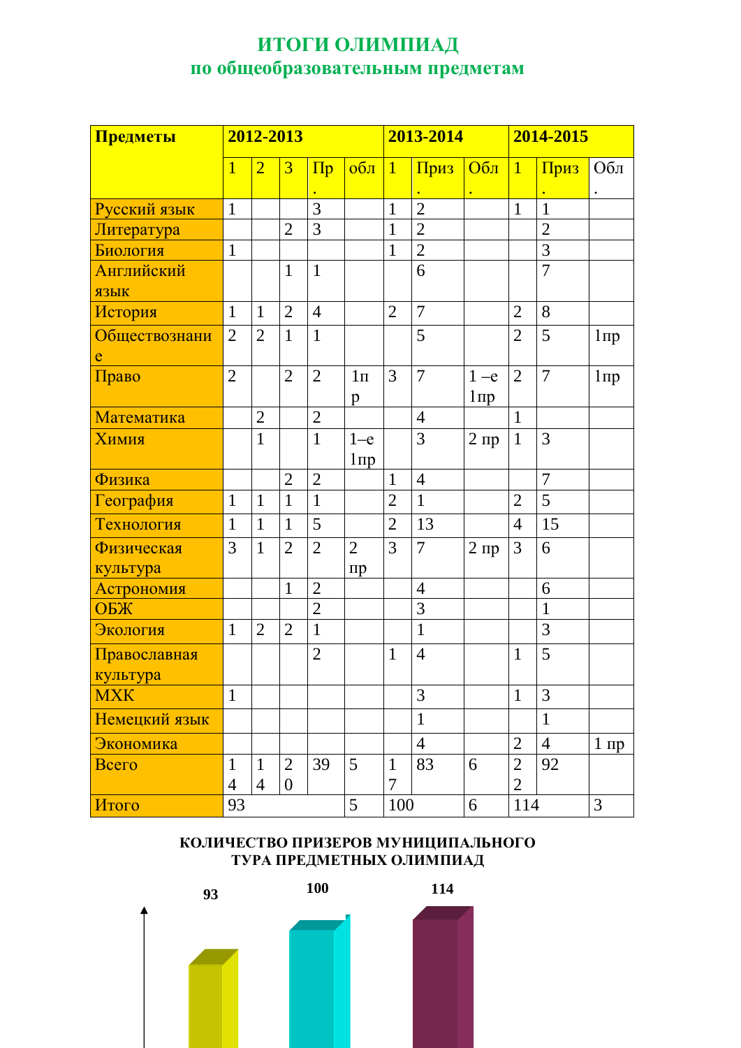# ИТОГИ ОЛИМПИАД
## по общеобразовательным предметам

| Предметы | 2012-2013 | | | | | 2013-2014 | | | 2014-2015 | | |
|---|---|---|---|---|---|---|---|---|---|---|---|
| | 1 | 2 | 3 | Пр. | обл | 1 | Приз. | Обл. | 1 | Приз. | Обл. |
| Русский язык | 1 | | | 3 | | 1 | 2 | | 1 | 1 | |
| Литература | | | 2 | 3 | | 1 | 2 | | | 2 | |
| Биология | 1 | | | | | 1 | 2 | | | 3 | |
| Английский язык | | | 1 | 1 | | | 6 | | | 7 | |
| История | 1 | 1 | 2 | 4 | | 2 | 7 | | 2 | 8 | |
| Обществознание | 2 | 2 | 1 | 1 | | | 5 | | 2 | 5 | 1пр |
| Право | 2 | | 2 | 2 | 1пр | 3 | 7 | 1 –е 1пр | 2 | 7 | 1пр |
| Математика | | 2 | | 2 | | | 4 | | 1 | | |
| Химия | | 1 | | 1 | 1–е 1пр | | 3 | 2 пр | 1 | 3 | |
| Физика | | | 2 | 2 | | 1 | 4 | | | 7 | |
| География | 1 | 1 | 1 | 1 | | 2 | 1 | | 2 | 5 | |
| Технология | 1 | 1 | 1 | 5 | | 2 | 13 | | 4 | 15 | |
| Физическая культура | 3 | 1 | 2 | 2 | 2 пр | 3 | 7 | 2 пр | 3 | 6 | |
| Астрономия | | | 1 | 2 | | | 4 | | | 6 | |
| ОБЖ | | | | 2 | | | 3 | | | 1 | |
| Экология | 1 | 2 | 2 | 1 | | | 1 | | | 3 | |
| Православная культура | | | | 2 | | 1 | 4 | | 1 | 5 | |
| МХК | 1 | | | | | | 3 | | 1 | 3 | |
| Немецкий язык | | | | | | | 1 | | | 1 | |
| Экономика | | | | | | | 4 | | 2 | 4 | 1 пр |
| Всего | 14 | 14 | 20 | 39 | 5 | 17 | 83 | 6 | 22 | 92 | |
| Итого | 93 | | | | 5 | 100 | | 6 | 114 | | 3 |

**КОЛИЧЕСТВО ПРИЗЕРОВ МУНИЦИПАЛЬНОГО ТУРА ПРЕДМЕТНЫХ ОЛИМПИАД**

93 100 114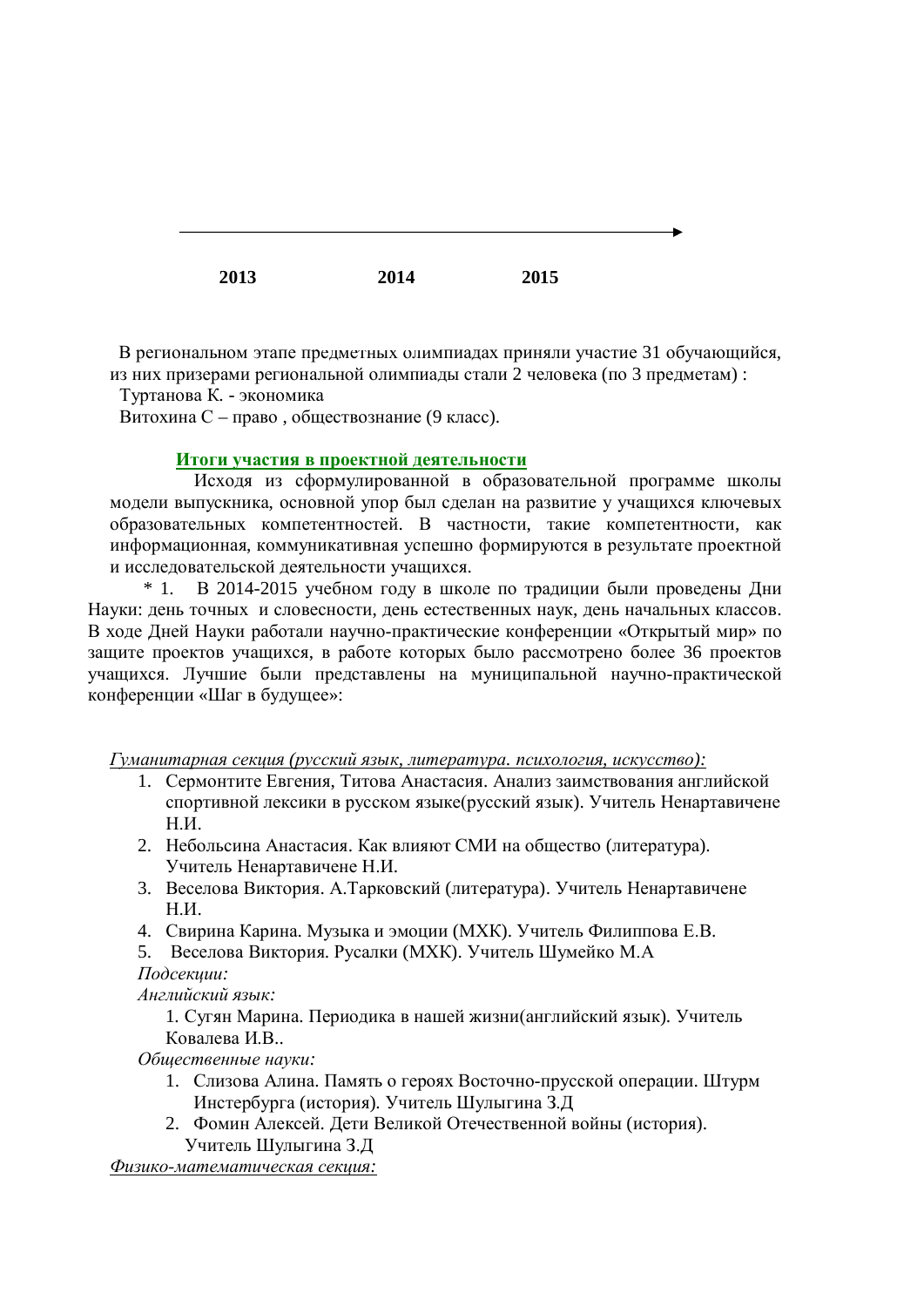2013 2014 2015

В региональном этапе предметных олимпиадах приняли участие 31 обучающийся, из них призерами региональной олимпиады стали 2 человека (по 3 предметам) :

Туртанова К. - экономика

Витохина С – право , обществознание (9 класс).

**Итоги участия в проектной деятельности**

Исходя из сформулированной в образовательной программе школы модели выпускника, основной упор был сделан на развитие у учащихся ключевых образовательных компетентностей. В частности, такие компетентности, как информационная, коммуникативная успешно формируются в результате проектной и исследовательской деятельности учащихся.

\* 1. В 2014-2015 учебном году в школе по традиции были проведены Дни Науки: день точных и словесности, день естественных наук, день начальных классов. В ходе Дней Науки работали научно-практические конференции «Открытый мир» по защите проектов учащихся, в работе которых было рассмотрено более 36 проектов учащихся. Лучшие были представлены на муниципальной научно-практической конференции «Шаг в будущее»:

*Гуманитарная секция (русский язык, литература. психология, искусство):*

1. Сермонтите Евгения, Титова Анастасия. Анализ заимствования английской спортивной лексики в русском языке(русский язык). Учитель Ненартавичене Н.И.
2. Небольсина Анастасия. Как влияют СМИ на общество (литература). Учитель Ненартавичене Н.И.
3. Веселова Виктория. А.Тарковский (литература). Учитель Ненартавичене Н.И.
4. Свирина Карина. Музыка и эмоции (МХК). Учитель Филиппова Е.В.
5. Веселова Виктория. Русалки (МХК). Учитель Шумейко М.А

*Подсекции:*

*Английский язык:*

1. Сугян Марина. Периодика в нашей жизни(английский язык). Учитель Ковалева И.В..

*Общественные науки:*

1. Слизова Алина. Память о героях Восточно-прусской операции. Штурм Инстербурга (история). Учитель Шулыгина З.Д
2. Фомин Алексей. Дети Великой Отечественной войны (история). Учитель Шулыгина З.Д

*Физико-математическая секция:*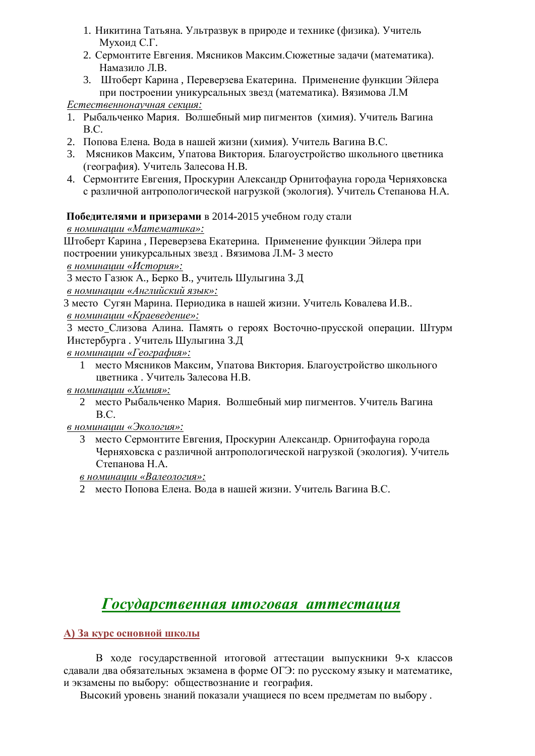1. Никитина Татьяна. Ультразвук в природе и технике (физика). Учитель Мухоид С.Г.
2. Сермонтите Евгения. Мясников Максим.Сюжетные задачи (математика). Намазило Л.В.
3. Штоберт Карина , Переверзева Екатерина. Применение функции Эйлера при построении уникурсальных звезд (математика). Вязимова Л.М

*Естественнонаучная секция:*

1. Рыбальченко Мария. Волшебный мир пигментов (химия). Учитель Вагина В.С.
2. Попова Елена. Вода в нашей жизни (химия). Учитель Вагина В.С.
3. Мясников Максим, Упатова Виктория. Благоустройство школьного цветника (география). Учитель Залесова Н.В.
4. Сермонтите Евгения, Проскурин Александр Орнитофауна города Черняховска с различной антропологической нагрузкой (экология). Учитель Степанова Н.А.

**Победителями и призерами** в 2014-2015 учебном году стали

*в номинации «Математика»:*

Штоберт Карина , Переверзева Екатерина. Применение функции Эйлера при построении уникурсальных звезд . Вязимова Л.М- 3 место

*в номинации «История»:*

3 место Газюк А., Берко В., учитель Шулыгина З.Д

*в номинации «Английский язык»:*

3 место Сугян Марина. Периодика в нашей жизни. Учитель Ковалева И.В..

*в номинации «Краеведение»:*

3 место_Слизова Алина. Память о героях Восточно-прусской операции. Штурм Инстербурга . Учитель Шулыгина З.Д

*в номинации «География»:*

1 место Мясников Максим, Упатова Виктория. Благоустройство школьного цветника . Учитель Залесова Н.В.

*в номинации «Химия»:*

2 место Рыбальченко Мария. Волшебный мир пигментов. Учитель Вагина В.С.

*в номинации «Экология»:*

3 место Сермонтите Евгения, Проскурин Александр. Орнитофауна города Черняховска с различной антропологической нагрузкой (экология). Учитель Степанова Н.А.

*в номинации «Валеология»:*

2 место Попова Елена. Вода в нашей жизни. Учитель Вагина В.С.

## *Государственная итоговая аттестация*

**А) За курс основной школы**

В ходе государственной итоговой аттестации выпускники 9-х классов сдавали два обязательных экзамена в форме ОГЭ: по русскому языку и математике, и экзамены по выбору: обществознание и география.

Высокий уровень знаний показали учащиеся по всем предметам по выбору .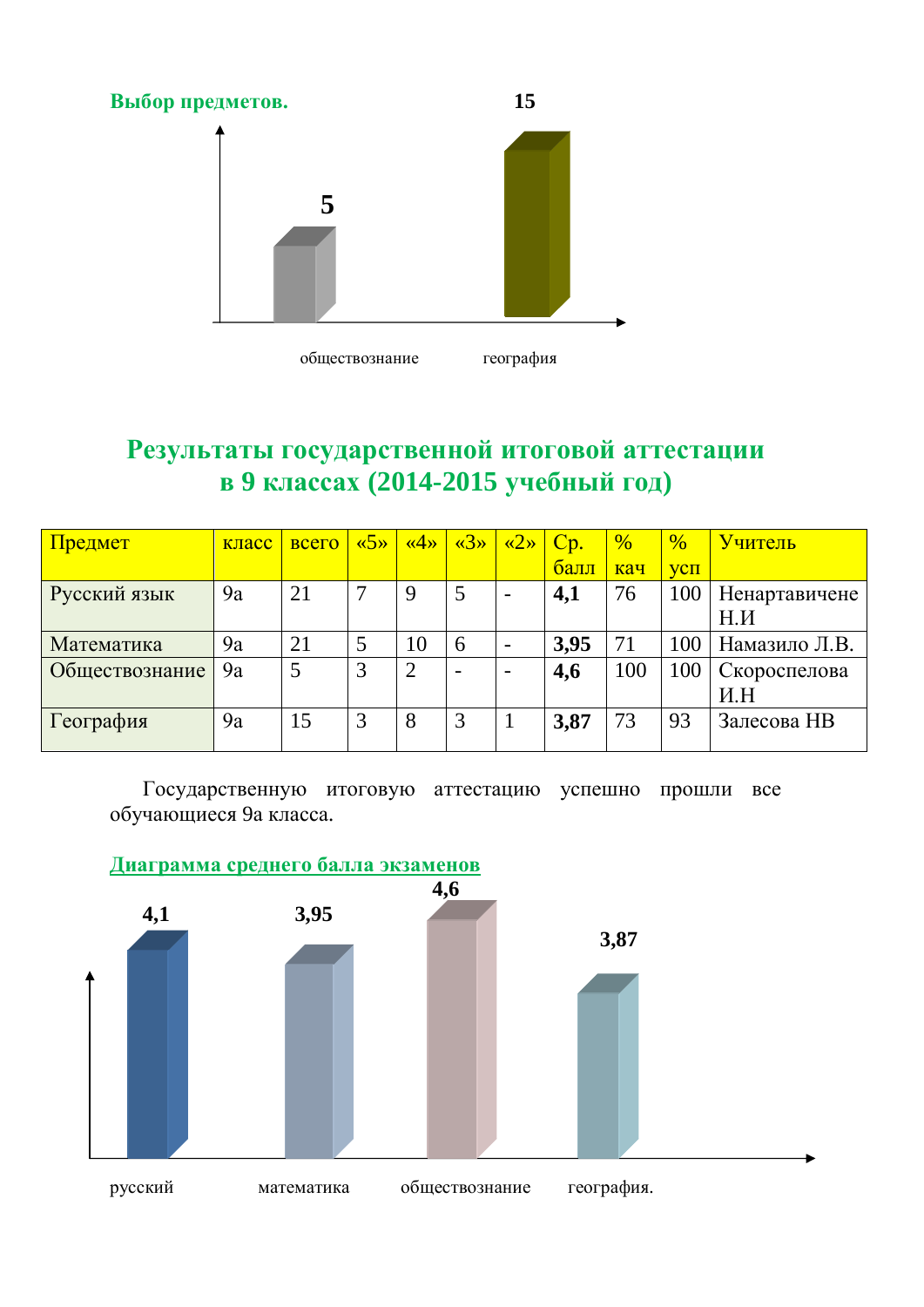**Выбор предметов.**

15

5

обществознание география

## Результаты государственной итоговой аттестации в 9 классах (2014-2015 учебный год)

| Предмет | класс | всего | «5» | «4» | «3» | «2» | Ср. балл | % кач | % усп | Учитель |
|---|---|---|---|---|---|---|---|---|---|---|
| Русский язык | 9а | 21 | 7 | 9 | 5 | - | **4,1** | 76 | 100 | Ненартавичене Н.И |
| Математика | 9а | 21 | 5 | 10 | 6 | - | **3,95** | 71 | 100 | Намазило Л.В. |
| Обществознание | 9а | 5 | 3 | 2 | - | - | **4,6** | 100 | 100 | Скороспелова И.Н |
| География | 9а | 15 | 3 | 8 | 3 | 1 | **3,87** | 73 | 93 | Залесова НВ |

Государственную итоговую аттестацию успешно прошли все обучающиеся 9а класса.

**Диаграмма среднего балла экзаменов**

4,1 3,95 4,6 3,87

русский математика обществознание география.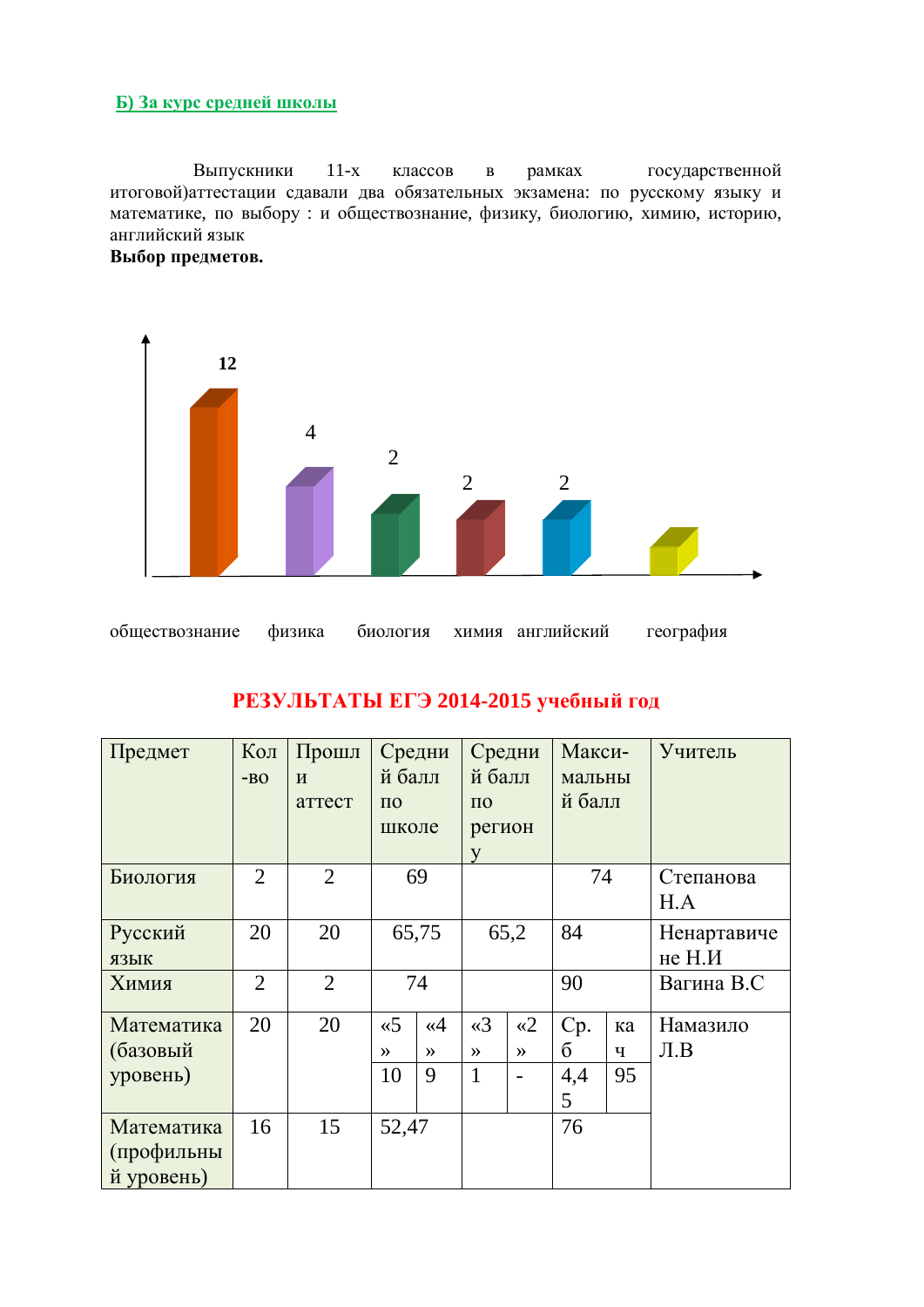**Б) За курс средней школы**

Выпускники 11-х классов в рамках государственной итоговой)аттестации сдавали два обязательных экзамена: по русскому языку и математике, по выбору : и обществознание, физику, биологию, химию, историю, английский язык

**Выбор предметов.**

| обществознание | физика | биология | химия | английский | география |
|---|---|---|---|---|---|
| 12 | 4 | 2 | 2 | 2 | |

## РЕЗУЛЬТАТЫ ЕГЭ 2014-2015 учебный год

| Предмет | Кол-во | Прошли аттест | Средний балл по школе | Средний балл по региону | Макси-мальный балл | Учитель |
|---|---|---|---|---|---|---|
| Биология | 2 | 2 | 69 | | 74 | Степанова Н.А |
| Русский язык | 20 | 20 | 65,75 | 65,2 | 84 | Ненартавичене Н.И |
| Химия | 2 | 2 | 74 | | 90 | Вагина В.С |
| Математика (базовый уровень) | 20 | 20 | «5» 10; «4» 9 | «3» 1; «2» - | Ср. б 4,45; кач 95 | Намазило Л.В |
| Математика (профильный уровень) | 16 | 15 | 52,47 | | 76 | |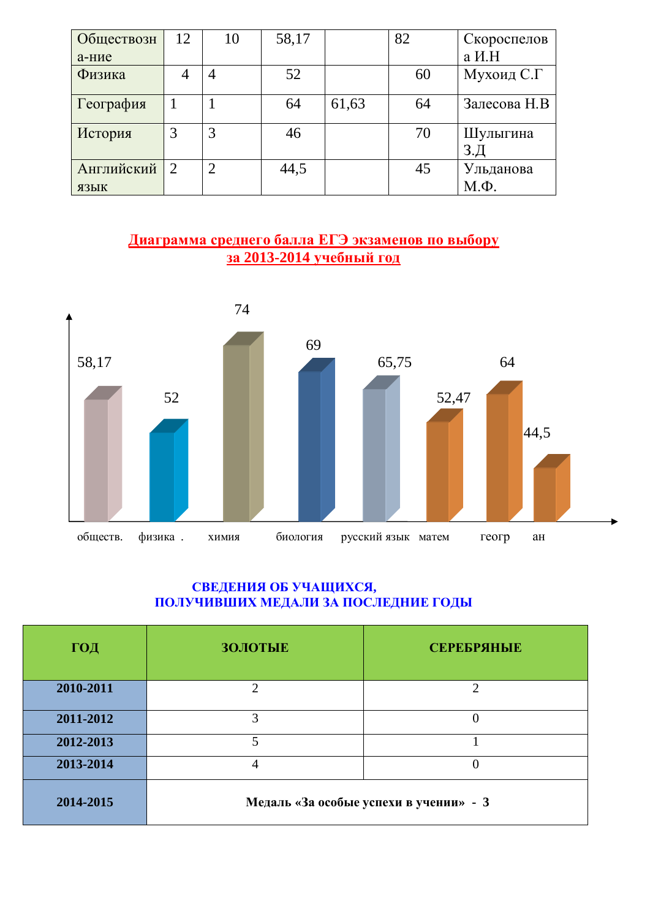| Обществозна-ние | 12 | 10 | 58,17 | | 82 | Скороспелова И.Н |
|---|---|---|---|---|---|---|
| Физика | 4 | 4 | 52 | | 60 | Мухоид С.Г |
| География | 1 | 1 | 64 | 61,63 | 64 | Залесова Н.В |
| История | 3 | 3 | 46 | | 70 | Шулыгина З.Д |
| Английский язык | 2 | 2 | 44,5 | | 45 | Ульданова М.Ф. |

## Диаграмма среднего балла ЕГЭ экзаменов по выбору за 2013-2014 учебный год

| Предмет | Средний балл |
|---|---|
| обществ. | 58,17 |
| физика | 52 |
| химия | 74 |
| биология | 69 |
| русский язык | 65,75 |
| матем | 52,47 |
| геогр | 64 |
| ан | 44,5 |

## СВЕДЕНИЯ ОБ УЧАЩИХСЯ, ПОЛУЧИВШИХ МЕДАЛИ ЗА ПОСЛЕДНИЕ ГОДЫ

| ГОД | ЗОЛОТЫЕ | СЕРЕБРЯНЫЕ |
|---|---|---|
| **2010-2011** | 2 | 2 |
| **2011-2012** | 3 | 0 |
| **2012-2013** | 5 | 1 |
| **2013-2014** | 4 | 0 |
| **2014-2015** | **Медаль «За особые успехи в учении» - 3** | |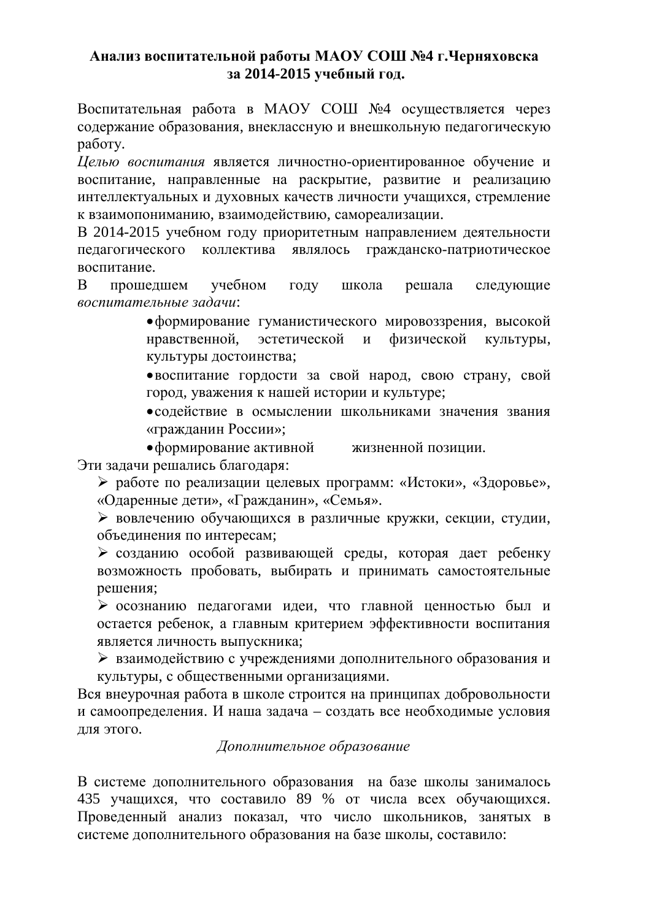**Анализ воспитательной работы МАОУ СОШ №4 г.Черняховска за 2014-2015 учебный год.**

Воспитательная работа в МАОУ СОШ №4 осуществляется через содержание образования, внеклассную и внешкольную педагогическую работу.

*Целью воспитания* является личностно-ориентированное обучение и воспитание, направленные на раскрытие, развитие и реализацию интеллектуальных и духовных качеств личности учащихся, стремление к взаимопониманию, взаимодействию, самореализации.

В 2014-2015 учебном году приоритетным направлением деятельности педагогического коллектива являлось гражданско-патриотическое воспитание.

В прошедшем учебном году школа решала следующие *воспитательные задачи*:

- формирование гуманистического мировоззрения, высокой нравственной, эстетической и физической культуры, культуры достоинства;
- воспитание гордости за свой народ, свою страну, свой город, уважения к нашей истории и культуре;
- содействие в осмыслении школьниками значения звания «гражданин России»;
- формирование активной жизненной позиции.

Эти задачи решались благодаря:

- работе по реализации целевых программ: «Истоки», «Здоровье», «Одаренные дети», «Гражданин», «Семья».
- вовлечению обучающихся в различные кружки, секции, студии, объединения по интересам;
- созданию особой развивающей среды, которая дает ребенку возможность пробовать, выбирать и принимать самостоятельные решения;
- осознанию педагогами идеи, что главной ценностью был и остается ребенок, а главным критерием эффективности воспитания является личность выпускника;
- взаимодействию с учреждениями дополнительного образования и культуры, с общественными организациями.

Вся внеурочная работа в школе строится на принципах добровольности и самоопределения. И наша задача – создать все необходимые условия для этого.

*Дополнительное образование*

В системе дополнительного образования на базе школы занималось 435 учащихся, что составило 89 % от числа всех обучающихся. Проведенный анализ показал, что число школьников, занятых в системе дополнительного образования на базе школы, составило: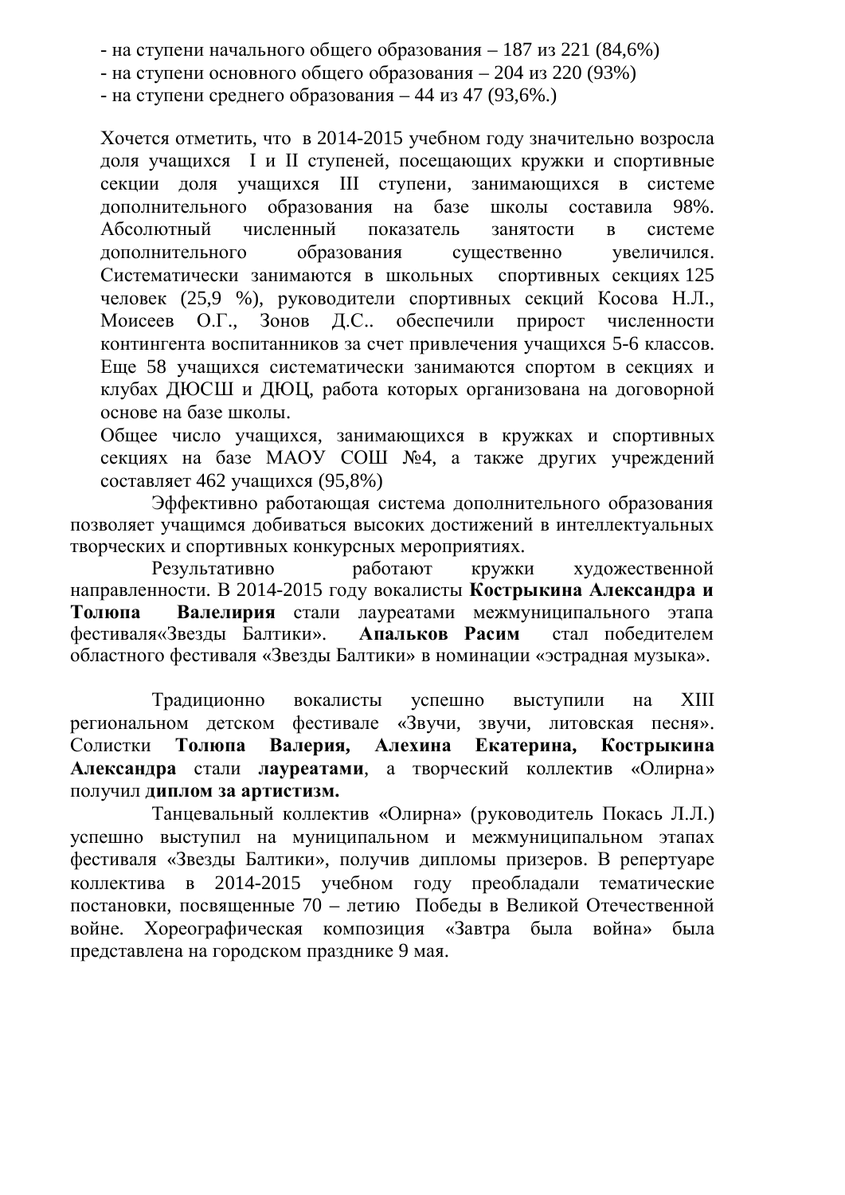- на ступени начального общего образования – 187 из 221 (84,6%)
- на ступени основного общего образования – 204 из 220 (93%)
- на ступени среднего образования – 44 из 47 (93,6%.)

Хочется отметить, что в 2014-2015 учебном году значительно возросла доля учащихся I и II ступеней, посещающих кружки и спортивные секции доля учащихся III ступени, занимающихся в системе дополнительного образования на базе школы составила 98%. Абсолютный численный показатель занятости в системе дополнительного образования существенно увеличился. Систематически занимаются в школьных спортивных секциях 125 человек (25,9 %), руководители спортивных секций Косова Н.Л., Моисеев О.Г., Зонов Д.С.. обеспечили прирост численности контингента воспитанников за счет привлечения учащихся 5-6 классов. Еще 58 учащихся систематически занимаются спортом в секциях и клубах ДЮСШ и ДЮЦ, работа которых организована на договорной основе на базе школы.

Общее число учащихся, занимающихся в кружках и спортивных секциях на базе МАОУ СОШ №4, а также других учреждений составляет 462 учащихся (95,8%)

Эффективно работающая система дополнительного образования позволяет учащимся добиваться высоких достижений в интеллектуальных творческих и спортивных конкурсных мероприятиях.

Результативно работают кружки художественной направленности. В 2014-2015 году вокалисты **Кострыкина Александра и Толюпа Валелирия** стали лауреатами межмуниципального этапа фестиваля«Звезды Балтики». **Апальков Расим** стал победителем областного фестиваля «Звезды Балтики» в номинации «эстрадная музыка».

Традиционно вокалисты успешно выступили на XIII региональном детском фестивале «Звучи, звучи, литовская песня». Солистки **Толюпа Валерия, Алехина Екатерина, Кострыкина Александра** стали **лауреатами**, а творческий коллектив «Олирна» получил **диплом за артистизм.**

Танцевальный коллектив «Олирна» (руководитель Покась Л.Л.) успешно выступил на муниципальном и межмуниципальном этапах фестиваля «Звезды Балтики», получив дипломы призеров. В репертуаре коллектива в 2014-2015 учебном году преобладали тематические постановки, посвященные 70 – летию Победы в Великой Отечественной войне. Хореографическая композиция «Завтра была война» была представлена на городском празднике 9 мая.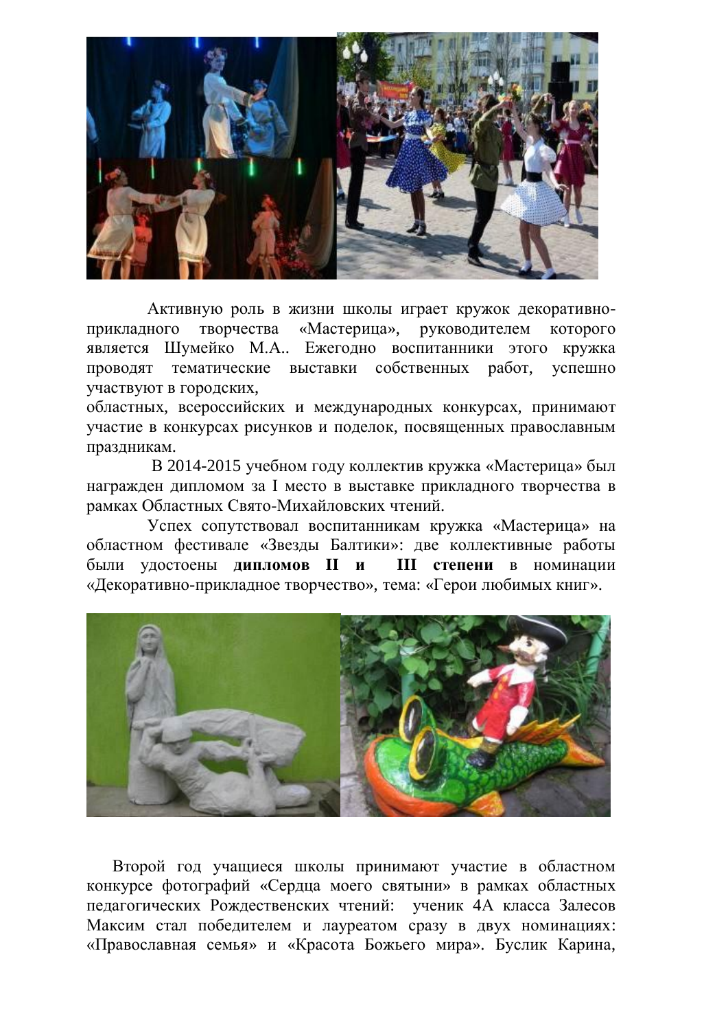Активную роль в жизни школы играет кружок декоративно-прикладного творчества «Мастерица», руководителем которого является Шумейко М.А.. Ежегодно воспитанники этого кружка проводят тематические выставки собственных работ, успешно участвуют в городских,
областных, всероссийских и международных конкурсах, принимают участие в конкурсах рисунков и поделок, посвященных православным праздникам.

В 2014-2015 учебном году коллектив кружка «Мастерица» был награжден дипломом за I место в выставке прикладного творчества в рамках Областных Свято-Михайловских чтений.

Успех сопутствовал воспитанникам кружка «Мастерица» на областном фестивале «Звезды Балтики»: две коллективные работы были удостоены **дипломов II и III степени** в номинации «Декоративно-прикладное творчество», тема: «Герои любимых книг».

Второй год учащиеся школы принимают участие в областном конкурсе фотографий «Сердца моего святыни» в рамках областных педагогических Рождественских чтений: ученик 4А класса Залесов Максим стал победителем и лауреатом сразу в двух номинациях: «Православная семья» и «Красота Божьего мира». Буслик Карина,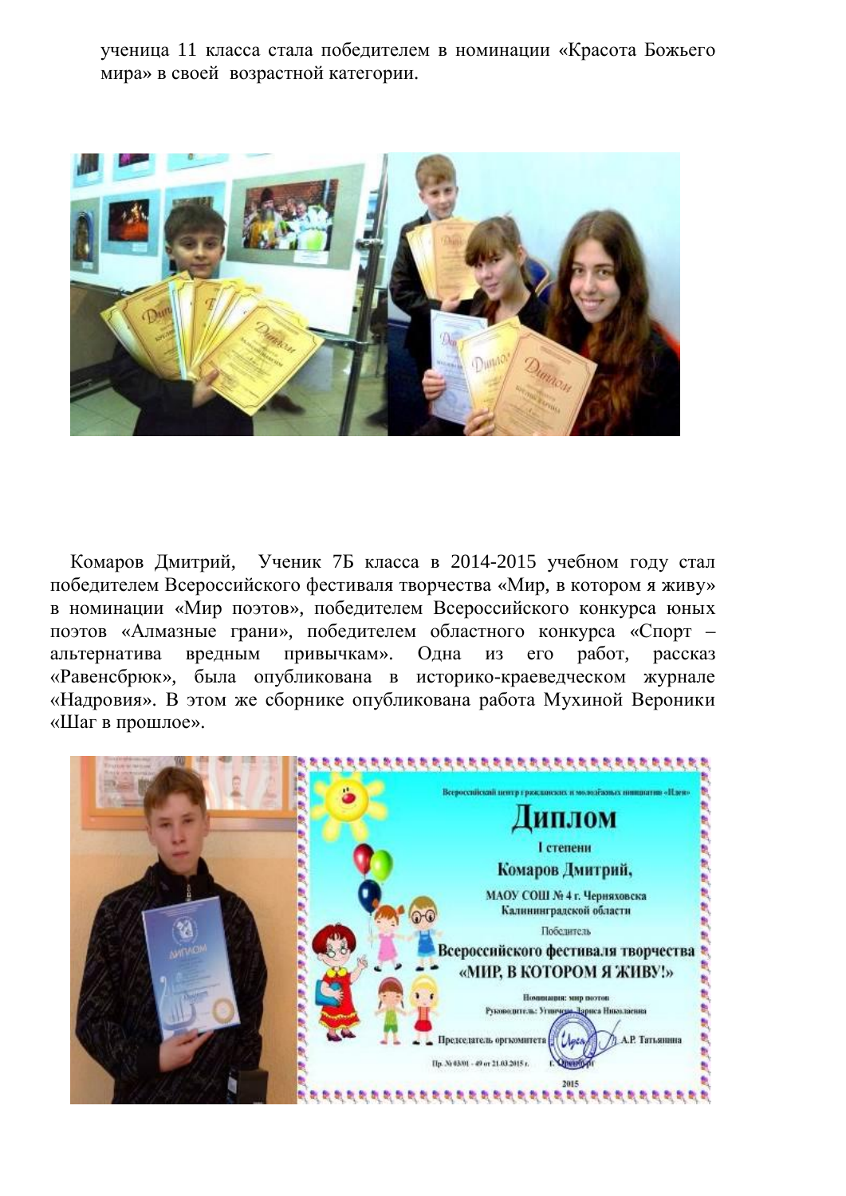ученица 11 класса стала победителем в номинации «Красота Божьего мира» в своей возрастной категории.

Комаров Дмитрий, Ученик 7Б класса в 2014-2015 учебном году стал победителем Всероссийского фестиваля творчества «Мир, в котором я живу» в номинации «Мир поэтов», победителем Всероссийского конкурса юных поэтов «Алмазные грани», победителем областного конкурса «Спорт – альтернатива вредным привычкам». Одна из его работ, рассказ «Равенсбрюк», была опубликована в историко-краеведческом журнале «Надровия». В этом же сборнике опубликована работа Мухиной Вероники «Шаг в прошлое».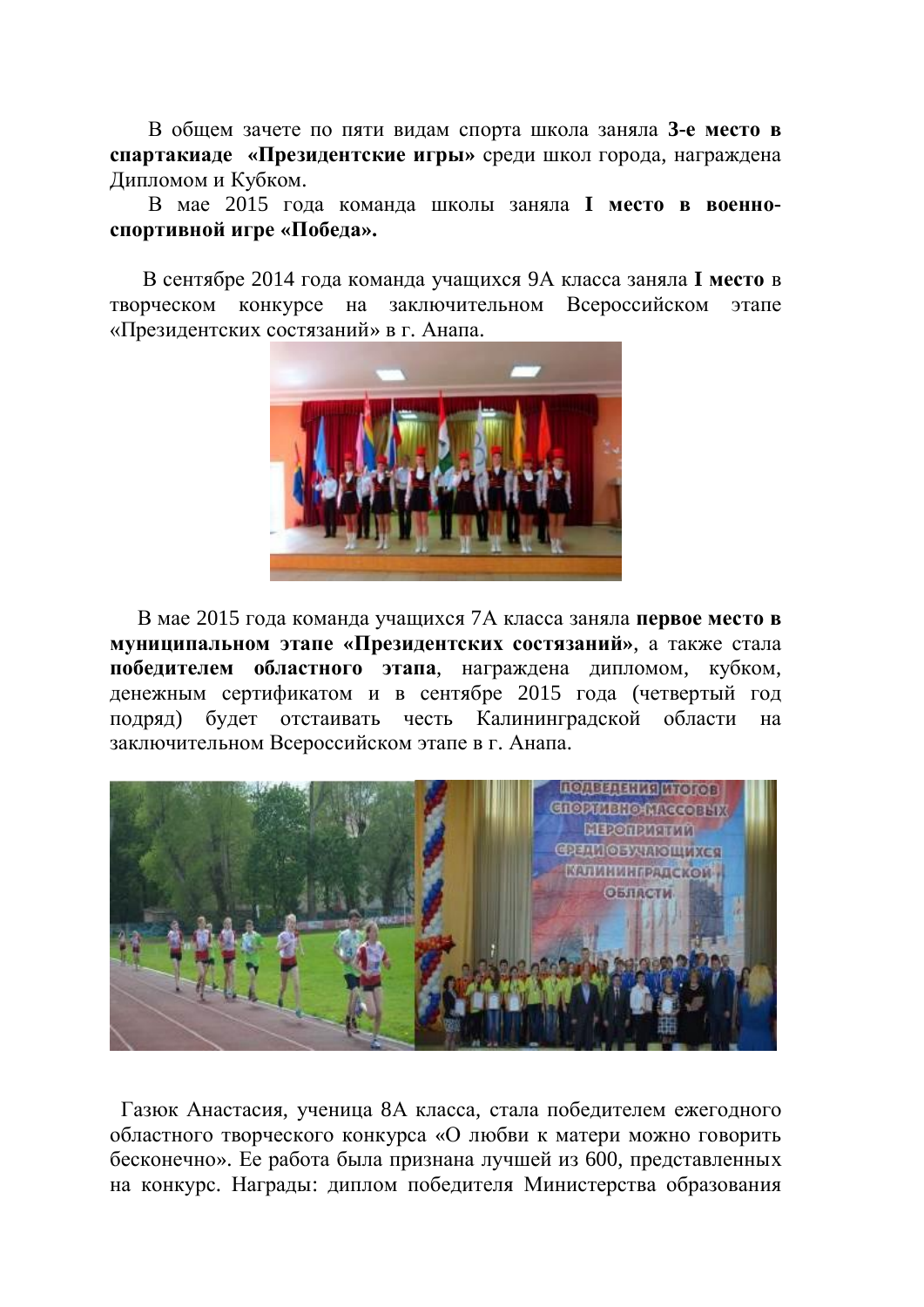В общем зачете по пяти видам спорта школа заняла **3-е место в спартакиаде «Президентские игры»** среди школ города, награждена Дипломом и Кубком.

В мае 2015 года команда школы заняла **I место в военно-спортивной игре «Победа».**

В сентябре 2014 года команда учащихся 9А класса заняла **I место** в творческом конкурсе на заключительном Всероссийском этапе «Президентских состязаний» в г. Анапа.

В мае 2015 года команда учащихся 7А класса заняла **первое место в муниципальном этапе «Президентских состязаний»**, а также стала **победителем областного этапа**, награждена дипломом, кубком, денежным сертификатом и в сентябре 2015 года (четвертый год подряд) будет отстаивать честь Калининградской области на заключительном Всероссийском этапе в г. Анапа.

Газюк Анастасия, ученица 8А класса, стала победителем ежегодного областного творческого конкурса «О любви к матери можно говорить бесконечно». Ее работа была признана лучшей из 600, представленных на конкурс. Награды: диплом победителя Министерства образования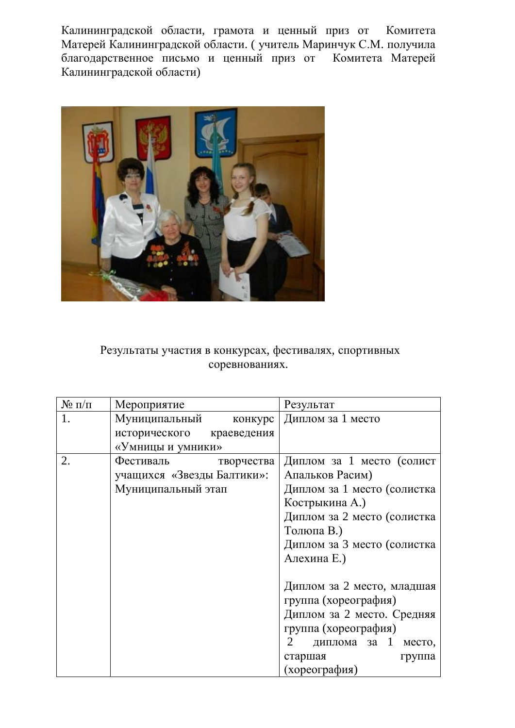Калининградской области, грамота и ценный приз от Комитета Матерей Калининградской области. ( учитель Маринчук С.М. получила благодарственное письмо и ценный приз от Комитета Матерей Калининградской области)

Результаты участия в конкурсах, фестивалях, спортивных соревнованиях.

| № п/п | Мероприятие | Результат |
|---|---|---|
| 1. | Муниципальный конкурс исторического краеведения «Умницы и умники» | Диплом за 1 место |
| 2. | Фестиваль творчества учащихся «Звезды Балтики»: Муниципальный этап | Диплом за 1 место (солист Апальков Расим)<br>Диплом за 1 место (солистка Кострыкина А.)<br>Диплом за 2 место (солистка Толюпа В.)<br>Диплом за 3 место (солистка Алехина Е.)<br><br>Диплом за 2 место, младшая группа (хореография)<br>Диплом за 2 место. Средняя группа (хореография)<br>2 диплома за 1 место, старшая группа (хореография) |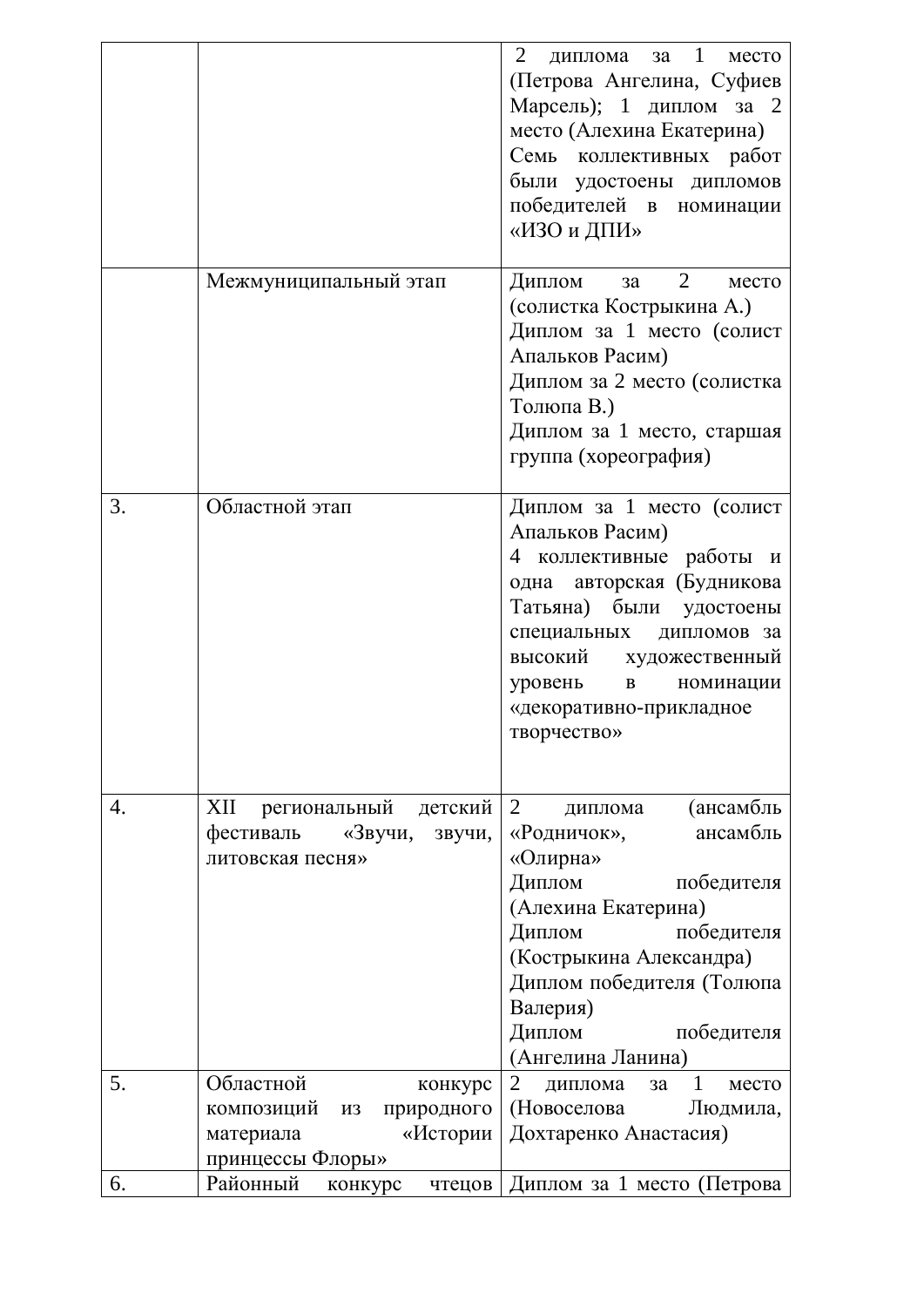| | | |
|---|---|---|
| | | 2 диплома за 1 место (Петрова Ангелина, Суфиев Марсель); 1 диплом за 2 место (Алехина Екатерина) Семь коллективных работ были удостоены дипломов победителей в номинации «ИЗО и ДПИ» |
| | Межмуниципальный этап | Диплом за 2 место (солистка Кострыкина А.) Диплом за 1 место (солист Апальков Расим) Диплом за 2 место (солистка Толюпа В.) Диплом за 1 место, старшая группа (хореография) |
| 3. | Областной этап | Диплом за 1 место (солист Апальков Расим) 4 коллективные работы и одна авторская (Будникова Татьяна) были удостоены специальных дипломов за высокий художественный уровень в номинации «декоративно-прикладное творчество» |
| 4. | XII региональный детский фестиваль «Звучи, звучи, литовская песня» | 2 диплома (ансамбль «Родничок», ансамбль «Олирна» Диплом победителя (Алехина Екатерина) Диплом победителя (Кострыкина Александра) Диплом победителя (Толюпа Валерия) Диплом победителя (Ангелина Ланина) |
| 5. | Областной конкурс композиций из природного материала «Истории принцессы Флоры» | 2 диплома за 1 место (Новоселова Людмила, Дохтаренко Анастасия) |
| 6. | Районный конкурс чтецов | Диплом за 1 место (Петрова |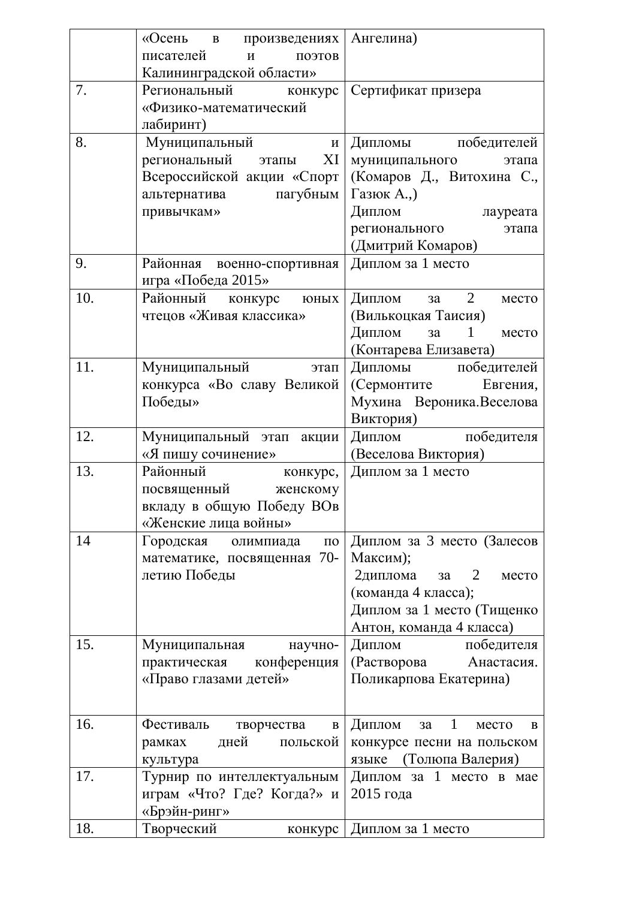|  |  |  |
| --- | --- | --- |
|  | «Осень в произведениях писателей и поэтов Калининградской области» | Ангелина) |
| 7. | Региональный конкурс «Физико-математический лабиринт) | Сертификат призера |
| 8. | Муниципальный и региональный этапы XI Всероссийской акции «Спорт альтернатива пагубным привычкам» | Дипломы победителей муниципального этапа (Комаров Д., Витохина С., Газюк А.,)<br>Диплом лауреата регионального этапа (Дмитрий Комаров) |
| 9. | Районная военно-спортивная игра «Победа 2015» | Диплом за 1 место |
| 10. | Районный конкурс юных чтецов «Живая классика» | Диплом за 2 место (Вилькоцкая Таисия)<br>Диплом за 1 место (Контарева Елизавета) |
| 11. | Муниципальный этап конкурса «Во славу Великой Победы» | Дипломы победителей (Сермонтите Евгения, Мухина Вероника.Веселова Виктория) |
| 12. | Муниципальный этап акции «Я пишу сочинение» | Диплом победителя (Веселова Виктория) |
| 13. | Районный конкурс, посвященный женскому вкладу в общую Победу ВОв «Женские лица войны» | Диплом за 1 место |
| 14 | Городская олимпиада по математике, посвященная 70-летию Победы | Диплом за 3 место (Залесов Максим);<br>2диплома за 2 место (команда 4 класса);<br>Диплом за 1 место (Тищенко Антон, команда 4 класса) |
| 15. | Муниципальная научно-практическая конференция «Право глазами детей» | Диплом победителя (Растворова Анастасия. Поликарпова Екатерина) |
| 16. | Фестиваль творчества в рамках дней польской культура | Диплом за 1 место в конкурсе песни на польском языке (Толюпа Валерия) |
| 17. | Турнир по интеллектуальным играм «Что? Где? Когда?» и «Брэйн-ринг» | Диплом за 1 место в мае 2015 года |
| 18. | Творческий конкурс | Диплом за 1 место |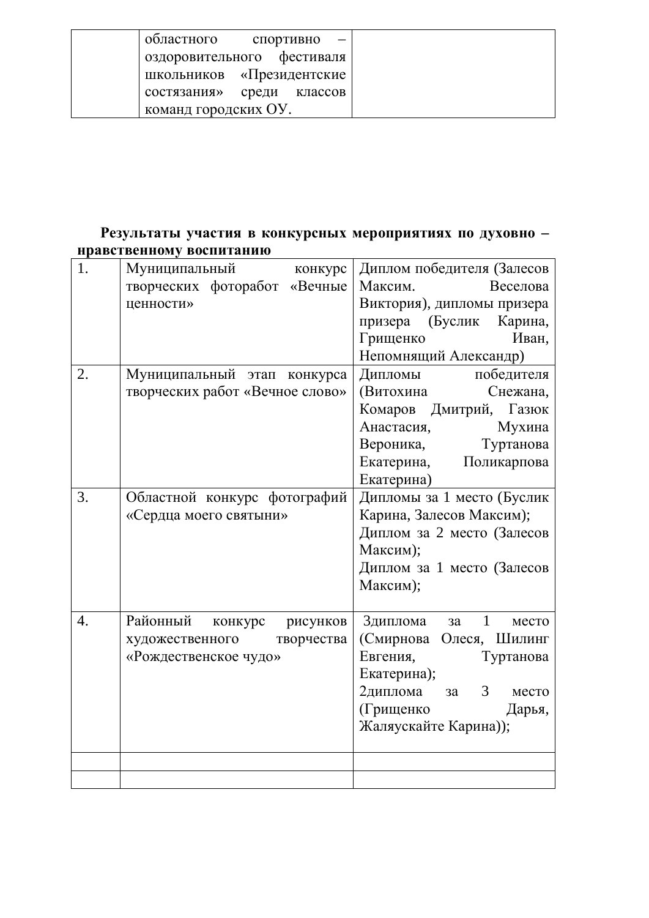| | | |
|---|---|---|
| | областного спортивно – оздоровительного фестиваля школьников «Президентские состязания» среди классов команд городских ОУ. | |

**Результаты участия в конкурсных мероприятиях по духовно – нравственному воспитанию**

| | | |
|---|---|---|
| 1. | Муниципальный конкурс творческих фоторабот «Вечные ценности» | Диплом победителя (Залесов Максим. Веселова Виктория), дипломы призера призера (Буслик Карина, Грищенко Иван, Непомнящий Александр) |
| 2. | Муниципальный этап конкурса творческих работ «Вечное слово» | Дипломы победителя (Витохина Снежана, Комаров Дмитрий, Газюк Анастасия, Мухина Вероника, Туртанова Екатерина, Поликарпова Екатерина) |
| 3. | Областной конкурс фотографий «Сердца моего святыни» | Дипломы за 1 место (Буслик Карина, Залесов Максим); Диплом за 2 место (Залесов Максим); Диплом за 1 место (Залесов Максим); |
| 4. | Районный конкурс рисунков художественного творчества «Рождественское чудо» | 3диплома за 1 место (Смирнова Олеся, Шилинг Евгения, Туртанова Екатерина); 2диплома за 3 место (Грищенко Дарья, Жаляускайте Карина)); |
| | | |
| | | |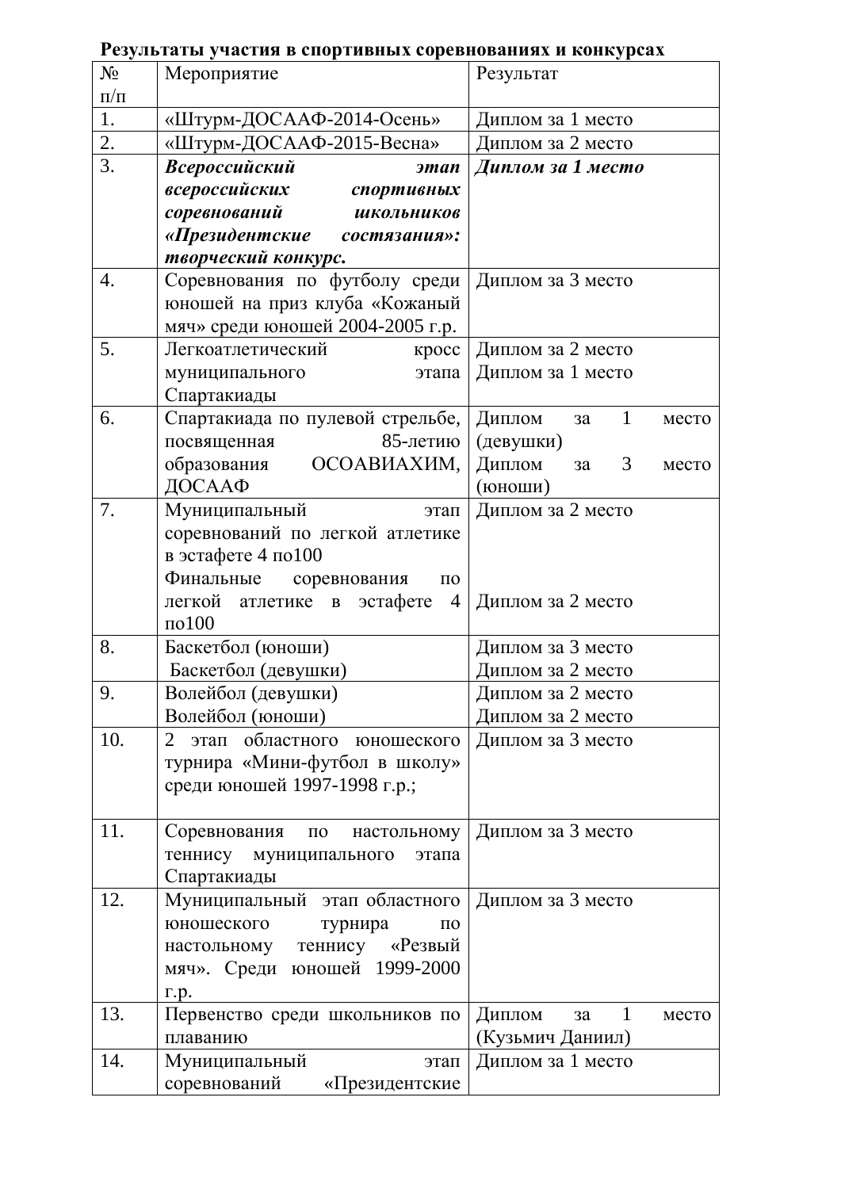**Результаты участия в спортивных соревнованиях и конкурсах**

| № п/п | Мероприятие | Результат |
|---|---|---|
| 1. | «Штурм-ДОСААФ-2014-Осень» | Диплом за 1 место |
| 2. | «Штурм-ДОСААФ-2015-Весна» | Диплом за 2 место |
| 3. | ***Всероссийский этап всероссийских спортивных соревнований школьников «Президентские состязания»: творческий конкурс.*** | ***Диплом за 1 место*** |
| 4. | Соревнования по футболу среди юношей на приз клуба «Кожаный мяч» среди юношей 2004-2005 г.р. | Диплом за 3 место |
| 5. | Легкоатлетический кросс муниципального этапа Спартакиады | Диплом за 2 место<br>Диплом за 1 место |
| 6. | Спартакиада по пулевой стрельбе, посвященная 85-летию образования ОСОАВИАХИМ, ДОСААФ | Диплом за 1 место (девушки)<br>Диплом за 3 место (юноши) |
| 7. | Муниципальный этап соревнований по легкой атлетике в эстафете 4 по100<br>Финальные соревнования по легкой атлетике в эстафете 4 по100 | Диплом за 2 место<br>Диплом за 2 место |
| 8. | Баскетбол (юноши)<br>Баскетбол (девушки) | Диплом за 3 место<br>Диплом за 2 место |
| 9. | Волейбол (девушки)<br>Волейбол (юноши) | Диплом за 2 место<br>Диплом за 2 место |
| 10. | 2 этап областного юношеского турнира «Мини-футбол в школу» среди юношей 1997-1998 г.р.; | Диплом за 3 место |
| 11. | Соревнования по настольному теннису муниципального этапа Спартакиады | Диплом за 3 место |
| 12. | Муниципальный этап областного юношеского турнира по настольному теннису «Резвый мяч». Среди юношей 1999-2000 г.р. | Диплом за 3 место |
| 13. | Первенство среди школьников по плаванию | Диплом за 1 место (Кузьмич Даниил) |
| 14. | Муниципальный этап соревнований «Президентские | Диплом за 1 место |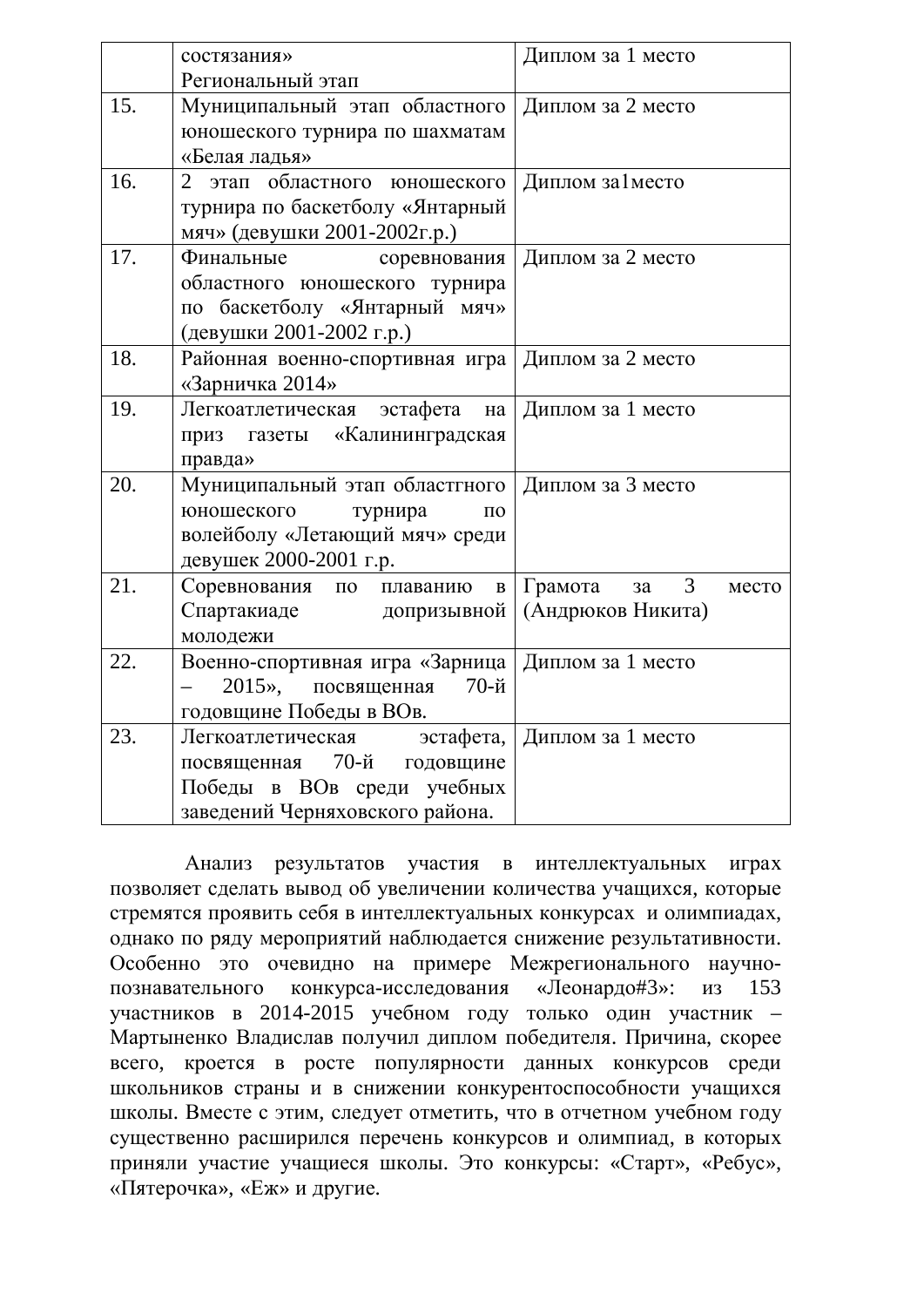| | | |
|---|---|---|
| | состязания» Региональный этап | Диплом за 1 место |
| 15. | Муниципальный этап областного юношеского турнира по шахматам «Белая ладья» | Диплом за 2 место |
| 16. | 2 этап областного юношеского турнира по баскетболу «Янтарный мяч» (девушки 2001-2002г.р.) | Диплом за1место |
| 17. | Финальные соревнования областного юношеского турнира по баскетболу «Янтарный мяч» (девушки 2001-2002 г.р.) | Диплом за 2 место |
| 18. | Районная военно-спортивная игра «Зарничка 2014» | Диплом за 2 место |
| 19. | Легкоатлетическая эстафета на приз газеты «Калининградская правда» | Диплом за 1 место |
| 20. | Муниципальный этап областгного юношеского турнира по волейболу «Летающий мяч» среди девушек 2000-2001 г.р. | Диплом за 3 место |
| 21. | Соревнования по плаванию в Спартакиаде допризывной молодежи | Грамота за 3 место (Андрюков Никита) |
| 22. | Военно-спортивная игра «Зарница – 2015», посвященная 70-й годовщине Победы в ВОв. | Диплом за 1 место |
| 23. | Легкоатлетическая эстафета, посвященная 70-й годовщине Победы в ВОв среди учебных заведений Черняховского района. | Диплом за 1 место |

Анализ результатов участия в интеллектуальных играх позволяет сделать вывод об увеличении количества учащихся, которые стремятся проявить себя в интеллектуальных конкурсах и олимпиадах, однако по ряду мероприятий наблюдается снижение результативности. Особенно это очевидно на примере Межрегионального научно-познавательного конкурса-исследования «Леонардо#3»: из 153 участников в 2014-2015 учебном году только один участник – Мартыненко Владислав получил диплом победителя. Причина, скорее всего, кроется в росте популярности данных конкурсов среди школьников страны и в снижении конкурентоспособности учащихся школы. Вместе с этим, следует отметить, что в отчетном учебном году существенно расширился перечень конкурсов и олимпиад, в которых приняли участие учащиеся школы. Это конкурсы: «Старт», «Ребус», «Пятерочка», «Еж» и другие.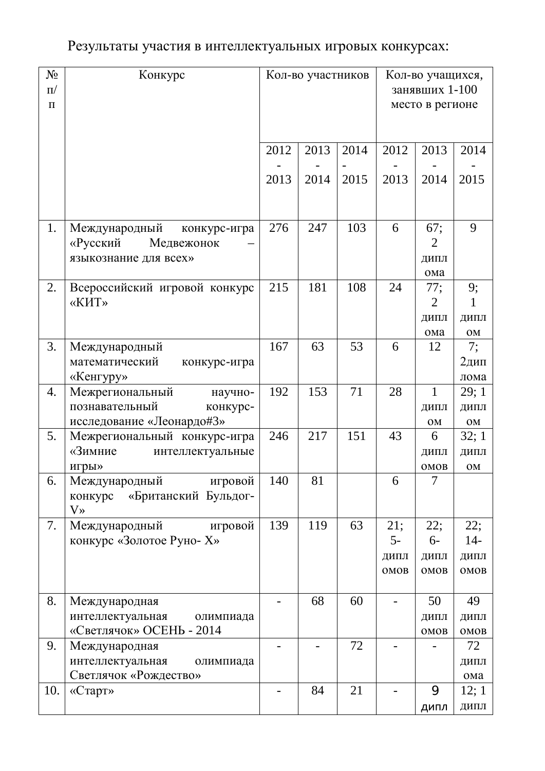Результаты участия в интеллектуальных игровых конкурсах:

| № п/п | Конкурс | Кол-во участников | | | Кол-во учащихся, занявших 1-100 место в регионе | | |
|---|---|---|---|---|---|---|---|
| | | 2012-2013 | 2013-2014 | 2014-2015 | 2012-2013 | 2013-2014 | 2014-2015 |
| 1. | Международный конкурс-игра «Русский Медвежонок – языкознание для всех» | 276 | 247 | 103 | 6 | 67; 2 диплома | 9 |
| 2. | Всероссийский игровой конкурс «КИТ» | 215 | 181 | 108 | 24 | 77; 2 диплома | 9; 1 диплом |
| 3. | Международный математический конкурс-игра «Кенгуру» | 167 | 63 | 53 | 6 | 12 | 7; 2диплома |
| 4. | Межрегиональный научно-познавательный конкурс-исследование «Леонардо#3» | 192 | 153 | 71 | 28 | 1 диплом | 29; 1 диплом |
| 5. | Межрегиональный конкурс-игра «Зимние интеллектуальные игры» | 246 | 217 | 151 | 43 | 6 дипломов | 32; 1 диплом |
| 6. | Международный игровой конкурс «Британский Бульдог-V» | 140 | 81 | | 6 | 7 | |
| 7. | Международный игровой конкурс «Золотое Руно- X» | 139 | 119 | 63 | 21; 5-дипломов | 22; 6-дипломов | 22; 14-дипломов |
| 8. | Международная интеллектуальная олимпиада «Светлячок» ОСЕНЬ - 2014 | - | 68 | 60 | - | 50 дипломов | 49 дипломов |
| 9. | Международная интеллектуальная олимпиада Светлячок «Рождество» | - | - | 72 | - | - | 72 диплома |
| 10. | «Старт» | - | 84 | 21 | - | 9 дипл | 12; 1 дипл |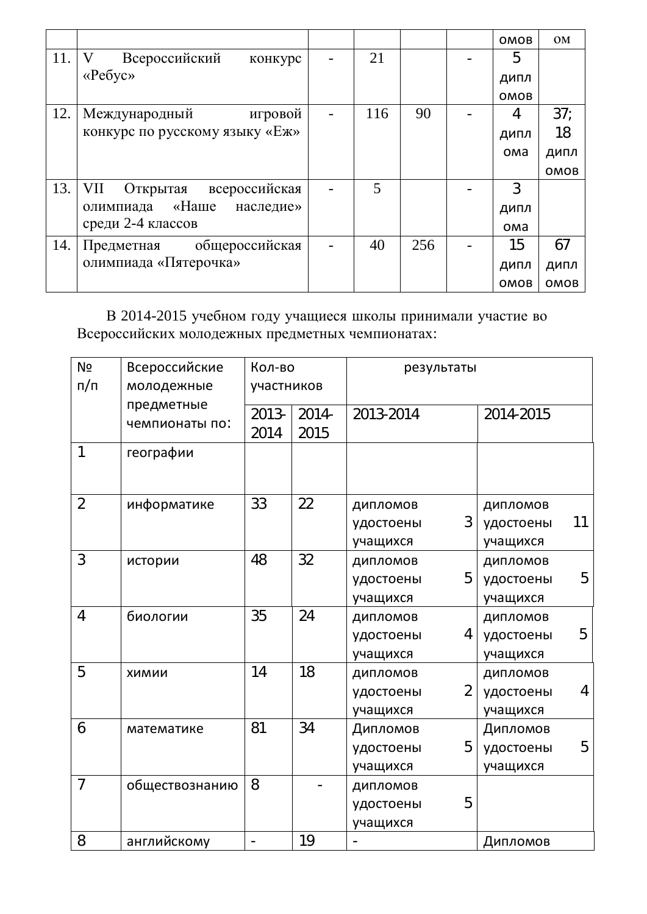| | | | | | | омов | ом |
|---|---|---|---|---|---|---|---|
| 11. | V Всероссийский конкурс «Ребус» | - | 21 | | - | 5 дипломов | |
| 12. | Международный игровой конкурс по русскому языку «Еж» | - | 116 | 90 | - | 4 диплома | 37; 18 дипломов |
| 13. | VII Открытая всероссийская олимпиада «Наше наследие» среди 2-4 классов | - | 5 | | - | 3 диплома | |
| 14. | Предметная общероссийская олимпиада «Пятерочка» | - | 40 | 256 | - | 15 дипломов | 67 дипломов |

В 2014-2015 учебном году учащиеся школы принимали участие во Всероссийских молодежных предметных чемпионатах:

| № п/п | Всероссийские молодежные предметные чемпионаты по: | Кол-во участников | | результаты | |
|---|---|---|---|---|---|
| | | 2013-2014 | 2014-2015 | 2013-2014 | 2014-2015 |
| 1 | географии | | | | |
| 2 | информатике | 33 | 22 | дипломов удостоены 3 учащихся | дипломов удостоены 11 учащихся |
| 3 | истории | 48 | 32 | дипломов удостоены 5 учащихся | дипломов удостоены 5 учащихся |
| 4 | биологии | 35 | 24 | дипломов удостоены 4 учащихся | дипломов удостоены 5 учащихся |
| 5 | химии | 14 | 18 | дипломов удостоены 2 учащихся | дипломов удостоены 4 учащихся |
| 6 | математике | 81 | 34 | Дипломов удостоены 5 учащихся | Дипломов удостоены 5 учащихся |
| 7 | обществознанию | 8 | - | дипломов удостоены 5 учащихся | |
| 8 | английскому | - | 19 | - | Дипломов |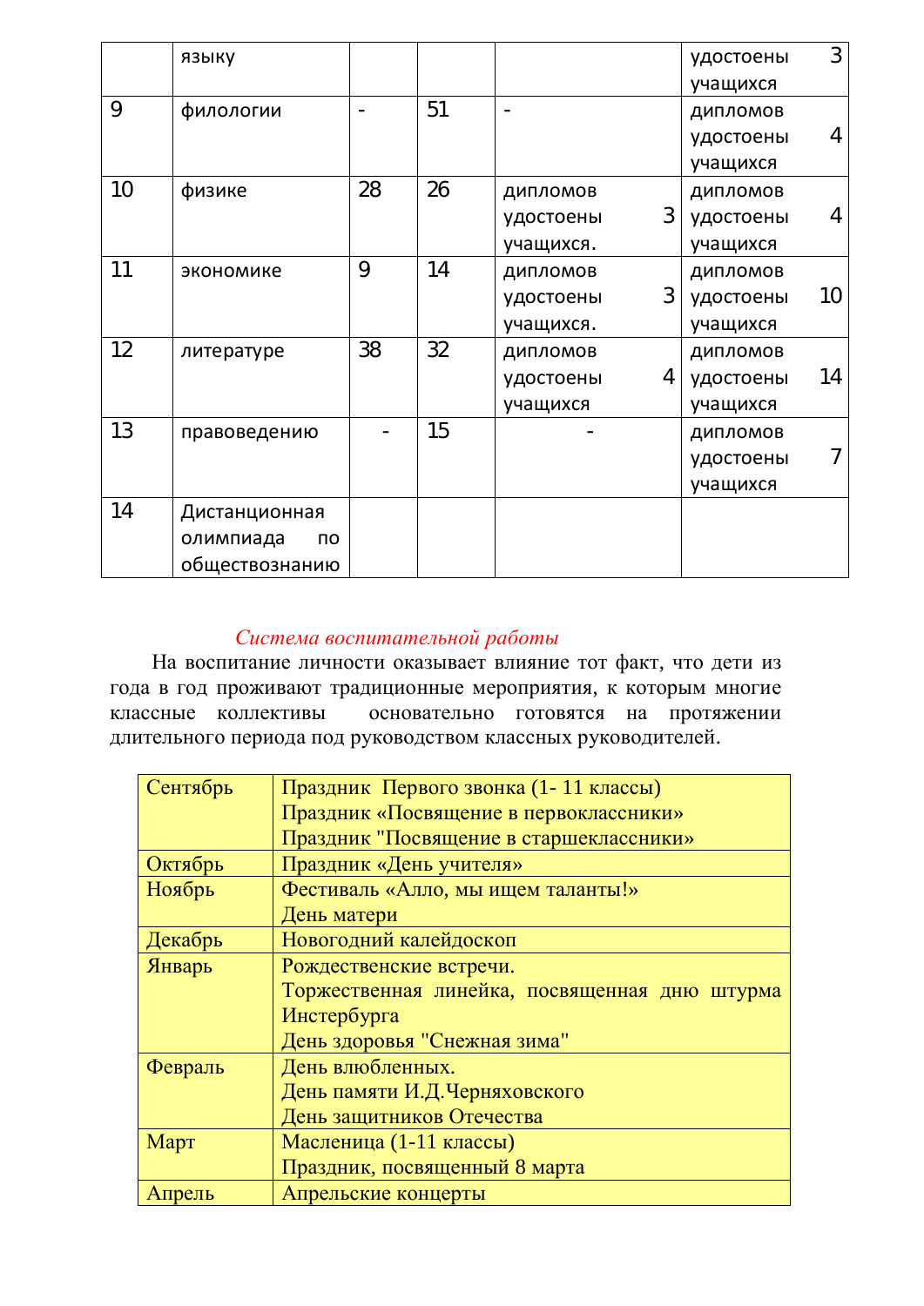| | языку | | | | удостоены 3 учащихся |
|---|---|---|---|---|---|
| 9 | филологии | - | 51 | - | дипломов удостоены 4 учащихся |
| 10 | физике | 28 | 26 | дипломов удостоены 3 учащихся. | дипломов удостоены 4 учащихся |
| 11 | экономике | 9 | 14 | дипломов удостоены 3 учащихся. | дипломов удостоены 10 учащихся |
| 12 | литературе | 38 | 32 | дипломов удостоены 4 учащихся | дипломов удостоены 14 учащихся |
| 13 | правоведению | - | 15 | - | дипломов удостоены 7 учащихся |
| 14 | Дистанционная олимпиада по обществознанию | | | | |

*Система воспитательной работы*

На воспитание личности оказывает влияние тот факт, что дети из года в год проживают традиционные мероприятия, к которым многие классные коллективы основательно готовятся на протяжении длительного периода под руководством классных руководителей.

| Сентябрь | Праздник Первого звонка (1- 11 классы)<br>Праздник «Посвящение в первоклассники»<br>Праздник "Посвящение в старшеклассники» |
|---|---|
| Октябрь | Праздник «День учителя» |
| Ноябрь | Фестиваль «Алло, мы ищем таланты!»<br>День матери |
| Декабрь | Новогодний калейдоскоп |
| Январь | Рождественские встречи.<br>Торжественная линейка, посвященная дню штурма Инстербурга<br>День здоровья "Снежная зима" |
| Февраль | День влюбленных.<br>День памяти И.Д.Черняховского<br>День защитников Отечества |
| Март | Масленица (1-11 классы)<br>Праздник, посвященный 8 марта |
| Апрель | Апрельские концерты |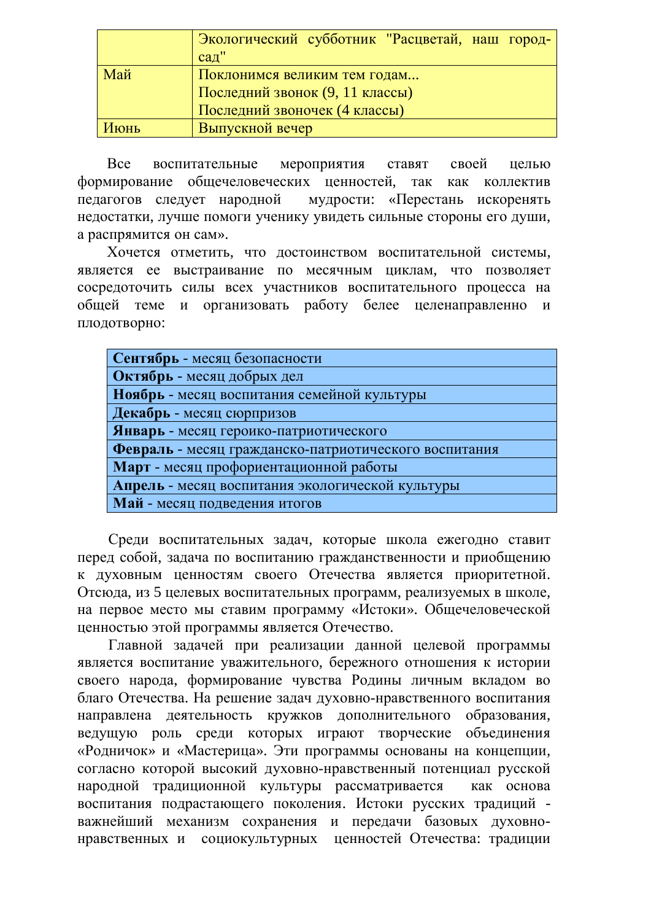|  | Экологический субботник "Расцветай, наш город-сад" |
|---|---|
| Май | Поклонимся великим тем годам…<br>Последний звонок (9, 11 классы)<br>Последний звоночек (4 классы) |
| Июнь | Выпускной вечер |

Все воспитательные мероприятия ставят своей целью формирование общечеловеческих ценностей, так как коллектив педагогов следует народной мудрости: «Перестань искоренять недостатки, лучше помоги ученику увидеть сильные стороны его души, а распрямится он сам».

Хочется отметить, что достоинством воспитательной системы, является ее выстраивание по месячным циклам, что позволяет сосредоточить силы всех участников воспитательного процесса на общей теме и организовать работу более целенаправленно и плодотворно:

| **Сентябрь** - месяц безопасности |
|---|
| **Октябрь** - месяц добрых дел |
| **Ноябрь** - месяц воспитания семейной культуры |
| **Декабрь** - месяц сюрпризов |
| **Январь** - месяц героико-патриотического |
| **Февраль** - месяц гражданско-патриотического воспитания |
| **Март** - месяц профориентационной работы |
| **Апрель** - месяц воспитания экологической культуры |
| **Май** - месяц подведения итогов |

Среди воспитательных задач, которые школа ежегодно ставит перед собой, задача по воспитанию гражданственности и приобщению к духовным ценностям своего Отечества является приоритетной. Отсюда, из 5 целевых воспитательных программ, реализуемых в школе, на первое место мы ставим программу «Истоки». Общечеловеческой ценностью этой программы является Отечество.

Главной задачей при реализации данной целевой программы является воспитание уважительного, бережного отношения к истории своего народа, формирование чувства Родины личным вкладом во благо Отечества. На решение задач духовно-нравственного воспитания направлена деятельность кружков дополнительного образования, ведущую роль среди которых играют творческие объединения «Родничок» и «Мастерица». Эти программы основаны на концепции, согласно которой высокий духовно-нравственный потенциал русской народной традиционной культуры рассматривается как основа воспитания подрастающего поколения. Истоки русских традиций - важнейший механизм сохранения и передачи базовых духовно-нравственных и социокультурных ценностей Отечества: традиции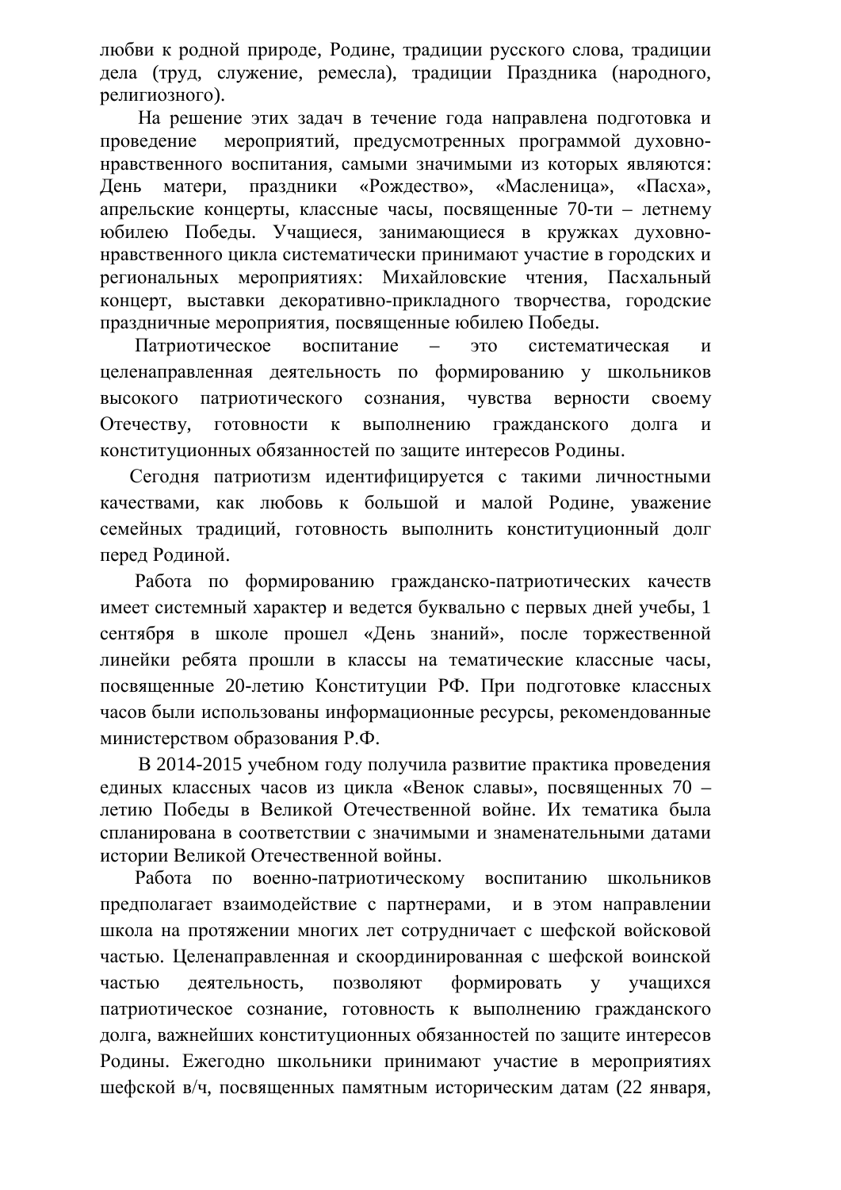любви к родной природе, Родине, традиции русского слова, традиции дела (труд, служение, ремесла), традиции Праздника (народного, религиозного).

На решение этих задач в течение года направлена подготовка и проведение мероприятий, предусмотренных программой духовно-нравственного воспитания, самыми значимыми из которых являются: День матери, праздники «Рождество», «Масленица», «Пасха», апрельские концерты, классные часы, посвященные 70-ти – летнему юбилею Победы. Учащиеся, занимающиеся в кружках духовно-нравственного цикла систематически принимают участие в городских и региональных мероприятиях: Михайловские чтения, Пасхальный концерт, выставки декоративно-прикладного творчества, городские праздничные мероприятия, посвященные юбилею Победы.

Патриотическое воспитание – это систематическая и целенаправленная деятельность по формированию у школьников высокого патриотического сознания, чувства верности своему Отечеству, готовности к выполнению гражданского долга и конституционных обязанностей по защите интересов Родины.

Сегодня патриотизм идентифицируется с такими личностными качествами, как любовь к большой и малой Родине, уважение семейных традиций, готовность выполнить конституционный долг перед Родиной.

Работа по формированию гражданско-патриотических качеств имеет системный характер и ведется буквально с первых дней учебы, 1 сентября в школе прошел «День знаний», после торжественной линейки ребята прошли в классы на тематические классные часы, посвященные 20-летию Конституции РФ. При подготовке классных часов были использованы информационные ресурсы, рекомендованные министерством образования Р.Ф.

В 2014-2015 учебном году получила развитие практика проведения единых классных часов из цикла «Венок славы», посвященных 70 – летию Победы в Великой Отечественной войне. Их тематика была спланирована в соответствии с значимыми и знаменательными датами истории Великой Отечественной войны.

Работа по военно-патриотическому воспитанию школьников предполагает взаимодействие с партнерами, и в этом направлении школа на протяжении многих лет сотрудничает с шефской войсковой частью. Целенаправленная и скоординированная с шефской воинской частью деятельность, позволяют формировать у учащихся патриотическое сознание, готовность к выполнению гражданского долга, важнейших конституционных обязанностей по защите интересов Родины. Ежегодно школьники принимают участие в мероприятиях шефской в/ч, посвященных памятным историческим датам (22 января,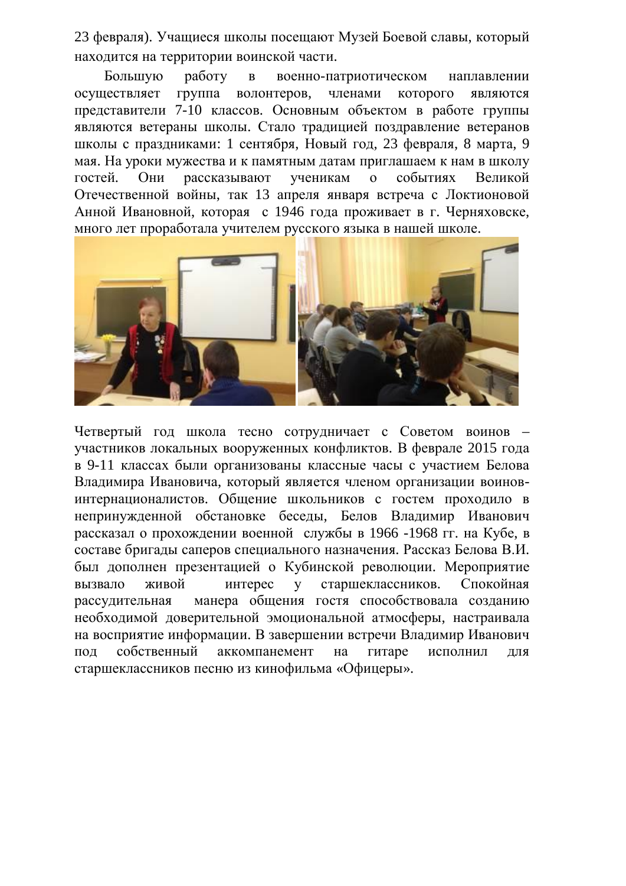23 февраля). Учащиеся школы посещают Музей Боевой славы, который находится на территории воинской части.

Большую работу в военно-патриотическом наплавлении осуществляет группа волонтеров, членами которого являются представители 7-10 классов. Основным объектом в работе группы являются ветераны школы. Стало традицией поздравление ветеранов школы с праздниками: 1 сентября, Новый год, 23 февраля, 8 марта, 9 мая. На уроки мужества и к памятным датам приглашаем к нам в школу гостей. Они рассказывают ученикам о событиях Великой Отечественной войны, так 13 апреля января встреча с Локтионовой Анной Ивановной, которая с 1946 года проживает в г. Черняховске, много лет проработала учителем русского языка в нашей школе.

Четвертый год школа тесно сотрудничает с Советом воинов – участников локальных вооруженных конфликтов. В феврале 2015 года в 9-11 классах были организованы классные часы с участием Белова Владимира Ивановича, который является членом организации воинов-интернационалистов. Общение школьников с гостем проходило в непринужденной обстановке беседы, Белов Владимир Иванович рассказал о прохождении военной службы в 1966 -1968 гг. на Кубе, в составе бригады саперов специального назначения. Рассказ Белова В.И. был дополнен презентацией о Кубинской революции. Мероприятие вызвало живой интерес у старшеклассников. Спокойная рассудительная манера общения гостя способствовала созданию необходимой доверительной эмоциональной атмосферы, настраивала на восприятие информации. В завершении встречи Владимир Иванович под собственный аккомпанемент на гитаре исполнил для старшеклассников песню из кинофильма «Офицеры».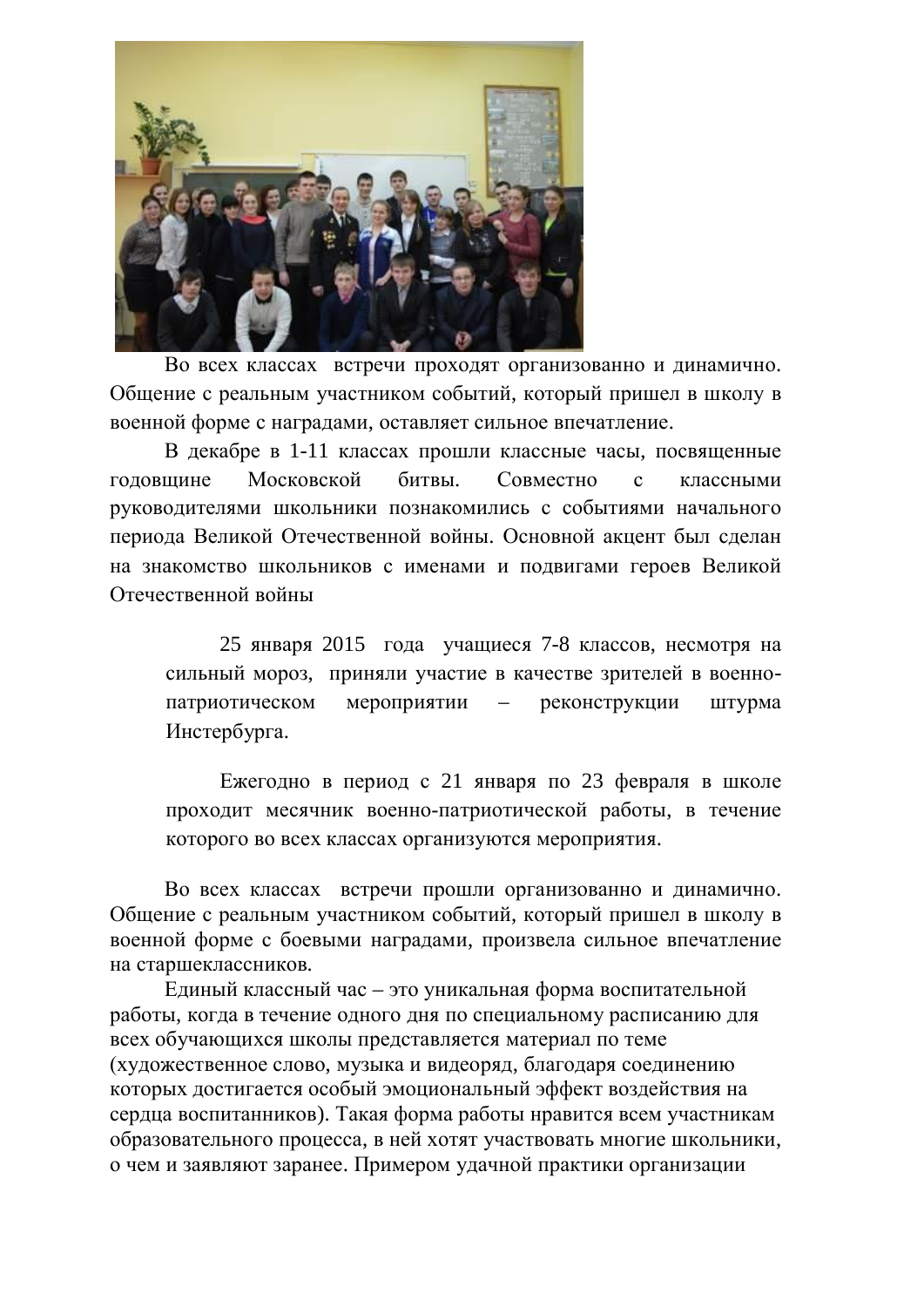Во всех классах встречи проходят организованно и динамично. Общение с реальным участником событий, который пришел в школу в военной форме с наградами, оставляет сильное впечатление.

В декабре в 1-11 классах прошли классные часы, посвященные годовщине Московской битвы. Совместно с классными руководителями школьники познакомились с событиями начального периода Великой Отечественной войны. Основной акцент был сделан на знакомство школьников с именами и подвигами героев Великой Отечественной войны

25 января 2015 года учащиеся 7-8 классов, несмотря на сильный мороз, приняли участие в качестве зрителей в военно-патриотическом мероприятии – реконструкции штурма Инстербурга.

Ежегодно в период с 21 января по 23 февраля в школе проходит месячник военно-патриотической работы, в течение которого во всех классах организуются мероприятия.

Во всех классах встречи прошли организованно и динамично. Общение с реальным участником событий, который пришел в школу в военной форме с боевыми наградами, произвела сильное впечатление на старшеклассников.

Единый классный час – это уникальная форма воспитательной работы, когда в течение одного дня по специальному расписанию для всех обучающихся школы представляется материал по теме (художественное слово, музыка и видеоряд, благодаря соединению которых достигается особый эмоциональный эффект воздействия на сердца воспитанников). Такая форма работы нравится всем участникам образовательного процесса, в ней хотят участвовать многие школьники, о чем и заявляют заранее. Примером удачной практики организации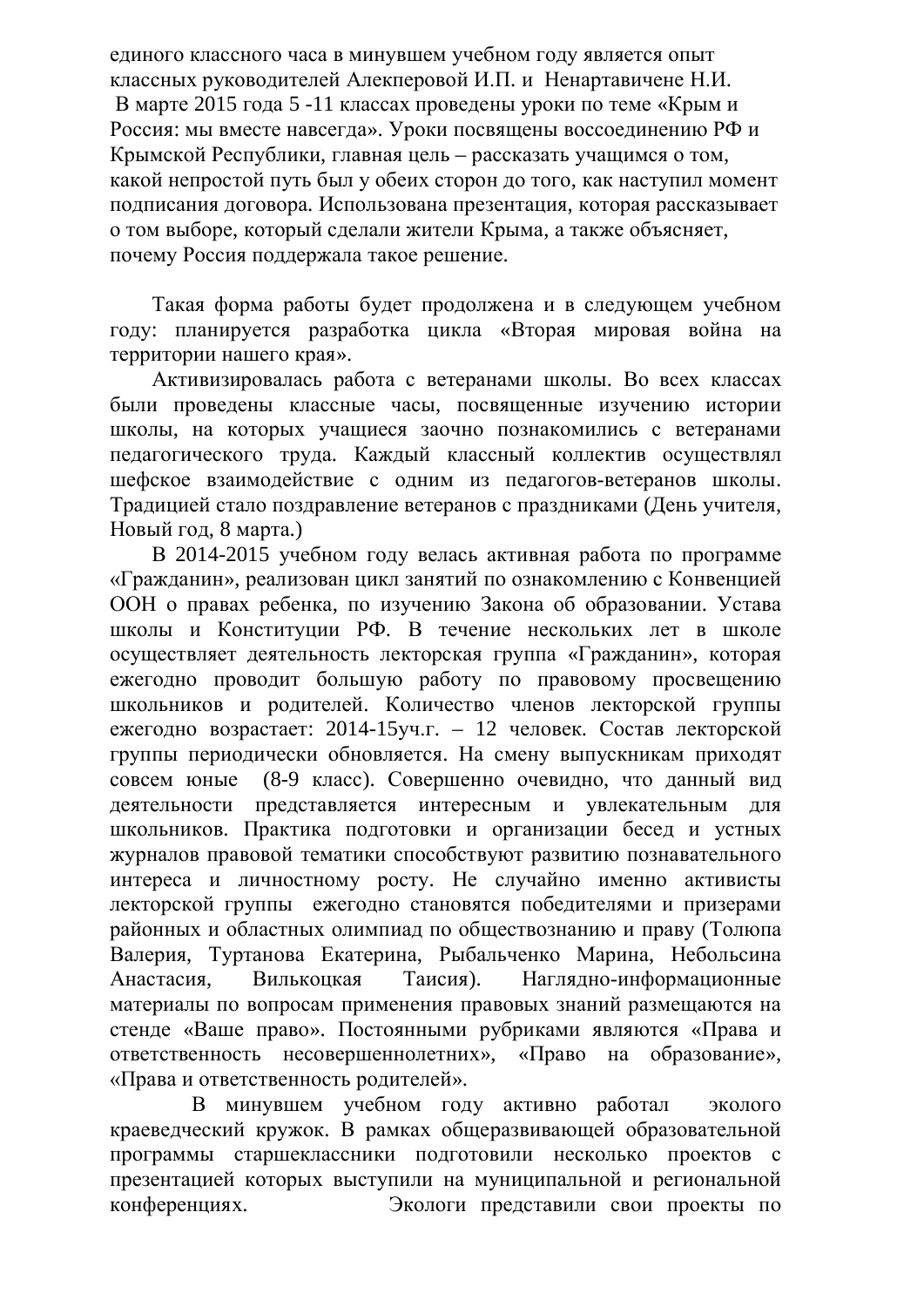единого классного часа в минувшем учебном году является опыт классных руководителей Алекперовой И.П. и Ненартавичене Н.И.
В марте 2015 года 5 -11 классах проведены уроки по теме «Крым и Россия: мы вместе навсегда». Уроки посвящены воссоединению РФ и Крымской Республики, главная цель – рассказать учащимся о том, какой непростой путь был у обеих сторон до того, как наступил момент подписания договора. Использована презентация, которая рассказывает о том выборе, который сделали жители Крыма, а также объясняет, почему Россия поддержала такое решение.

Такая форма работы будет продолжена и в следующем учебном году: планируется разработка цикла «Вторая мировая война на территории нашего края».

Активизировалась работа с ветеранами школы. Во всех классах были проведены классные часы, посвященные изучению истории школы, на которых учащиеся заочно познакомились с ветеранами педагогического труда. Каждый классный коллектив осуществлял шефское взаимодействие с одним из педагогов-ветеранов школы. Традицией стало поздравление ветеранов с праздниками (День учителя, Новый год, 8 марта.)

В 2014-2015 учебном году велась активная работа по программе «Гражданин», реализован цикл занятий по ознакомлению с Конвенцией ООН о правах ребенка, по изучению Закона об образовании. Устава школы и Конституции РФ. В течение нескольких лет в школе осуществляет деятельность лекторская группа «Гражданин», которая ежегодно проводит большую работу по правовому просвещению школьников и родителей. Количество членов лекторской группы ежегодно возрастает: 2014-15уч.г. – 12 человек. Состав лекторской группы периодически обновляется. На смену выпускникам приходят совсем юные (8-9 класс). Совершенно очевидно, что данный вид деятельности представляется интересным и увлекательным для школьников. Практика подготовки и организации бесед и устных журналов правовой тематики способствуют развитию познавательного интереса и личностному росту. Не случайно именно активисты лекторской группы ежегодно становятся победителями и призерами районных и областных олимпиад по обществознанию и праву (Толюпа Валерия, Туртанова Екатерина, Рыбальченко Марина, Небольсина Анастасия, Вилькоцкая Таисия). Наглядно-информационные материалы по вопросам применения правовых знаний размещаются на стенде «Ваше право». Постоянными рубриками являются «Права и ответственность несовершеннолетних», «Право на образование», «Права и ответственность родителей».

В минувшем учебном году активно работал эколого краеведческий кружок. В рамках общеразвивающей образовательной программы старшеклассники подготовили несколько проектов с презентацией которых выступили на муниципальной и региональной конференциях. Экологи представили свои проекты по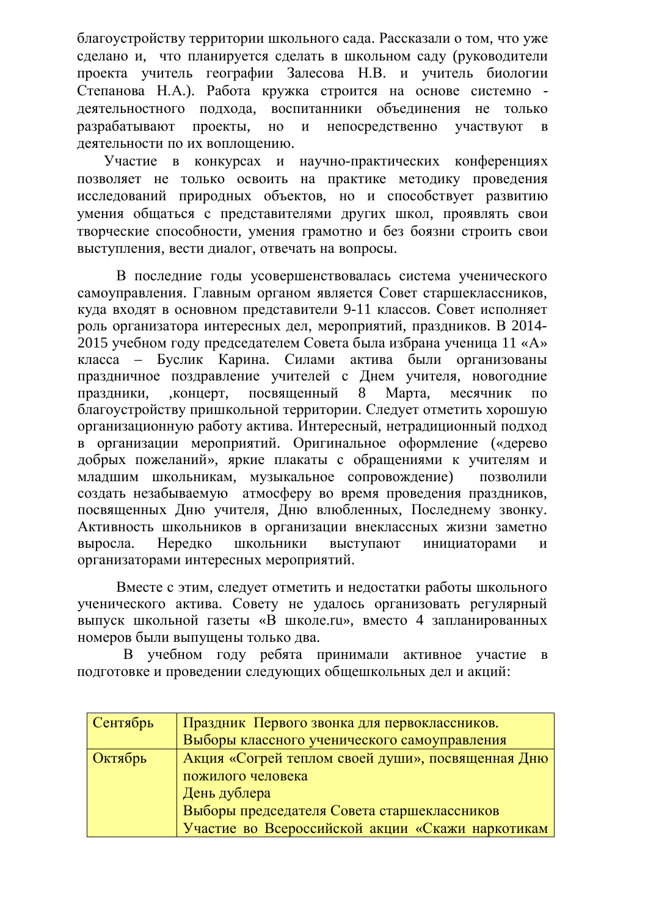благоустройству территории школьного сада. Рассказали о том, что уже сделано и, что планируется сделать в школьном саду (руководители проекта учитель географии Залесова Н.В. и учитель биологии Степанова Н.А.). Работа кружка строится на основе системно - деятельностного подхода, воспитанники объединения не только разрабатывают проекты, но и непосредственно участвуют в деятельности по их воплощению.

Участие в конкурсах и научно-практических конференциях позволяет не только освоить на практике методику проведения исследований природных объектов, но и способствует развитию умения общаться с представителями других школ, проявлять свои творческие способности, умения грамотно и без боязни строить свои выступления, вести диалог, отвечать на вопросы.

В последние годы усовершенствовалась система ученического самоуправления. Главным органом является Совет старшеклассников, куда входят в основном представители 9-11 классов. Совет исполняет роль организатора интересных дел, мероприятий, праздников. В 2014-2015 учебном году председателем Совета была избрана ученица 11 «А» класса – Буслик Карина. Силами актива были организованы праздничное поздравление учителей с Днем учителя, новогодние праздники, ,концерт, посвященный 8 Марта, месячник по благоустройству пришкольной территории. Следует отметить хорошую организационную работу актива. Интересный, нетрадиционный подход в организации мероприятий. Оригинальное оформление («дерево добрых пожеланий», яркие плакаты с обращениями к учителям и младшим школьникам, музыкальное сопровождение) позволили создать незабываемую атмосферу во время проведения праздников, посвященных Дню учителя, Дню влюбленных, Последнему звонку. Активность школьников в организации внеклассных жизни заметно выросла. Нередко школьники выступают инициаторами и организаторами интересных мероприятий.

Вместе с этим, следует отметить и недостатки работы школьного ученического актива. Совету не удалось организовать регулярный выпуск школьной газеты «В школе.ru», вместо 4 запланированных номеров были выпущены только два.

В учебном году ребята принимали активное участие в подготовке и проведении следующих общешкольных дел и акций:

| | |
|---|---|
| Сентябрь | Праздник Первого звонка для первоклассников.<br>Выборы классного ученического самоуправления |
| Октябрь | Акция «Согрей теплом своей души», посвященная Дню пожилого человека<br>День дублера<br>Выборы председателя Совета старшеклассников<br>Участие во Всероссийской акции «Скажи наркотикам |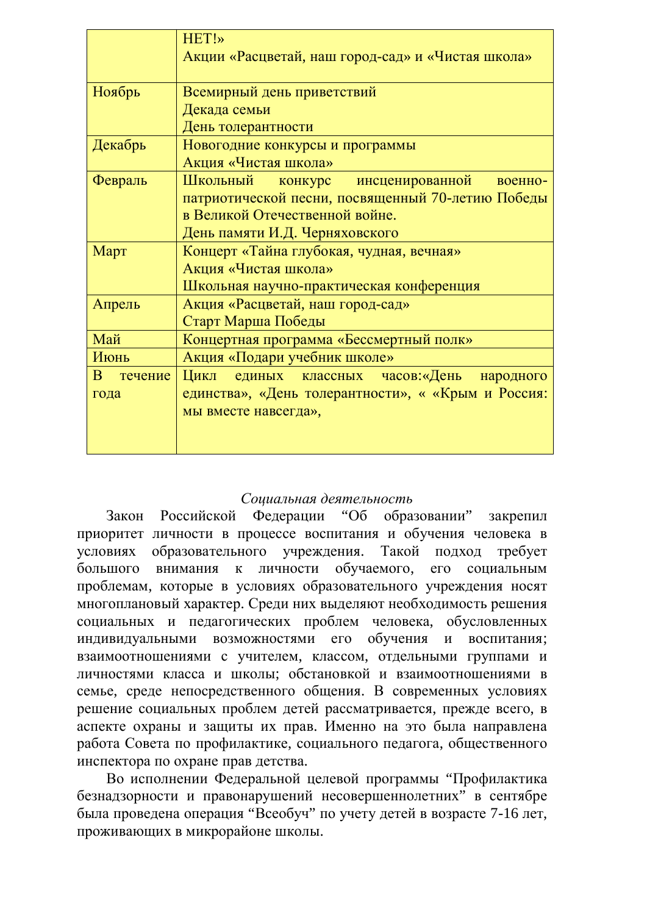| | |
|---|---|
| | НЕТ!» Акции «Расцветай, наш город-сад» и «Чистая школа» |
| Ноябрь | Всемирный день приветствий<br>Декада семьи<br>День толерантности |
| Декабрь | Новогодние конкурсы и программы<br>Акция «Чистая школа» |
| Февраль | Школьный конкурс инсценированной военно-патриотической песни, посвященный 70-летию Победы в Великой Отечественной войне.<br>День памяти И.Д. Черняховского |
| Март | Концерт «Тайна глубокая, чудная, вечная»<br>Акция «Чистая школа»<br>Школьная научно-практическая конференция |
| Апрель | Акция «Расцветай, наш город-сад»<br>Старт Марша Победы |
| Май | Концертная программа «Бессмертный полк» |
| Июнь | Акция «Подари учебник школе» |
| В течение года | Цикл единых классных часов:«День народного единства», «День толерантности», « «Крым и Россия: мы вместе навсегда», |

*Социальная деятельность*

Закон Российской Федерации “Об образовании” закрепил приоритет личности в процессе воспитания и обучения человека в условиях образовательного учреждения. Такой подход требует большого внимания к личности обучаемого, его социальным проблемам, которые в условиях образовательного учреждения носят многоплановый характер. Среди них выделяют необходимость решения социальных и педагогических проблем человека, обусловленных индивидуальными возможностями его обучения и воспитания; взаимоотношениями с учителем, классом, отдельными группами и личностями класса и школы; обстановкой и взаимоотношениями в семье, среде непосредственного общения. В современных условиях решение социальных проблем детей рассматривается, прежде всего, в аспекте охраны и защиты их прав. Именно на это была направлена работа Совета по профилактике, социального педагога, общественного инспектора по охране прав детства.

Во исполнении Федеральной целевой программы “Профилактика безнадзорности и правонарушений несовершеннолетних” в сентябре была проведена операция “Всеобуч” по учету детей в возрасте 7-16 лет, проживающих в микрорайоне школы.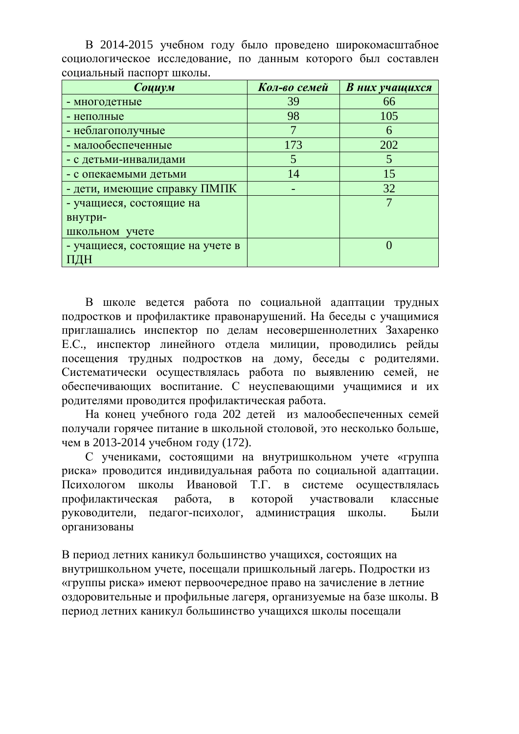В 2014-2015 учебном году было проведено широкомасштабное социологическое исследование, по данным которого был составлен социальный паспорт школы.

| ***Социум*** | ***Кол-во семей*** | ***В них учащихся*** |
|---|---|---|
| - многодетные | 39 | 66 |
| - неполные | 98 | 105 |
| - неблагополучные | 7 | 6 |
| - малообеспеченные | 173 | 202 |
| - с детьми-инвалидами | 5 | 5 |
| - с опекаемыми детьми | 14 | 15 |
| - дети, имеющие справку ПМПК | - | 32 |
| - учащиеся, состоящие на внутри-школьном учете | | 7 |
| - учащиеся, состоящие на учете в ПДН | | 0 |

В школе ведется работа по социальной адаптации трудных подростков и профилактике правонарушений. На беседы с учащимися приглашались инспектор по делам несовершеннолетних Захаренко Е.С., инспектор линейного отдела милиции, проводились рейды посещения трудных подростков на дому, беседы с родителями. Систематически осуществлялась работа по выявлению семей, не обеспечивающих воспитание. С неуспевающими учащимися и их родителями проводится профилактическая работа.

На конец учебного года 202 детей из малообеспеченных семей получали горячее питание в школьной столовой, это несколько больше, чем в 2013-2014 учебном году (172).

С учениками, состоящими на внутришкольном учете «группа риска» проводится индивидуальная работа по социальной адаптации. Психологом школы Ивановой Т.Г. в системе осуществлялась профилактическая работа, в которой участвовали классные руководители, педагог-психолог, администрация школы. Были организованы

В период летних каникул большинство учащихся, состоящих на внутришкольном учете, посещали пришкольный лагерь. Подростки из «группы риска» имеют первоочередное право на зачисление в летние оздоровительные и профильные лагеря, организуемые на базе школы. В период летних каникул большинство учащихся школы посещали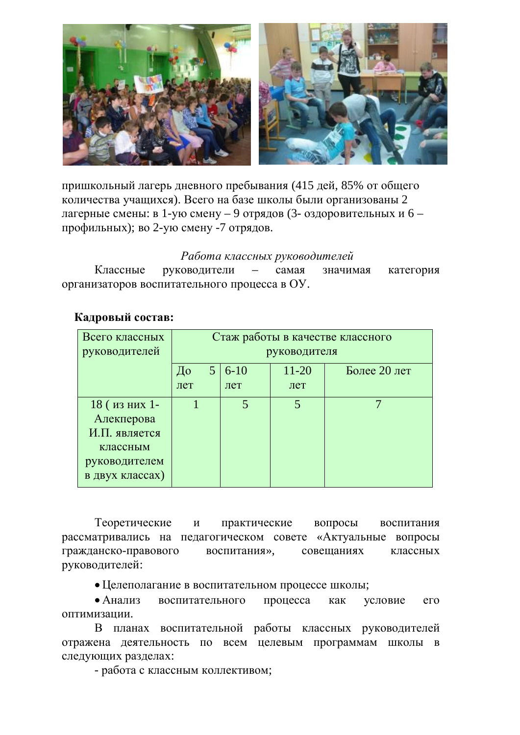пришкольный лагерь дневного пребывания (415 дей, 85% от общего количества учащихся). Всего на базе школы были организованы 2 лагерные смены: в 1-ую смену – 9 отрядов (3- оздоровительных и 6 – профильных); во 2-ую смену -7 отрядов.

*Работа классных руководителей*

Классные руководители – самая значимая категория организаторов воспитательного процесса в ОУ.

**Кадровый состав:**

| Всего классных руководителей | Стаж работы в качестве классного руководителя | | | |
|---|---|---|---|---|
| | До 5 лет | 6-10 лет | 11-20 лет | Более 20 лет |
| 18 ( из них 1- Алекперова И.П. является классным руководителем в двух классах) | 1 | 5 | 5 | 7 |

Теоретические и практические вопросы воспитания рассматривались на педагогическом совете «Актуальные вопросы гражданско-правового воспитания», совещаниях классных руководителей:

- Целеполагание в воспитательном процессе школы;
- Анализ воспитательного процесса как условие его оптимизации.

В планах воспитательной работы классных руководителей отражена деятельность по всем целевым программам школы в следующих разделах:

- работа с классным коллективом;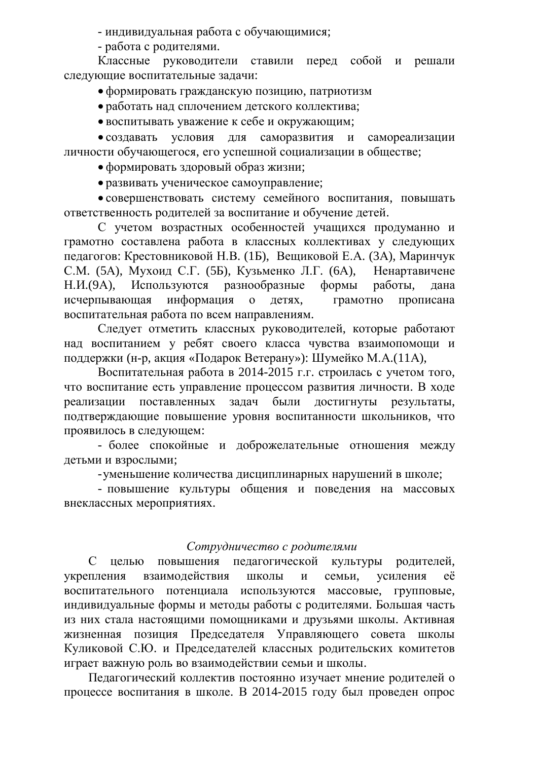- индивидуальная работа с обучающимися;

- работа с родителями.

Классные руководители ставили перед собой и решали следующие воспитательные задачи:

- формировать гражданскую позицию, патриотизм
- работать над сплочением детского коллектива;
- воспитывать уважение к себе и окружающим;
- создавать условия для саморазвития и самореализации личности обучающегося, его успешной социализации в обществе;
- формировать здоровый образ жизни;
- развивать ученическое самоуправление;
- совершенствовать систему семейного воспитания, повышать ответственность родителей за воспитание и обучение детей.

С учетом возрастных особенностей учащихся продуманно и грамотно составлена работа в классных коллективах у следующих педагогов: Крестовниковой Н.В. (1Б), Вещиковой Е.А. (3А), Маринчук С.М. (5А), Мухоид С.Г. (5Б), Кузьменко Л.Г. (6А), Ненартавичене Н.И.(9А), Используются разнообразные формы работы, дана исчерпывающая информация о детях, грамотно прописана воспитательная работа по всем направлениям.

Следует отметить классных руководителей, которые работают над воспитанием у ребят своего класса чувства взаимопомощи и поддержки (н-р, акция «Подарок Ветерану»): Шумейко М.А.(11А),

Воспитательная работа в 2014-2015 г.г. строилась с учетом того, что воспитание есть управление процессом развития личности. В ходе реализации поставленных задач были достигнуты результаты, подтверждающие повышение уровня воспитанности школьников, что проявилось в следующем:

- более спокойные и доброжелательные отношения между детьми и взрослыми;
- уменьшение количества дисциплинарных нарушений в школе;
- повышение культуры общения и поведения на массовых внеклассных мероприятиях.

*Сотрудничество с родителями*

С целью повышения педагогической культуры родителей, укрепления взаимодействия школы и семьи, усиления её воспитательного потенциала используются массовые, групповые, индивидуальные формы и методы работы с родителями. Большая часть из них стала настоящими помощниками и друзьями школы. Активная жизненная позиция Председателя Управляющего совета школы Куликовой С.Ю. и Председателей классных родительских комитетов играет важную роль во взаимодействии семьи и школы.

Педагогический коллектив постоянно изучает мнение родителей о процессе воспитания в школе. В 2014-2015 году был проведен опрос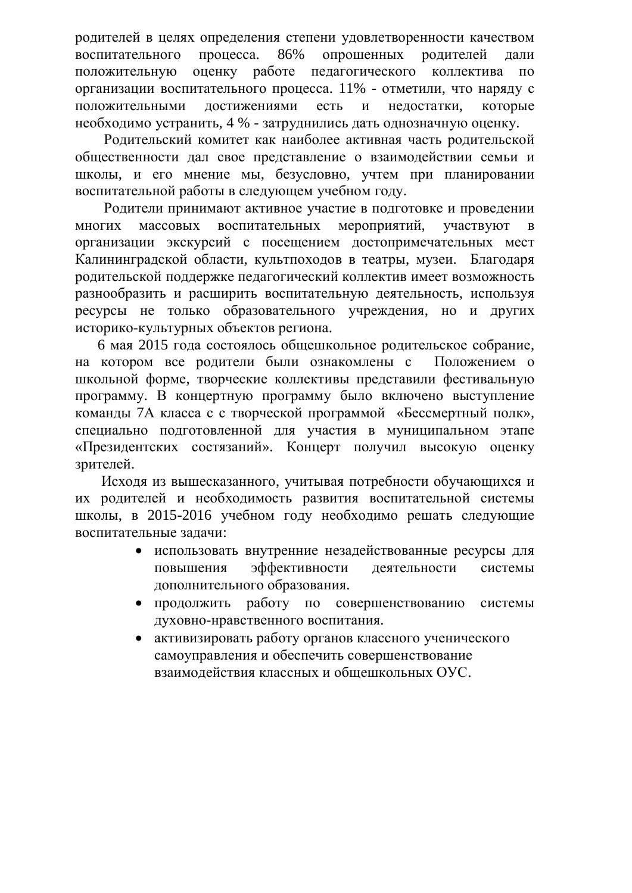родителей в целях определения степени удовлетворенности качеством воспитательного процесса. 86% опрошенных родителей дали положительную оценку работе педагогического коллектива по организации воспитательного процесса. 11% - отметили, что наряду с положительными достижениями есть и недостатки, которые необходимо устранить, 4 % - затруднились дать однозначную оценку.

Родительский комитет как наиболее активная часть родительской общественности дал свое представление о взаимодействии семьи и школы, и его мнение мы, безусловно, учтем при планировании воспитательной работы в следующем учебном году.

Родители принимают активное участие в подготовке и проведении многих массовых воспитательных мероприятий, участвуют в организации экскурсий с посещением достопримечательных мест Калининградской области, культпоходов в театры, музеи. Благодаря родительской поддержке педагогический коллектив имеет возможность разнообразить и расширить воспитательную деятельность, используя ресурсы не только образовательного учреждения, но и других историко-культурных объектов региона.

6 мая 2015 года состоялось общешкольное родительское собрание, на котором все родители были ознакомлены с Положением о школьной форме, творческие коллективы представили фестивальную программу. В концертную программу было включено выступление команды 7А класса с с творческой программой «Бессмертный полк», специально подготовленной для участия в муниципальном этапе «Президентских состязаний». Концерт получил высокую оценку зрителей.

Исходя из вышесказанного, учитывая потребности обучающихся и их родителей и необходимость развития воспитательной системы школы, в 2015-2016 учебном году необходимо решать следующие воспитательные задачи:

- использовать внутренние незадействованные ресурсы для повышения эффективности деятельности системы дополнительного образования.
- продолжить работу по совершенствованию системы духовно-нравственного воспитания.
- активизировать работу органов классного ученического самоуправления и обеспечить совершенствование взаимодействия классных и общешкольных ОУС.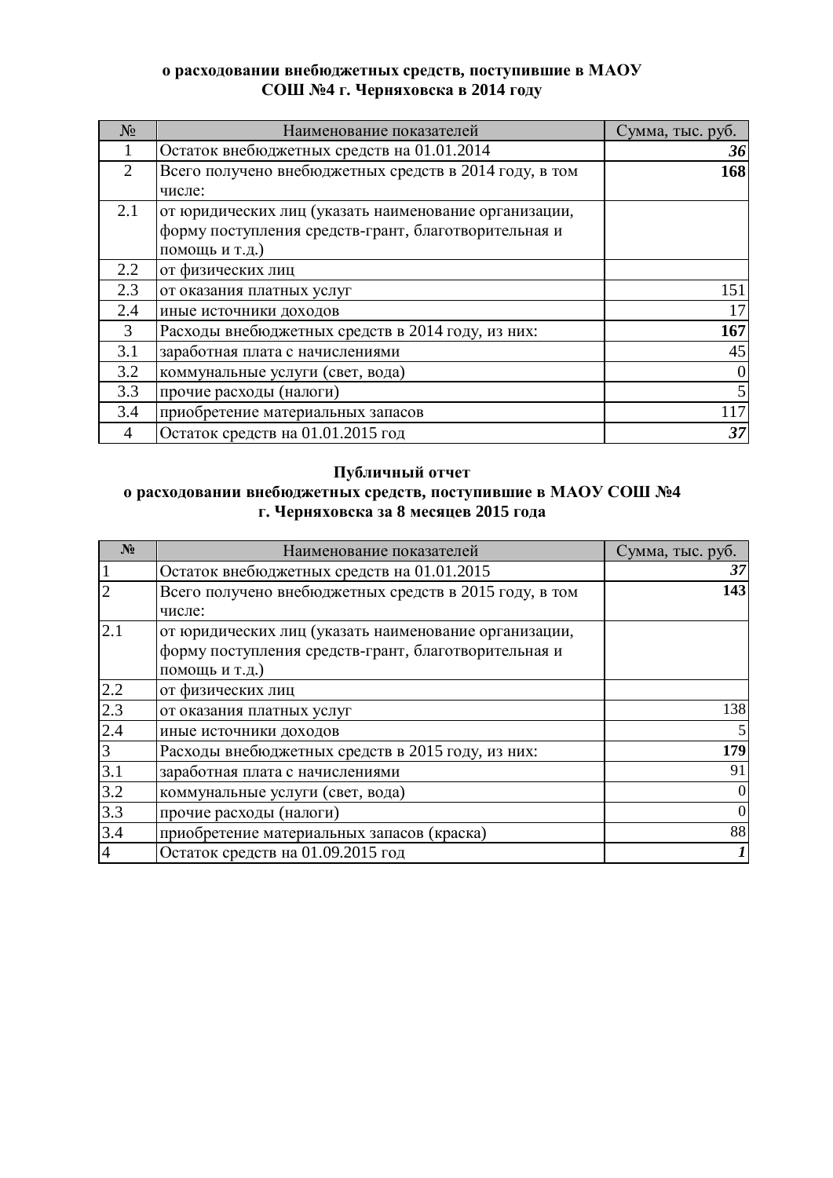**о расходовании внебюджетных средств, поступившие в МАОУ СОШ №4 г. Черняховска в 2014 году**

| № | Наименование показателей | Сумма, тыс. руб. |
|---|---|---|
| 1 | Остаток внебюджетных средств на 01.01.2014 | ***36*** |
| 2 | Всего получено внебюджетных средств в 2014 году, в том числе: | **168** |
| 2.1 | от юридических лиц (указать наименование организации, форму поступления средств-грант, благотворительная и помощь и т.д.) | |
| 2.2 | от физических лиц | |
| 2.3 | от оказания платных услуг | 151 |
| 2.4 | иные источники доходов | 17 |
| 3 | Расходы внебюджетных средств в 2014 году, из них: | **167** |
| 3.1 | заработная плата с начислениями | 45 |
| 3.2 | коммунальные услуги (свет, вода) | 0 |
| 3.3 | прочие расходы (налоги) | 5 |
| 3.4 | приобретение материальных запасов | 117 |
| 4 | Остаток средств на 01.01.2015 год | ***37*** |

**Публичный отчет**
**о расходовании внебюджетных средств, поступившие в МАОУ СОШ №4 г. Черняховска за 8 месяцев 2015 года**

| № | Наименование показателей | Сумма, тыс. руб. |
|---|---|---|
| 1 | Остаток внебюджетных средств на 01.01.2015 | ***37*** |
| 2 | Всего получено внебюджетных средств в 2015 году, в том числе: | **143** |
| 2.1 | от юридических лиц (указать наименование организации, форму поступления средств-грант, благотворительная и помощь и т.д.) | |
| 2.2 | от физических лиц | |
| 2.3 | от оказания платных услуг | 138 |
| 2.4 | иные источники доходов | 5 |
| 3 | Расходы внебюджетных средств в 2015 году, из них: | **179** |
| 3.1 | заработная плата с начислениями | 91 |
| 3.2 | коммунальные услуги (свет, вода) | 0 |
| 3.3 | прочие расходы (налоги) | 0 |
| 3.4 | приобретение материальных запасов (краска) | 88 |
| 4 | Остаток средств на 01.09.2015 год | ***1*** |